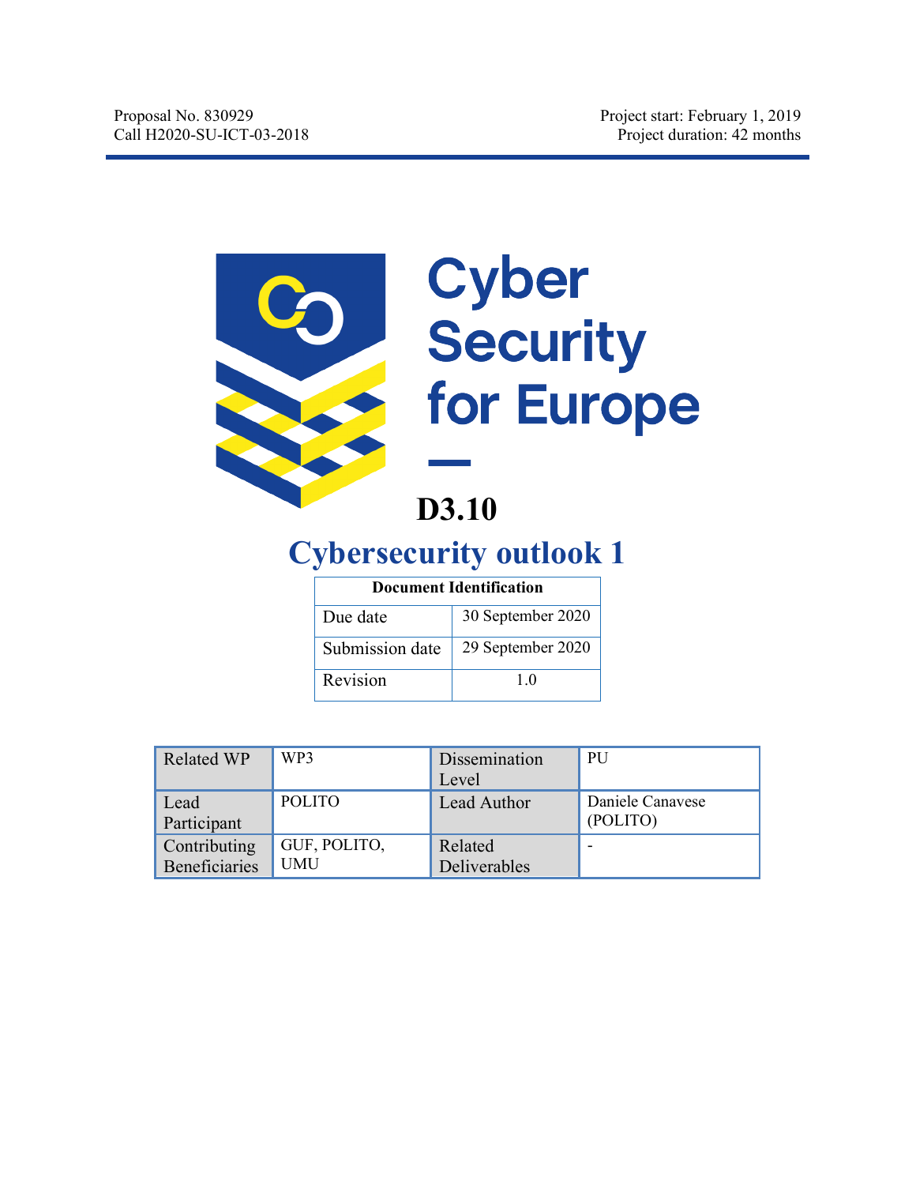Proposal No. 830929
Call H2020-SU-ICT-03-2018

Project start: February 1, 2019
Project duration: 42 months

Cyber Security for Europe

# D3.10

# Cybersecurity outlook 1

| Document Identification | |
|---|---|
| Due date | 30 September 2020 |
| Submission date | 29 September 2020 |
| Revision | 1.0 |

| Related WP | WP3 | Dissemination Level | PU |
|---|---|---|---|
| Lead Participant | POLITO | Lead Author | Daniele Canavese (POLITO) |
| Contributing Beneficiaries | GUF, POLITO, UMU | Related Deliverables | - |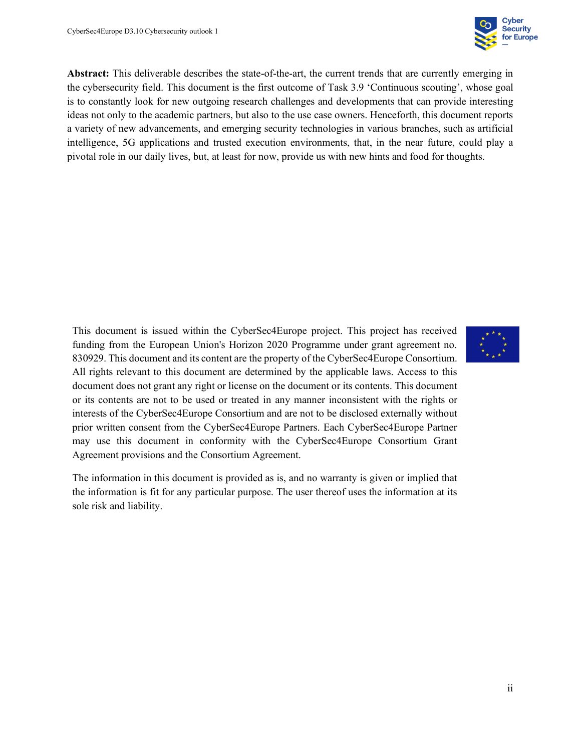**Abstract:** This deliverable describes the state-of-the-art, the current trends that are currently emerging in the cybersecurity field. This document is the first outcome of Task 3.9 'Continuous scouting', whose goal is to constantly look for new outgoing research challenges and developments that can provide interesting ideas not only to the academic partners, but also to the use case owners. Henceforth, this document reports a variety of new advancements, and emerging security technologies in various branches, such as artificial intelligence, 5G applications and trusted execution environments, that, in the near future, could play a pivotal role in our daily lives, but, at least for now, provide us with new hints and food for thoughts.

This document is issued within the CyberSec4Europe project. This project has received funding from the European Union's Horizon 2020 Programme under grant agreement no. 830929. This document and its content are the property of the CyberSec4Europe Consortium. All rights relevant to this document are determined by the applicable laws. Access to this document does not grant any right or license on the document or its contents. This document or its contents are not to be used or treated in any manner inconsistent with the rights or interests of the CyberSec4Europe Consortium and are not to be disclosed externally without prior written consent from the CyberSec4Europe Partners. Each CyberSec4Europe Partner may use this document in conformity with the CyberSec4Europe Consortium Grant Agreement provisions and the Consortium Agreement.

The information in this document is provided as is, and no warranty is given or implied that the information is fit for any particular purpose. The user thereof uses the information at its sole risk and liability.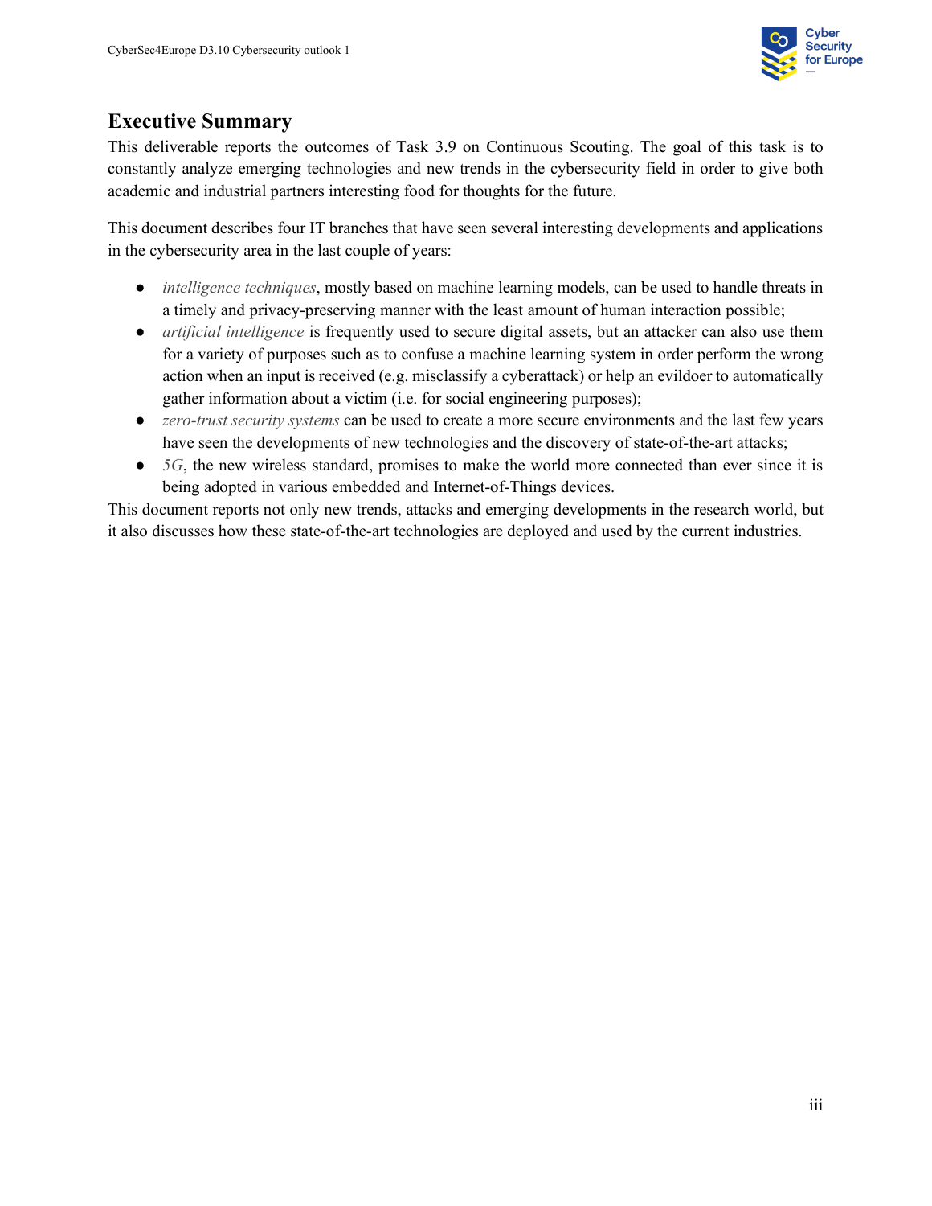# Executive Summary

This deliverable reports the outcomes of Task 3.9 on Continuous Scouting. The goal of this task is to constantly analyze emerging technologies and new trends in the cybersecurity field in order to give both academic and industrial partners interesting food for thoughts for the future.

This document describes four IT branches that have seen several interesting developments and applications in the cybersecurity area in the last couple of years:

- *intelligence techniques*, mostly based on machine learning models, can be used to handle threats in a timely and privacy-preserving manner with the least amount of human interaction possible;
- *artificial intelligence* is frequently used to secure digital assets, but an attacker can also use them for a variety of purposes such as to confuse a machine learning system in order perform the wrong action when an input is received (e.g. misclassify a cyberattack) or help an evildoer to automatically gather information about a victim (i.e. for social engineering purposes);
- *zero-trust security systems* can be used to create a more secure environments and the last few years have seen the developments of new technologies and the discovery of state-of-the-art attacks;
- *5G*, the new wireless standard, promises to make the world more connected than ever since it is being adopted in various embedded and Internet-of-Things devices.

This document reports not only new trends, attacks and emerging developments in the research world, but it also discusses how these state-of-the-art technologies are deployed and used by the current industries.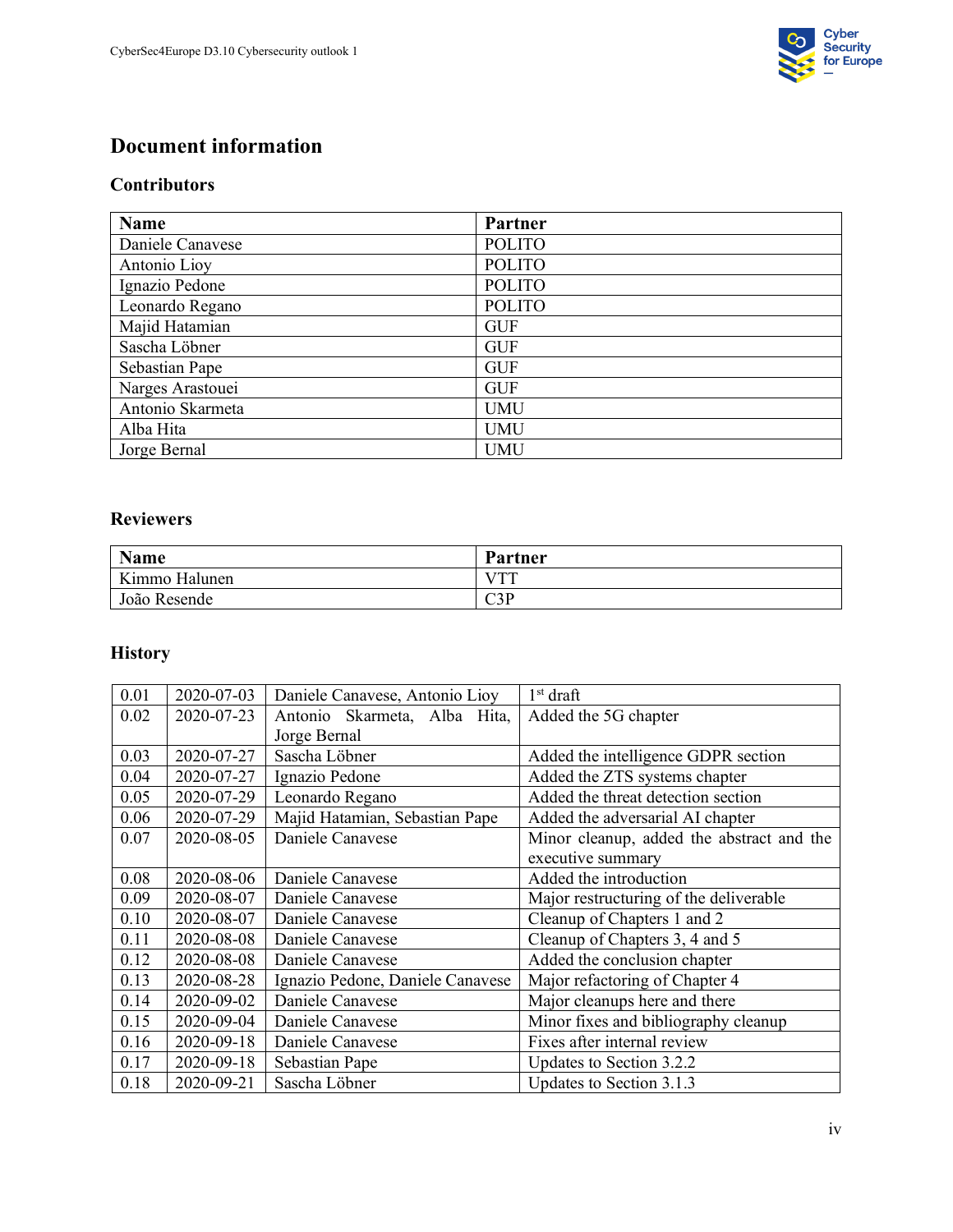# Document information

## Contributors

| Name | Partner |
|---|---|
| Daniele Canavese | POLITO |
| Antonio Lioy | POLITO |
| Ignazio Pedone | POLITO |
| Leonardo Regano | POLITO |
| Majid Hatamian | GUF |
| Sascha Löbner | GUF |
| Sebastian Pape | GUF |
| Narges Arastouei | GUF |
| Antonio Skarmeta | UMU |
| Alba Hita | UMU |
| Jorge Bernal | UMU |

## Reviewers

| Name | Partner |
|---|---|
| Kimmo Halunen | VTT |
| João Resende | C3P |

## History

| | | | |
|---|---|---|---|
| 0.01 | 2020-07-03 | Daniele Canavese, Antonio Lioy | 1st draft |
| 0.02 | 2020-07-23 | Antonio Skarmeta, Alba Hita, Jorge Bernal | Added the 5G chapter |
| 0.03 | 2020-07-27 | Sascha Löbner | Added the intelligence GDPR section |
| 0.04 | 2020-07-27 | Ignazio Pedone | Added the ZTS systems chapter |
| 0.05 | 2020-07-29 | Leonardo Regano | Added the threat detection section |
| 0.06 | 2020-07-29 | Majid Hatamian, Sebastian Pape | Added the adversarial AI chapter |
| 0.07 | 2020-08-05 | Daniele Canavese | Minor cleanup, added the abstract and the executive summary |
| 0.08 | 2020-08-06 | Daniele Canavese | Added the introduction |
| 0.09 | 2020-08-07 | Daniele Canavese | Major restructuring of the deliverable |
| 0.10 | 2020-08-07 | Daniele Canavese | Cleanup of Chapters 1 and 2 |
| 0.11 | 2020-08-08 | Daniele Canavese | Cleanup of Chapters 3, 4 and 5 |
| 0.12 | 2020-08-08 | Daniele Canavese | Added the conclusion chapter |
| 0.13 | 2020-08-28 | Ignazio Pedone, Daniele Canavese | Major refactoring of Chapter 4 |
| 0.14 | 2020-09-02 | Daniele Canavese | Major cleanups here and there |
| 0.15 | 2020-09-04 | Daniele Canavese | Minor fixes and bibliography cleanup |
| 0.16 | 2020-09-18 | Daniele Canavese | Fixes after internal review |
| 0.17 | 2020-09-18 | Sebastian Pape | Updates to Section 3.2.2 |
| 0.18 | 2020-09-21 | Sascha Löbner | Updates to Section 3.1.3 |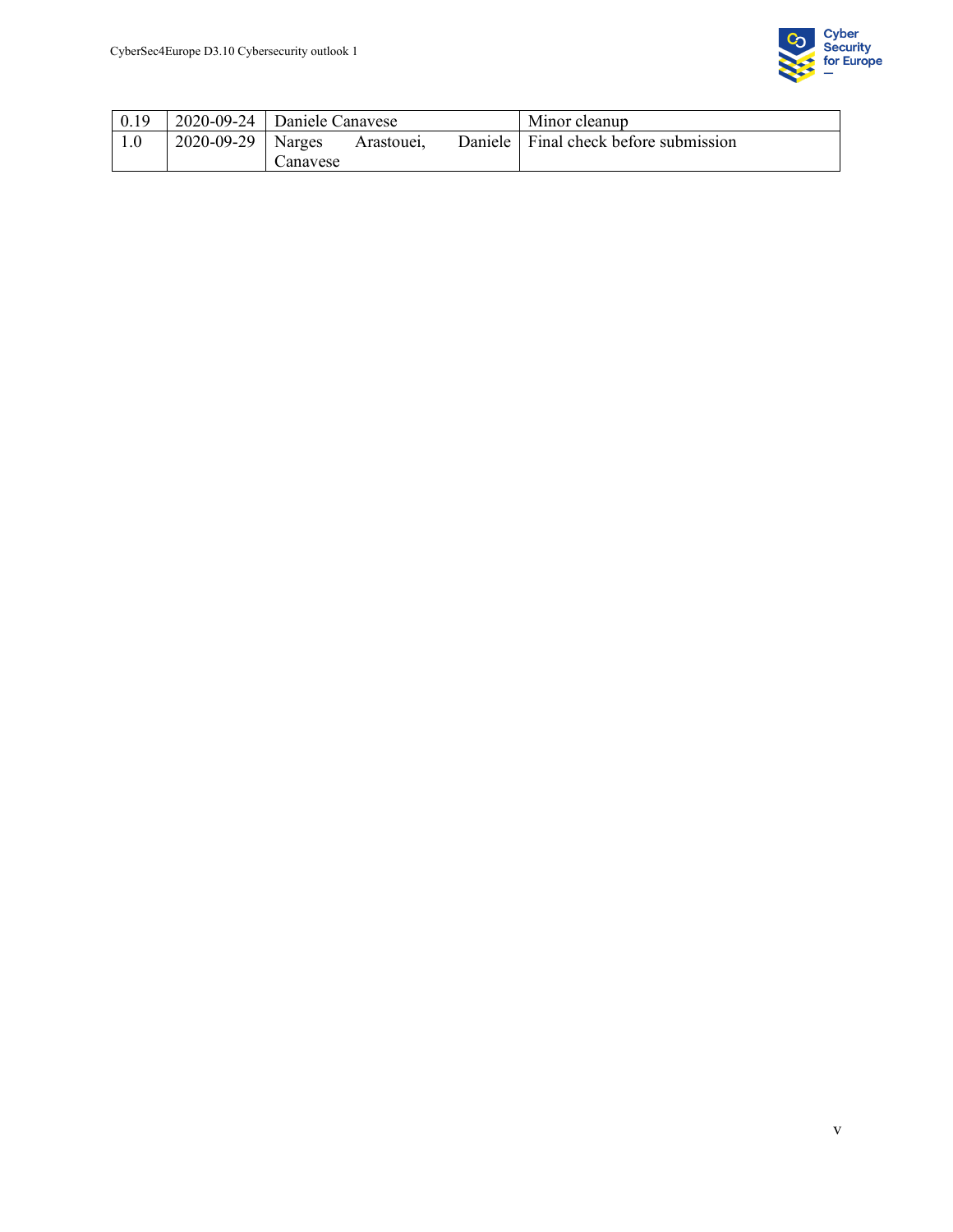| 0.19 | 2020-09-24 | Daniele Canavese | Minor cleanup |
|---|---|---|---|
| 1.0 | 2020-09-29 | Narges Arastouei, Daniele Canavese | Final check before submission |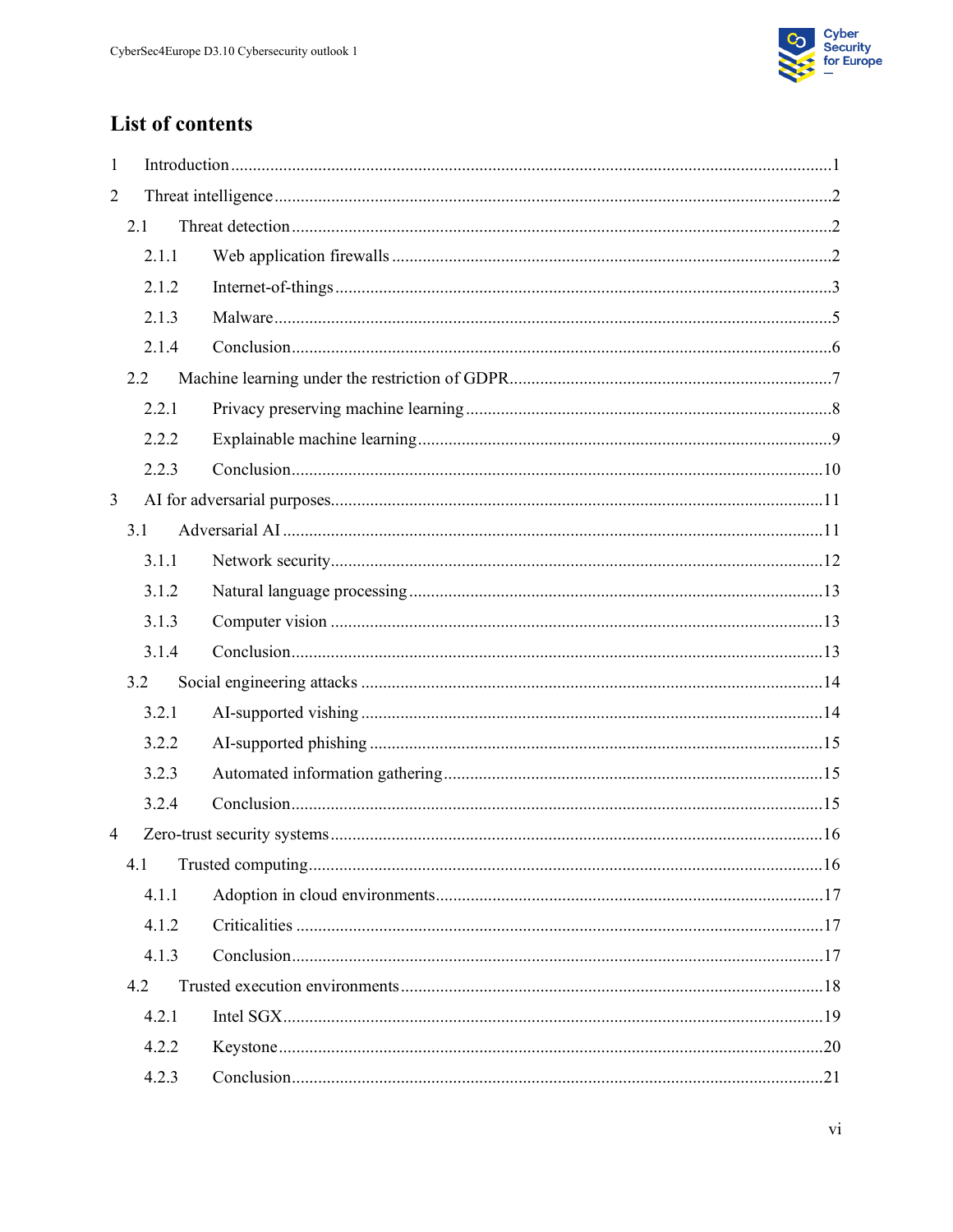# List of contents

1 Introduction ........................................................................................................................1

2 Threat intelligence ..............................................................................................................2

  2.1 Threat detection ...........................................................................................................2

    2.1.1 Web application firewalls ....................................................................................2

    2.1.2 Internet-of-things ................................................................................................3

    2.1.3 Malware ..............................................................................................................5

    2.1.4 Conclusion ..........................................................................................................6

  2.2 Machine learning under the restriction of GDPR .........................................................7

    2.2.1 Privacy preserving machine learning ...................................................................8

    2.2.2 Explainable machine learning ..............................................................................9

    2.2.3 Conclusion ........................................................................................................10

3 AI for adversarial purposes ................................................................................................11

  3.1 Adversarial AI ...........................................................................................................11

    3.1.1 Network security ...............................................................................................12

    3.1.2 Natural language processing ..............................................................................13

    3.1.3 Computer vision ................................................................................................13

    3.1.4 Conclusion ........................................................................................................13

  3.2 Social engineering attacks .........................................................................................14

    3.2.1 AI-supported vishing .........................................................................................14

    3.2.2 AI-supported phishing .......................................................................................15

    3.2.3 Automated information gathering ......................................................................15

    3.2.4 Conclusion ........................................................................................................15

4 Zero-trust security systems ................................................................................................16

  4.1 Trusted computing .....................................................................................................16

    4.1.1 Adoption in cloud environments ........................................................................17

    4.1.2 Criticalities ........................................................................................................17

    4.1.3 Conclusion ........................................................................................................17

  4.2 Trusted execution environments ................................................................................18

    4.2.1 Intel SGX ..........................................................................................................19

    4.2.2 Keystone ...........................................................................................................20

    4.2.3 Conclusion ........................................................................................................21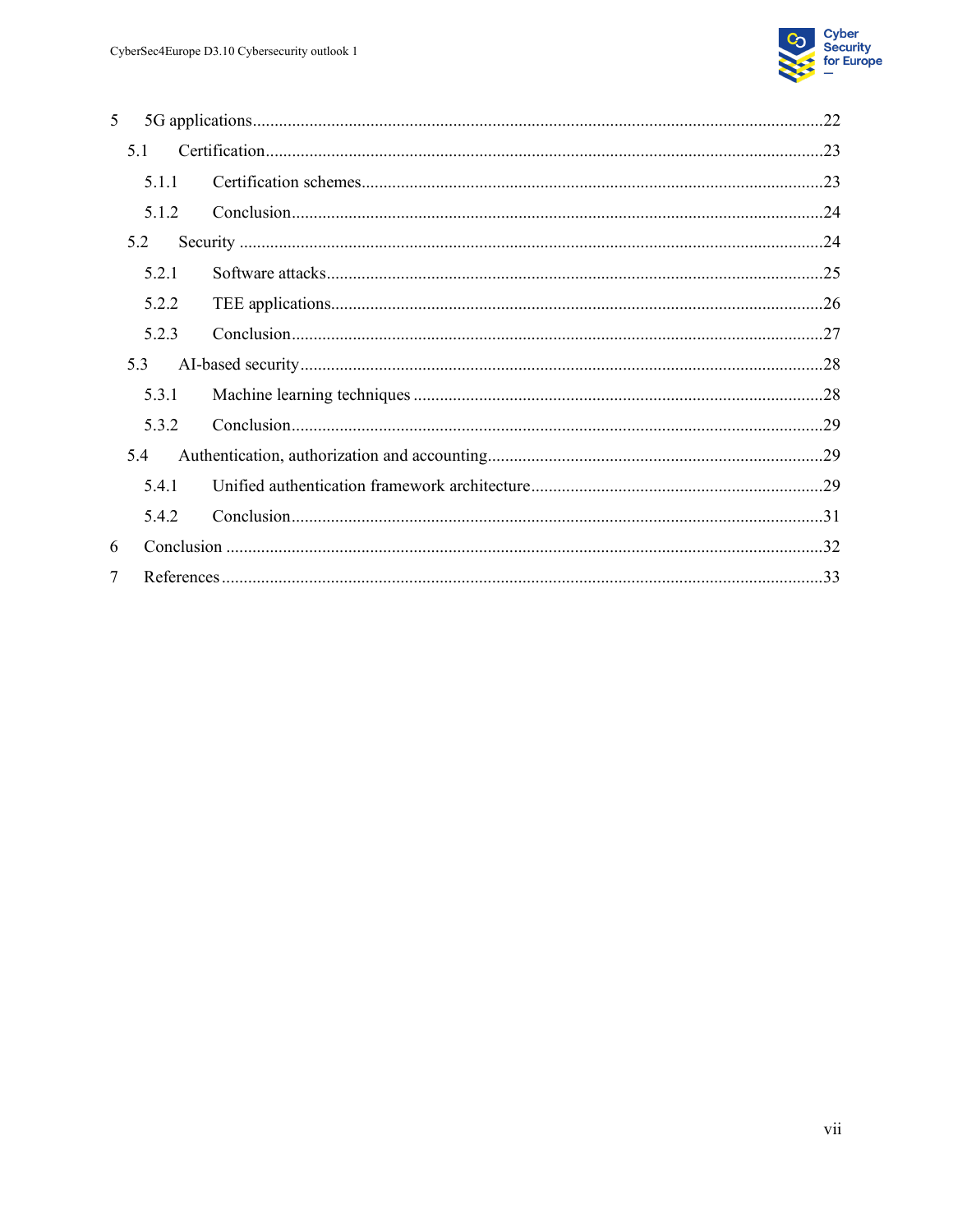5 5G applications ... 22

 5.1 Certification ... 23

  5.1.1 Certification schemes ... 23

  5.1.2 Conclusion ... 24

 5.2 Security ... 24

  5.2.1 Software attacks ... 25

  5.2.2 TEE applications ... 26

  5.2.3 Conclusion ... 27

 5.3 AI-based security ... 28

  5.3.1 Machine learning techniques ... 28

  5.3.2 Conclusion ... 29

 5.4 Authentication, authorization and accounting ... 29

  5.4.1 Unified authentication framework architecture ... 29

  5.4.2 Conclusion ... 31

6 Conclusion ... 32

7 References ... 33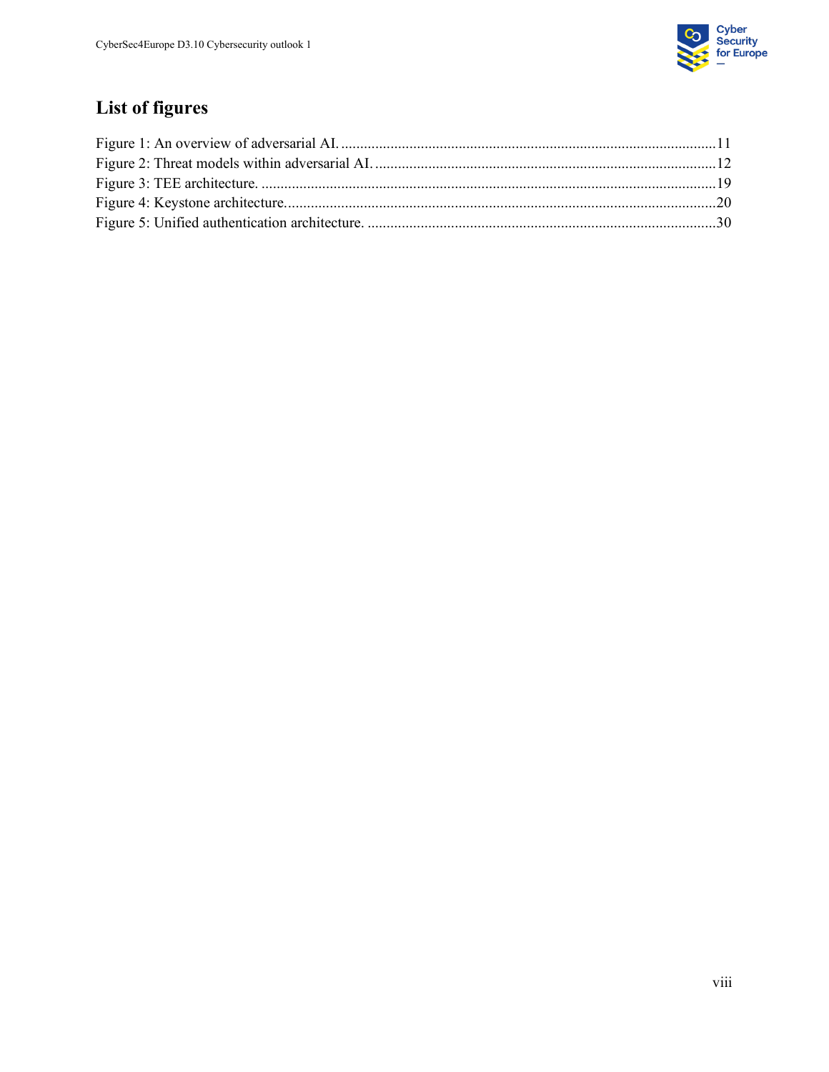## List of figures

Figure 1: An overview of adversarial AI. ....................................................................................................11
Figure 2: Threat models within adversarial AI. ..........................................................................................12
Figure 3: TEE architecture. ........................................................................................................................19
Figure 4: Keystone architecture..................................................................................................................20
Figure 5: Unified authentication architecture. ............................................................................................30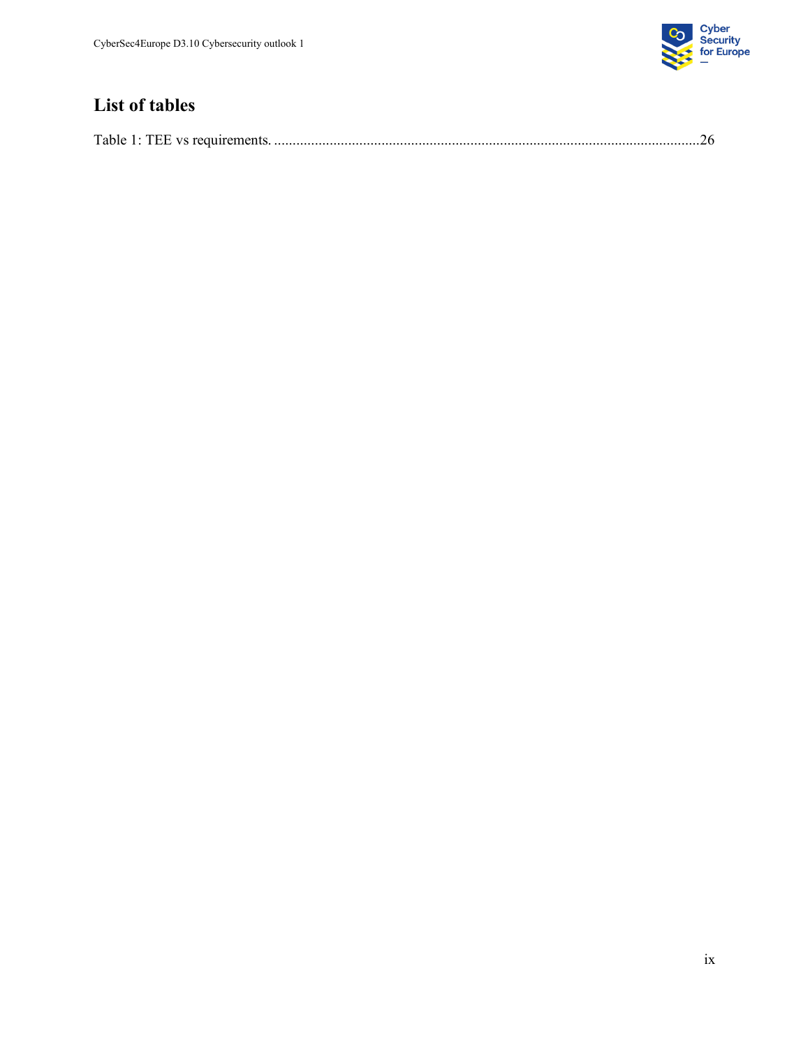# List of tables

Table 1: TEE vs requirements. ....................................................................................................................26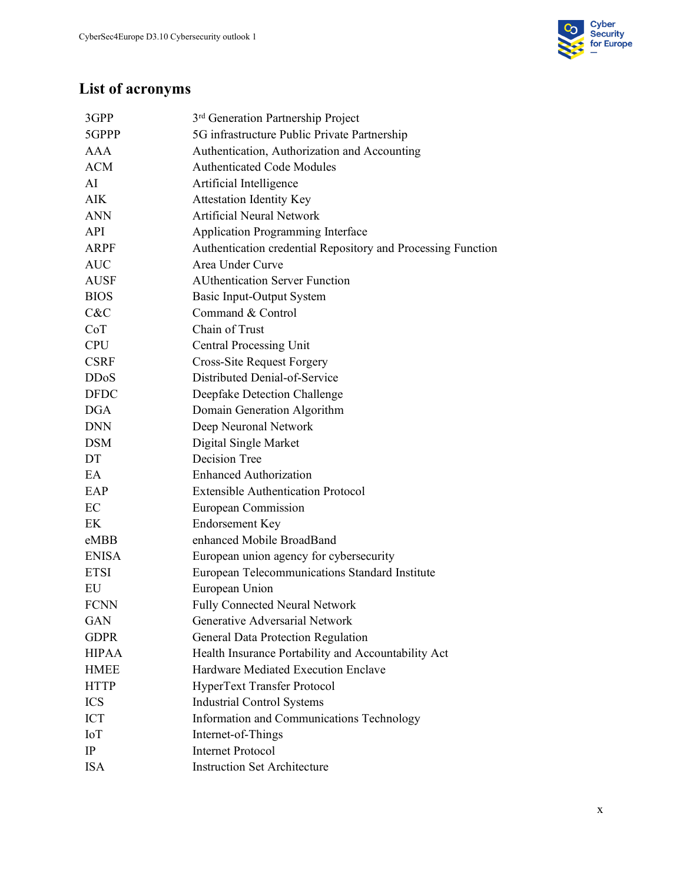## List of acronyms

| | |
|---|---|
| 3GPP | 3rd Generation Partnership Project |
| 5GPPP | 5G infrastructure Public Private Partnership |
| AAA | Authentication, Authorization and Accounting |
| ACM | Authenticated Code Modules |
| AI | Artificial Intelligence |
| AIK | Attestation Identity Key |
| ANN | Artificial Neural Network |
| API | Application Programming Interface |
| ARPF | Authentication credential Repository and Processing Function |
| AUC | Area Under Curve |
| AUSF | AUthentication Server Function |
| BIOS | Basic Input-Output System |
| C&C | Command & Control |
| CoT | Chain of Trust |
| CPU | Central Processing Unit |
| CSRF | Cross-Site Request Forgery |
| DDoS | Distributed Denial-of-Service |
| DFDC | Deepfake Detection Challenge |
| DGA | Domain Generation Algorithm |
| DNN | Deep Neuronal Network |
| DSM | Digital Single Market |
| DT | Decision Tree |
| EA | Enhanced Authorization |
| EAP | Extensible Authentication Protocol |
| EC | European Commission |
| EK | Endorsement Key |
| eMBB | enhanced Mobile BroadBand |
| ENISA | European union agency for cybersecurity |
| ETSI | European Telecommunications Standard Institute |
| EU | European Union |
| FCNN | Fully Connected Neural Network |
| GAN | Generative Adversarial Network |
| GDPR | General Data Protection Regulation |
| HIPAA | Health Insurance Portability and Accountability Act |
| HMEE | Hardware Mediated Execution Enclave |
| HTTP | HyperText Transfer Protocol |
| ICS | Industrial Control Systems |
| ICT | Information and Communications Technology |
| IoT | Internet-of-Things |
| IP | Internet Protocol |
| ISA | Instruction Set Architecture |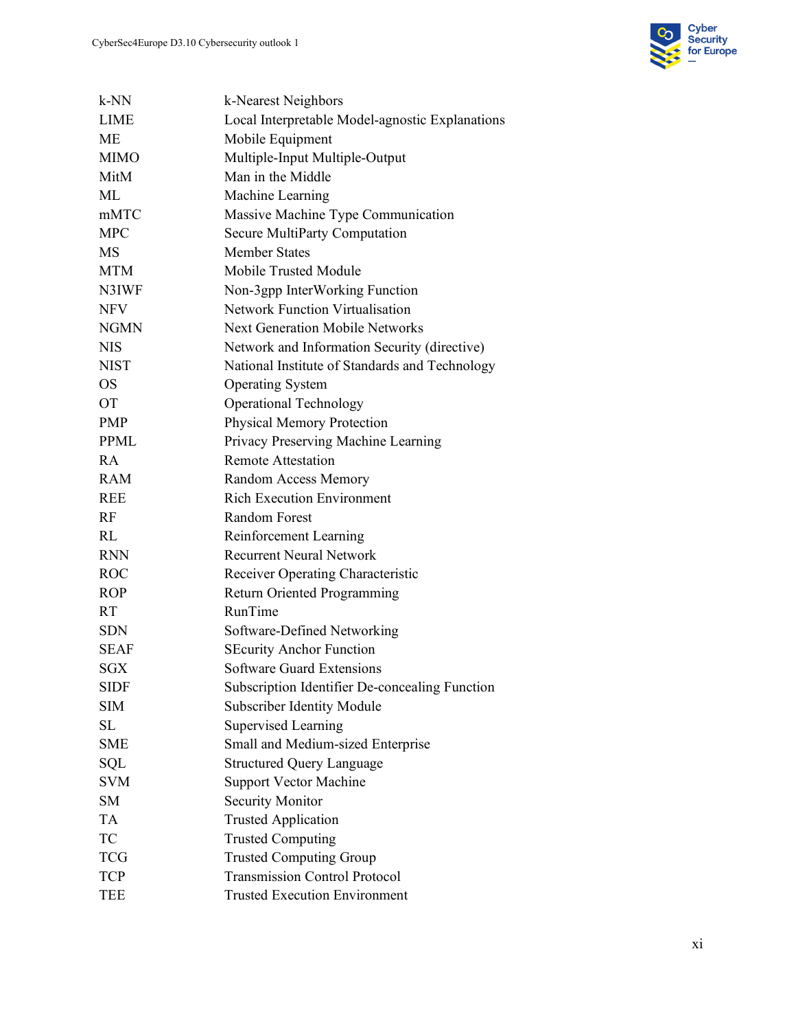| | |
|---|---|
| k-NN | k-Nearest Neighbors |
| LIME | Local Interpretable Model-agnostic Explanations |
| ME | Mobile Equipment |
| MIMO | Multiple-Input Multiple-Output |
| MitM | Man in the Middle |
| ML | Machine Learning |
| mMTC | Massive Machine Type Communication |
| MPC | Secure MultiParty Computation |
| MS | Member States |
| MTM | Mobile Trusted Module |
| N3IWF | Non-3gpp InterWorking Function |
| NFV | Network Function Virtualisation |
| NGMN | Next Generation Mobile Networks |
| NIS | Network and Information Security (directive) |
| NIST | National Institute of Standards and Technology |
| OS | Operating System |
| OT | Operational Technology |
| PMP | Physical Memory Protection |
| PPML | Privacy Preserving Machine Learning |
| RA | Remote Attestation |
| RAM | Random Access Memory |
| REE | Rich Execution Environment |
| RF | Random Forest |
| RL | Reinforcement Learning |
| RNN | Recurrent Neural Network |
| ROC | Receiver Operating Characteristic |
| ROP | Return Oriented Programming |
| RT | RunTime |
| SDN | Software-Defined Networking |
| SEAF | SEcurity Anchor Function |
| SGX | Software Guard Extensions |
| SIDF | Subscription Identifier De-concealing Function |
| SIM | Subscriber Identity Module |
| SL | Supervised Learning |
| SME | Small and Medium-sized Enterprise |
| SQL | Structured Query Language |
| SVM | Support Vector Machine |
| SM | Security Monitor |
| TA | Trusted Application |
| TC | Trusted Computing |
| TCG | Trusted Computing Group |
| TCP | Transmission Control Protocol |
| TEE | Trusted Execution Environment |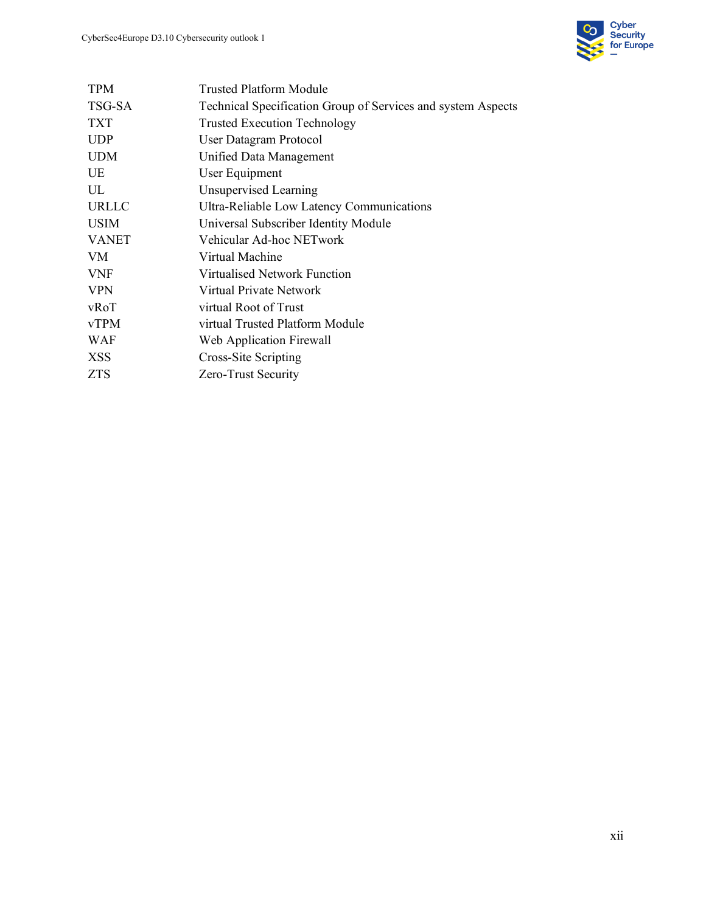| | |
|---|---|
| TPM | Trusted Platform Module |
| TSG-SA | Technical Specification Group of Services and system Aspects |
| TXT | Trusted Execution Technology |
| UDP | User Datagram Protocol |
| UDM | Unified Data Management |
| UE | User Equipment |
| UL | Unsupervised Learning |
| URLLC | Ultra-Reliable Low Latency Communications |
| USIM | Universal Subscriber Identity Module |
| VANET | Vehicular Ad-hoc NETwork |
| VM | Virtual Machine |
| VNF | Virtualised Network Function |
| VPN | Virtual Private Network |
| vRoT | virtual Root of Trust |
| vTPM | virtual Trusted Platform Module |
| WAF | Web Application Firewall |
| XSS | Cross-Site Scripting |
| ZTS | Zero-Trust Security |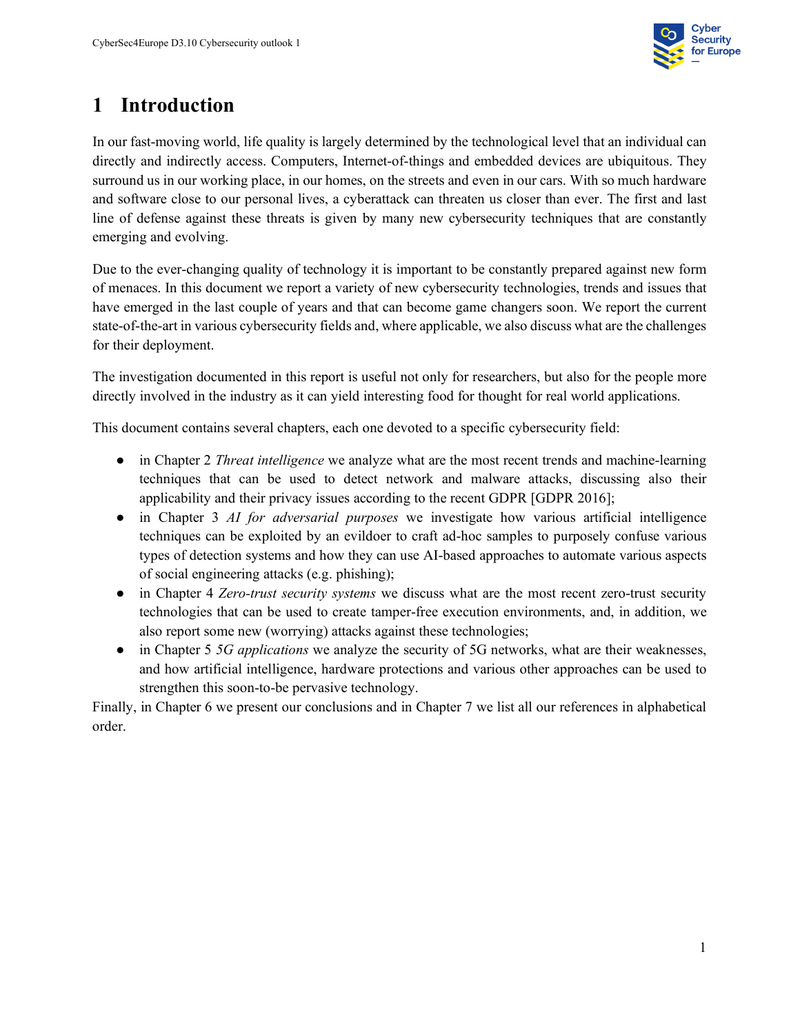# 1 Introduction

In our fast-moving world, life quality is largely determined by the technological level that an individual can directly and indirectly access. Computers, Internet-of-things and embedded devices are ubiquitous. They surround us in our working place, in our homes, on the streets and even in our cars. With so much hardware and software close to our personal lives, a cyberattack can threaten us closer than ever. The first and last line of defense against these threats is given by many new cybersecurity techniques that are constantly emerging and evolving.

Due to the ever-changing quality of technology it is important to be constantly prepared against new form of menaces. In this document we report a variety of new cybersecurity technologies, trends and issues that have emerged in the last couple of years and that can become game changers soon. We report the current state-of-the-art in various cybersecurity fields and, where applicable, we also discuss what are the challenges for their deployment.

The investigation documented in this report is useful not only for researchers, but also for the people more directly involved in the industry as it can yield interesting food for thought for real world applications.

This document contains several chapters, each one devoted to a specific cybersecurity field:

- in Chapter 2 *Threat intelligence* we analyze what are the most recent trends and machine-learning techniques that can be used to detect network and malware attacks, discussing also their applicability and their privacy issues according to the recent GDPR [GDPR 2016];
- in Chapter 3 *AI for adversarial purposes* we investigate how various artificial intelligence techniques can be exploited by an evildoer to craft ad-hoc samples to purposely confuse various types of detection systems and how they can use AI-based approaches to automate various aspects of social engineering attacks (e.g. phishing);
- in Chapter 4 *Zero-trust security systems* we discuss what are the most recent zero-trust security technologies that can be used to create tamper-free execution environments, and, in addition, we also report some new (worrying) attacks against these technologies;
- in Chapter 5 *5G applications* we analyze the security of 5G networks, what are their weaknesses, and how artificial intelligence, hardware protections and various other approaches can be used to strengthen this soon-to-be pervasive technology.

Finally, in Chapter 6 we present our conclusions and in Chapter 7 we list all our references in alphabetical order.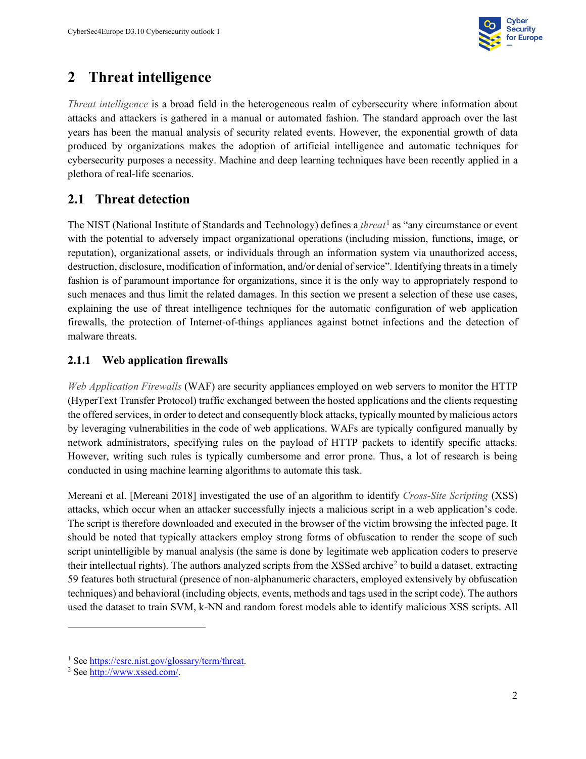# 2 Threat intelligence

*Threat intelligence* is a broad field in the heterogeneous realm of cybersecurity where information about attacks and attackers is gathered in a manual or automated fashion. The standard approach over the last years has been the manual analysis of security related events. However, the exponential growth of data produced by organizations makes the adoption of artificial intelligence and automatic techniques for cybersecurity purposes a necessity. Machine and deep learning techniques have been recently applied in a plethora of real-life scenarios.

## 2.1 Threat detection

The NIST (National Institute of Standards and Technology) defines a *threat*[1] as "any circumstance or event with the potential to adversely impact organizational operations (including mission, functions, image, or reputation), organizational assets, or individuals through an information system via unauthorized access, destruction, disclosure, modification of information, and/or denial of service". Identifying threats in a timely fashion is of paramount importance for organizations, since it is the only way to appropriately respond to such menaces and thus limit the related damages. In this section we present a selection of these use cases, explaining the use of threat intelligence techniques for the automatic configuration of web application firewalls, the protection of Internet-of-things appliances against botnet infections and the detection of malware threats.

### 2.1.1 Web application firewalls

*Web Application Firewalls* (WAF) are security appliances employed on web servers to monitor the HTTP (HyperText Transfer Protocol) traffic exchanged between the hosted applications and the clients requesting the offered services, in order to detect and consequently block attacks, typically mounted by malicious actors by leveraging vulnerabilities in the code of web applications. WAFs are typically configured manually by network administrators, specifying rules on the payload of HTTP packets to identify specific attacks. However, writing such rules is typically cumbersome and error prone. Thus, a lot of research is being conducted in using machine learning algorithms to automate this task.

Mereani et al. [Mereani 2018] investigated the use of an algorithm to identify *Cross-Site Scripting* (XSS) attacks, which occur when an attacker successfully injects a malicious script in a web application's code. The script is therefore downloaded and executed in the browser of the victim browsing the infected page. It should be noted that typically attackers employ strong forms of obfuscation to render the scope of such script unintelligible by manual analysis (the same is done by legitimate web application coders to preserve their intellectual rights). The authors analyzed scripts from the XSSed archive[2] to build a dataset, extracting 59 features both structural (presence of non-alphanumeric characters, employed extensively by obfuscation techniques) and behavioral (including objects, events, methods and tags used in the script code). The authors used the dataset to train SVM, k-NN and random forest models able to identify malicious XSS scripts. All

---

[1] See https://csrc.nist.gov/glossary/term/threat.

[2] See http://www.xssed.com/.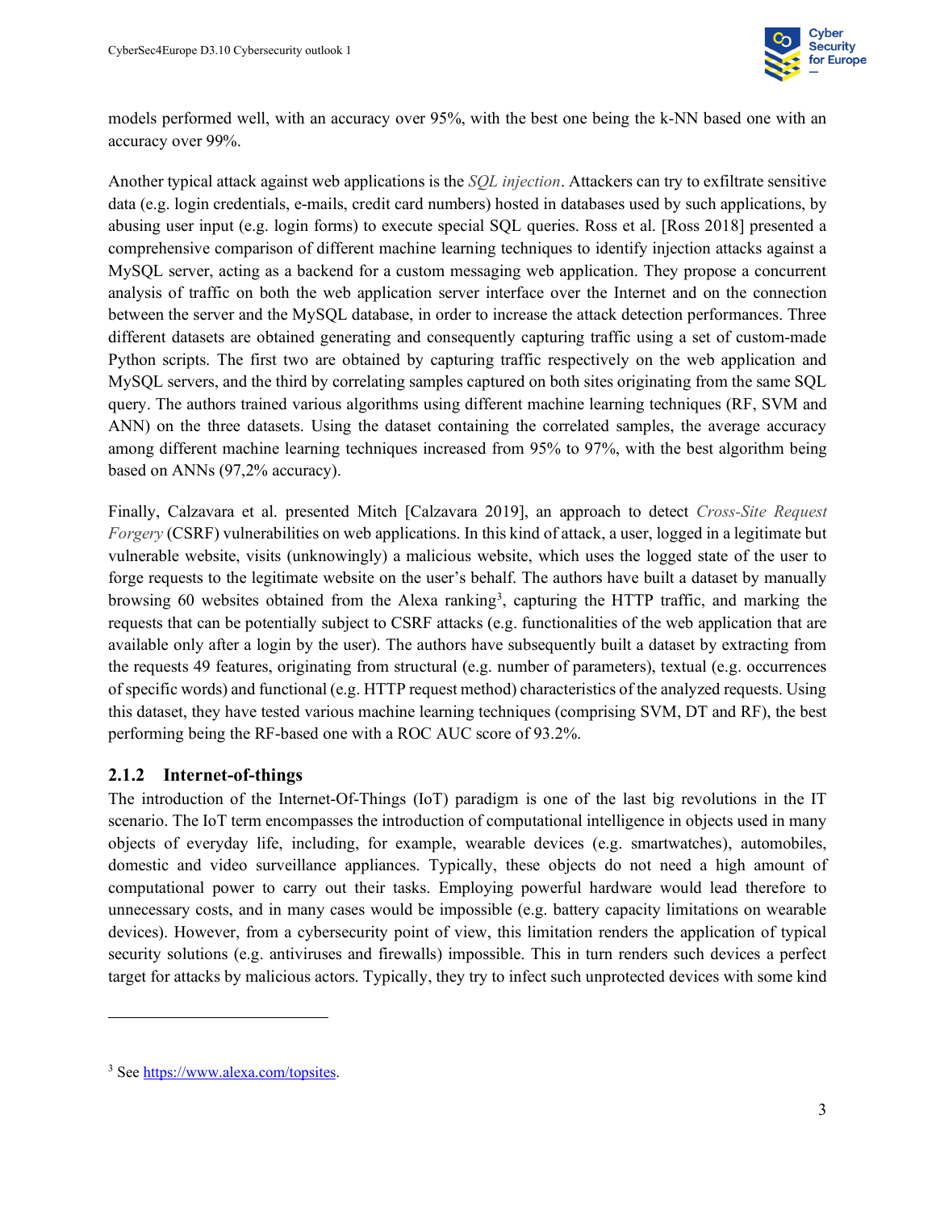models performed well, with an accuracy over 95%, with the best one being the k-NN based one with an accuracy over 99%.

Another typical attack against web applications is the *SQL injection*. Attackers can try to exfiltrate sensitive data (e.g. login credentials, e-mails, credit card numbers) hosted in databases used by such applications, by abusing user input (e.g. login forms) to execute special SQL queries. Ross et al. [Ross 2018] presented a comprehensive comparison of different machine learning techniques to identify injection attacks against a MySQL server, acting as a backend for a custom messaging web application. They propose a concurrent analysis of traffic on both the web application server interface over the Internet and on the connection between the server and the MySQL database, in order to increase the attack detection performances. Three different datasets are obtained generating and consequently capturing traffic using a set of custom-made Python scripts. The first two are obtained by capturing traffic respectively on the web application and MySQL servers, and the third by correlating samples captured on both sites originating from the same SQL query. The authors trained various algorithms using different machine learning techniques (RF, SVM and ANN) on the three datasets. Using the dataset containing the correlated samples, the average accuracy among different machine learning techniques increased from 95% to 97%, with the best algorithm being based on ANNs (97,2% accuracy).

Finally, Calzavara et al. presented Mitch [Calzavara 2019], an approach to detect *Cross-Site Request Forgery* (CSRF) vulnerabilities on web applications. In this kind of attack, a user, logged in a legitimate but vulnerable website, visits (unknowingly) a malicious website, which uses the logged state of the user to forge requests to the legitimate website on the user's behalf. The authors have built a dataset by manually browsing 60 websites obtained from the Alexa ranking[3], capturing the HTTP traffic, and marking the requests that can be potentially subject to CSRF attacks (e.g. functionalities of the web application that are available only after a login by the user). The authors have subsequently built a dataset by extracting from the requests 49 features, originating from structural (e.g. number of parameters), textual (e.g. occurrences of specific words) and functional (e.g. HTTP request method) characteristics of the analyzed requests. Using this dataset, they have tested various machine learning techniques (comprising SVM, DT and RF), the best performing being the RF-based one with a ROC AUC score of 93.2%.

### 2.1.2 Internet-of-things

The introduction of the Internet-Of-Things (IoT) paradigm is one of the last big revolutions in the IT scenario. The IoT term encompasses the introduction of computational intelligence in objects used in many objects of everyday life, including, for example, wearable devices (e.g. smartwatches), automobiles, domestic and video surveillance appliances. Typically, these objects do not need a high amount of computational power to carry out their tasks. Employing powerful hardware would lead therefore to unnecessary costs, and in many cases would be impossible (e.g. battery capacity limitations on wearable devices). However, from a cybersecurity point of view, this limitation renders the application of typical security solutions (e.g. antiviruses and firewalls) impossible. This in turn renders such devices a perfect target for attacks by malicious actors. Typically, they try to infect such unprotected devices with some kind

[3] See https://www.alexa.com/topsites.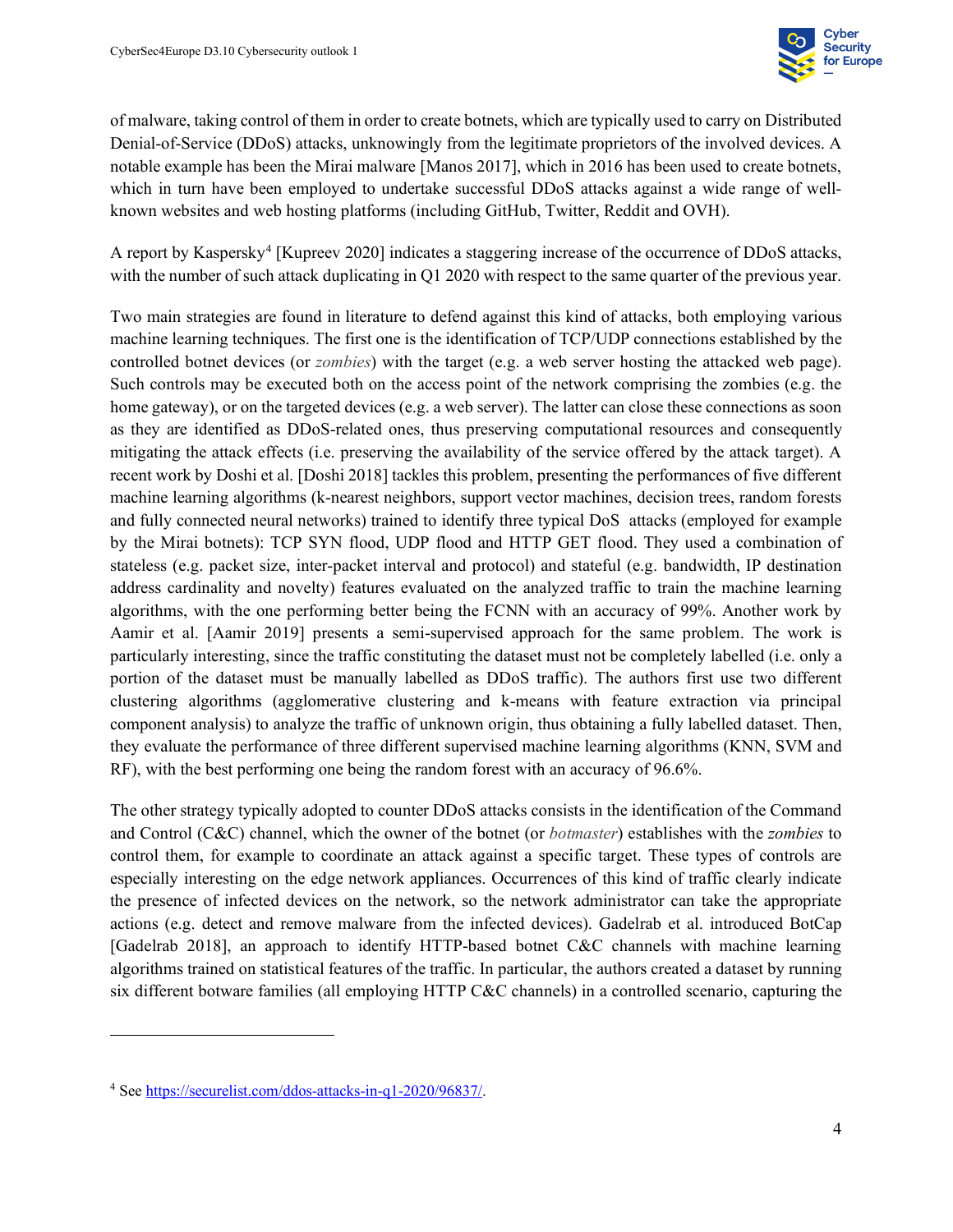of malware, taking control of them in order to create botnets, which are typically used to carry on Distributed Denial-of-Service (DDoS) attacks, unknowingly from the legitimate proprietors of the involved devices. A notable example has been the Mirai malware [Manos 2017], which in 2016 has been used to create botnets, which in turn have been employed to undertake successful DDoS attacks against a wide range of well-known websites and web hosting platforms (including GitHub, Twitter, Reddit and OVH).

A report by Kaspersky[4] [Kupreev 2020] indicates a staggering increase of the occurrence of DDoS attacks, with the number of such attack duplicating in Q1 2020 with respect to the same quarter of the previous year.

Two main strategies are found in literature to defend against this kind of attacks, both employing various machine learning techniques. The first one is the identification of TCP/UDP connections established by the controlled botnet devices (or *zombies*) with the target (e.g. a web server hosting the attacked web page). Such controls may be executed both on the access point of the network comprising the zombies (e.g. the home gateway), or on the targeted devices (e.g. a web server). The latter can close these connections as soon as they are identified as DDoS-related ones, thus preserving computational resources and consequently mitigating the attack effects (i.e. preserving the availability of the service offered by the attack target). A recent work by Doshi et al. [Doshi 2018] tackles this problem, presenting the performances of five different machine learning algorithms (k-nearest neighbors, support vector machines, decision trees, random forests and fully connected neural networks) trained to identify three typical DoS attacks (employed for example by the Mirai botnets): TCP SYN flood, UDP flood and HTTP GET flood. They used a combination of stateless (e.g. packet size, inter-packet interval and protocol) and stateful (e.g. bandwidth, IP destination address cardinality and novelty) features evaluated on the analyzed traffic to train the machine learning algorithms, with the one performing better being the FCNN with an accuracy of 99%. Another work by Aamir et al. [Aamir 2019] presents a semi-supervised approach for the same problem. The work is particularly interesting, since the traffic constituting the dataset must not be completely labelled (i.e. only a portion of the dataset must be manually labelled as DDoS traffic). The authors first use two different clustering algorithms (agglomerative clustering and k-means with feature extraction via principal component analysis) to analyze the traffic of unknown origin, thus obtaining a fully labelled dataset. Then, they evaluate the performance of three different supervised machine learning algorithms (KNN, SVM and RF), with the best performing one being the random forest with an accuracy of 96.6%.

The other strategy typically adopted to counter DDoS attacks consists in the identification of the Command and Control (C&C) channel, which the owner of the botnet (or *botmaster*) establishes with the *zombies* to control them, for example to coordinate an attack against a specific target. These types of controls are especially interesting on the edge network appliances. Occurrences of this kind of traffic clearly indicate the presence of infected devices on the network, so the network administrator can take the appropriate actions (e.g. detect and remove malware from the infected devices). Gadelrab et al. introduced BotCap [Gadelrab 2018], an approach to identify HTTP-based botnet C&C channels with machine learning algorithms trained on statistical features of the traffic. In particular, the authors created a dataset by running six different botware families (all employing HTTP C&C channels) in a controlled scenario, capturing the

[4] See https://securelist.com/ddos-attacks-in-q1-2020/96837/.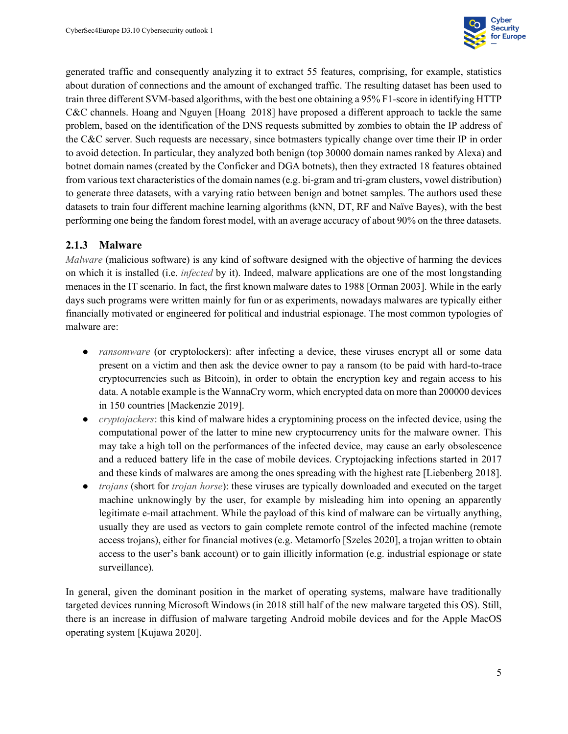generated traffic and consequently analyzing it to extract 55 features, comprising, for example, statistics about duration of connections and the amount of exchanged traffic. The resulting dataset has been used to train three different SVM-based algorithms, with the best one obtaining a 95% F1-score in identifying HTTP C&C channels. Hoang and Nguyen [Hoang  2018] have proposed a different approach to tackle the same problem, based on the identification of the DNS requests submitted by zombies to obtain the IP address of the C&C server. Such requests are necessary, since botmasters typically change over time their IP in order to avoid detection. In particular, they analyzed both benign (top 30000 domain names ranked by Alexa) and botnet domain names (created by the Conficker and DGA botnets), then they extracted 18 features obtained from various text characteristics of the domain names (e.g. bi-gram and tri-gram clusters, vowel distribution) to generate three datasets, with a varying ratio between benign and botnet samples. The authors used these datasets to train four different machine learning algorithms (kNN, DT, RF and Naïve Bayes), with the best performing one being the fandom forest model, with an average accuracy of about 90% on the three datasets.

### 2.1.3 Malware

*Malware* (malicious software) is any kind of software designed with the objective of harming the devices on which it is installed (i.e. *infected* by it). Indeed, malware applications are one of the most longstanding menaces in the IT scenario. In fact, the first known malware dates to 1988 [Orman 2003]. While in the early days such programs were written mainly for fun or as experiments, nowadays malwares are typically either financially motivated or engineered for political and industrial espionage. The most common typologies of malware are:

- *ransomware* (or cryptolockers): after infecting a device, these viruses encrypt all or some data present on a victim and then ask the device owner to pay a ransom (to be paid with hard-to-trace cryptocurrencies such as Bitcoin), in order to obtain the encryption key and regain access to his data. A notable example is the WannaCry worm, which encrypted data on more than 200000 devices in 150 countries [Mackenzie 2019].
- *cryptojackers*: this kind of malware hides a cryptomining process on the infected device, using the computational power of the latter to mine new cryptocurrency units for the malware owner. This may take a high toll on the performances of the infected device, may cause an early obsolescence and a reduced battery life in the case of mobile devices. Cryptojacking infections started in 2017 and these kinds of malwares are among the ones spreading with the highest rate [Liebenberg 2018].
- *trojans* (short for *trojan horse*): these viruses are typically downloaded and executed on the target machine unknowingly by the user, for example by misleading him into opening an apparently legitimate e-mail attachment. While the payload of this kind of malware can be virtually anything, usually they are used as vectors to gain complete remote control of the infected machine (remote access trojans), either for financial motives (e.g. Metamorfo [Szeles 2020], a trojan written to obtain access to the user's bank account) or to gain illicitly information (e.g. industrial espionage or state surveillance).

In general, given the dominant position in the market of operating systems, malware have traditionally targeted devices running Microsoft Windows (in 2018 still half of the new malware targeted this OS). Still, there is an increase in diffusion of malware targeting Android mobile devices and for the Apple MacOS operating system [Kujawa 2020].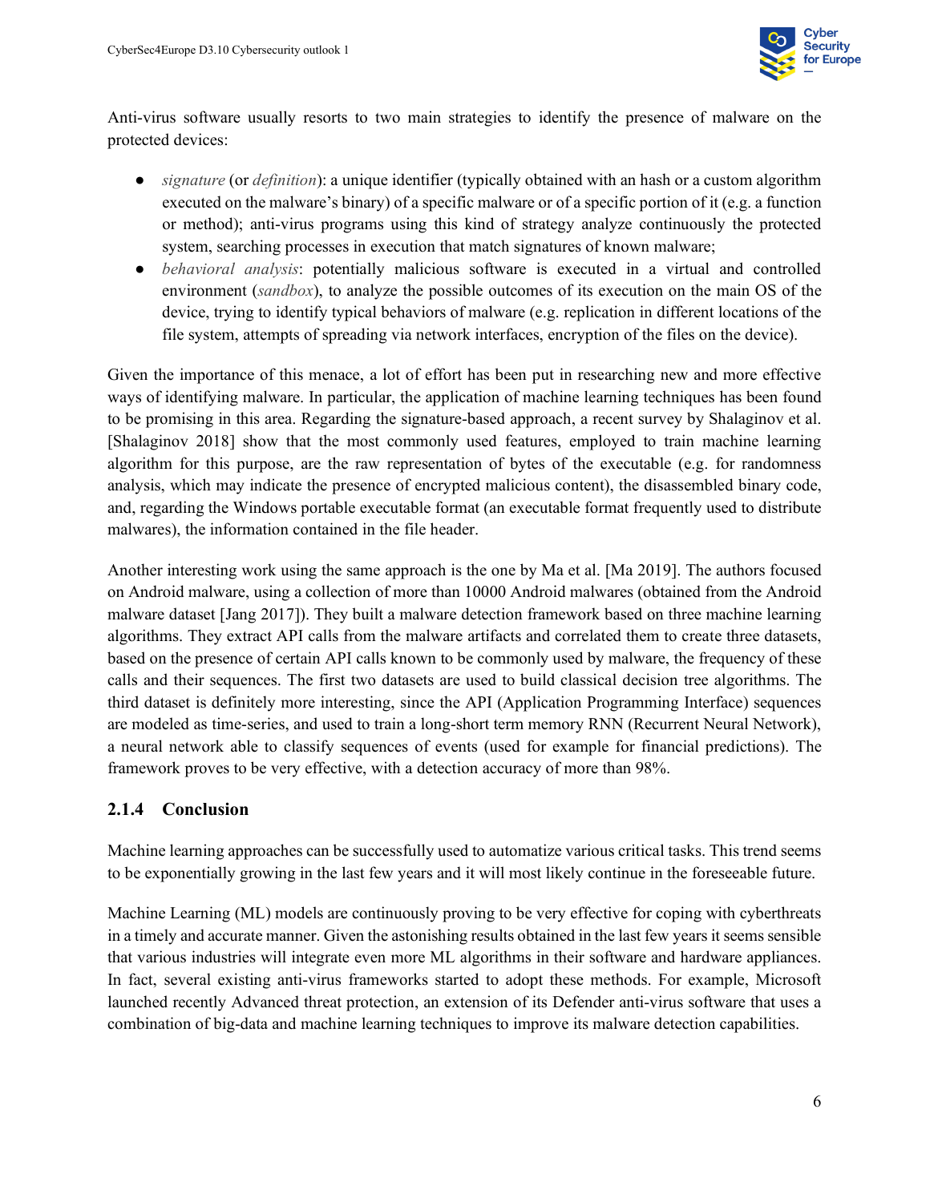Anti-virus software usually resorts to two main strategies to identify the presence of malware on the protected devices:

- *signature* (or *definition*): a unique identifier (typically obtained with an hash or a custom algorithm executed on the malware's binary) of a specific malware or of a specific portion of it (e.g. a function or method); anti-virus programs using this kind of strategy analyze continuously the protected system, searching processes in execution that match signatures of known malware;
- *behavioral analysis*: potentially malicious software is executed in a virtual and controlled environment (*sandbox*), to analyze the possible outcomes of its execution on the main OS of the device, trying to identify typical behaviors of malware (e.g. replication in different locations of the file system, attempts of spreading via network interfaces, encryption of the files on the device).

Given the importance of this menace, a lot of effort has been put in researching new and more effective ways of identifying malware. In particular, the application of machine learning techniques has been found to be promising in this area. Regarding the signature-based approach, a recent survey by Shalaginov et al. [Shalaginov 2018] show that the most commonly used features, employed to train machine learning algorithm for this purpose, are the raw representation of bytes of the executable (e.g. for randomness analysis, which may indicate the presence of encrypted malicious content), the disassembled binary code, and, regarding the Windows portable executable format (an executable format frequently used to distribute malwares), the information contained in the file header.

Another interesting work using the same approach is the one by Ma et al. [Ma 2019]. The authors focused on Android malware, using a collection of more than 10000 Android malwares (obtained from the Android malware dataset [Jang 2017]). They built a malware detection framework based on three machine learning algorithms. They extract API calls from the malware artifacts and correlated them to create three datasets, based on the presence of certain API calls known to be commonly used by malware, the frequency of these calls and their sequences. The first two datasets are used to build classical decision tree algorithms. The third dataset is definitely more interesting, since the API (Application Programming Interface) sequences are modeled as time-series, and used to train a long-short term memory RNN (Recurrent Neural Network), a neural network able to classify sequences of events (used for example for financial predictions). The framework proves to be very effective, with a detection accuracy of more than 98%.

### 2.1.4 Conclusion

Machine learning approaches can be successfully used to automatize various critical tasks. This trend seems to be exponentially growing in the last few years and it will most likely continue in the foreseeable future.

Machine Learning (ML) models are continuously proving to be very effective for coping with cyberthreats in a timely and accurate manner. Given the astonishing results obtained in the last few years it seems sensible that various industries will integrate even more ML algorithms in their software and hardware appliances. In fact, several existing anti-virus frameworks started to adopt these methods. For example, Microsoft launched recently Advanced threat protection, an extension of its Defender anti-virus software that uses a combination of big-data and machine learning techniques to improve its malware detection capabilities.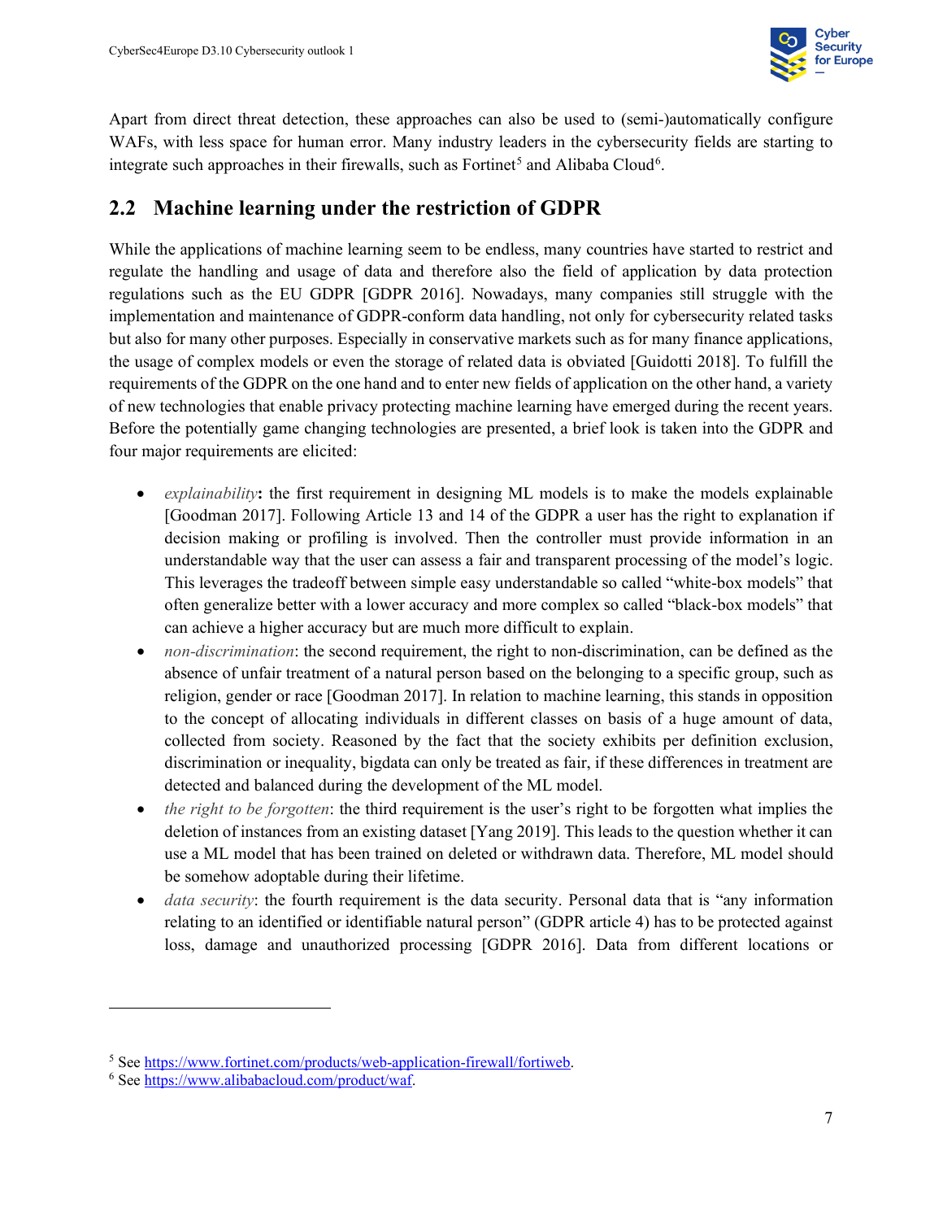Apart from direct threat detection, these approaches can also be used to (semi-)automatically configure WAFs, with less space for human error. Many industry leaders in the cybersecurity fields are starting to integrate such approaches in their firewalls, such as Fortinet[5] and Alibaba Cloud[6].

## 2.2 Machine learning under the restriction of GDPR

While the applications of machine learning seem to be endless, many countries have started to restrict and regulate the handling and usage of data and therefore also the field of application by data protection regulations such as the EU GDPR [GDPR 2016]. Nowadays, many companies still struggle with the implementation and maintenance of GDPR-conform data handling, not only for cybersecurity related tasks but also for many other purposes. Especially in conservative markets such as for many finance applications, the usage of complex models or even the storage of related data is obviated [Guidotti 2018]. To fulfill the requirements of the GDPR on the one hand and to enter new fields of application on the other hand, a variety of new technologies that enable privacy protecting machine learning have emerged during the recent years. Before the potentially game changing technologies are presented, a brief look is taken into the GDPR and four major requirements are elicited:

- *explainability*: the first requirement in designing ML models is to make the models explainable [Goodman 2017]. Following Article 13 and 14 of the GDPR a user has the right to explanation if decision making or profiling is involved. Then the controller must provide information in an understandable way that the user can assess a fair and transparent processing of the model's logic. This leverages the tradeoff between simple easy understandable so called "white-box models" that often generalize better with a lower accuracy and more complex so called "black-box models" that can achieve a higher accuracy but are much more difficult to explain.
- *non-discrimination*: the second requirement, the right to non-discrimination, can be defined as the absence of unfair treatment of a natural person based on the belonging to a specific group, such as religion, gender or race [Goodman 2017]. In relation to machine learning, this stands in opposition to the concept of allocating individuals in different classes on basis of a huge amount of data, collected from society. Reasoned by the fact that the society exhibits per definition exclusion, discrimination or inequality, bigdata can only be treated as fair, if these differences in treatment are detected and balanced during the development of the ML model.
- *the right to be forgotten*: the third requirement is the user's right to be forgotten what implies the deletion of instances from an existing dataset [Yang 2019]. This leads to the question whether it can use a ML model that has been trained on deleted or withdrawn data. Therefore, ML model should be somehow adoptable during their lifetime.
- *data security*: the fourth requirement is the data security. Personal data that is "any information relating to an identified or identifiable natural person" (GDPR article 4) has to be protected against loss, damage and unauthorized processing [GDPR 2016]. Data from different locations or

[5] See https://www.fortinet.com/products/web-application-firewall/fortiweb.

[6] See https://www.alibabacloud.com/product/waf.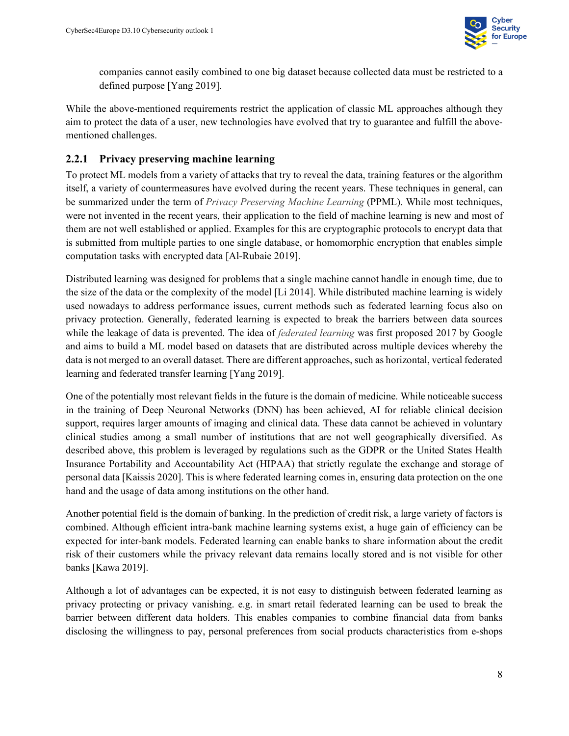companies cannot easily combined to one big dataset because collected data must be restricted to a defined purpose [Yang 2019].

While the above-mentioned requirements restrict the application of classic ML approaches although they aim to protect the data of a user, new technologies have evolved that try to guarantee and fulfill the above-mentioned challenges.

### 2.2.1 Privacy preserving machine learning

To protect ML models from a variety of attacks that try to reveal the data, training features or the algorithm itself, a variety of countermeasures have evolved during the recent years. These techniques in general, can be summarized under the term of *Privacy Preserving Machine Learning* (PPML). While most techniques, were not invented in the recent years, their application to the field of machine learning is new and most of them are not well established or applied. Examples for this are cryptographic protocols to encrypt data that is submitted from multiple parties to one single database, or homomorphic encryption that enables simple computation tasks with encrypted data [Al-Rubaie 2019].

Distributed learning was designed for problems that a single machine cannot handle in enough time, due to the size of the data or the complexity of the model [Li 2014]. While distributed machine learning is widely used nowadays to address performance issues, current methods such as federated learning focus also on privacy protection. Generally, federated learning is expected to break the barriers between data sources while the leakage of data is prevented. The idea of *federated learning* was first proposed 2017 by Google and aims to build a ML model based on datasets that are distributed across multiple devices whereby the data is not merged to an overall dataset. There are different approaches, such as horizontal, vertical federated learning and federated transfer learning [Yang 2019].

One of the potentially most relevant fields in the future is the domain of medicine. While noticeable success in the training of Deep Neuronal Networks (DNN) has been achieved, AI for reliable clinical decision support, requires larger amounts of imaging and clinical data. These data cannot be achieved in voluntary clinical studies among a small number of institutions that are not well geographically diversified. As described above, this problem is leveraged by regulations such as the GDPR or the United States Health Insurance Portability and Accountability Act (HIPAA) that strictly regulate the exchange and storage of personal data [Kaissis 2020]. This is where federated learning comes in, ensuring data protection on the one hand and the usage of data among institutions on the other hand.

Another potential field is the domain of banking. In the prediction of credit risk, a large variety of factors is combined. Although efficient intra-bank machine learning systems exist, a huge gain of efficiency can be expected for inter-bank models. Federated learning can enable banks to share information about the credit risk of their customers while the privacy relevant data remains locally stored and is not visible for other banks [Kawa 2019].

Although a lot of advantages can be expected, it is not easy to distinguish between federated learning as privacy protecting or privacy vanishing. e.g. in smart retail federated learning can be used to break the barrier between different data holders. This enables companies to combine financial data from banks disclosing the willingness to pay, personal preferences from social products characteristics from e-shops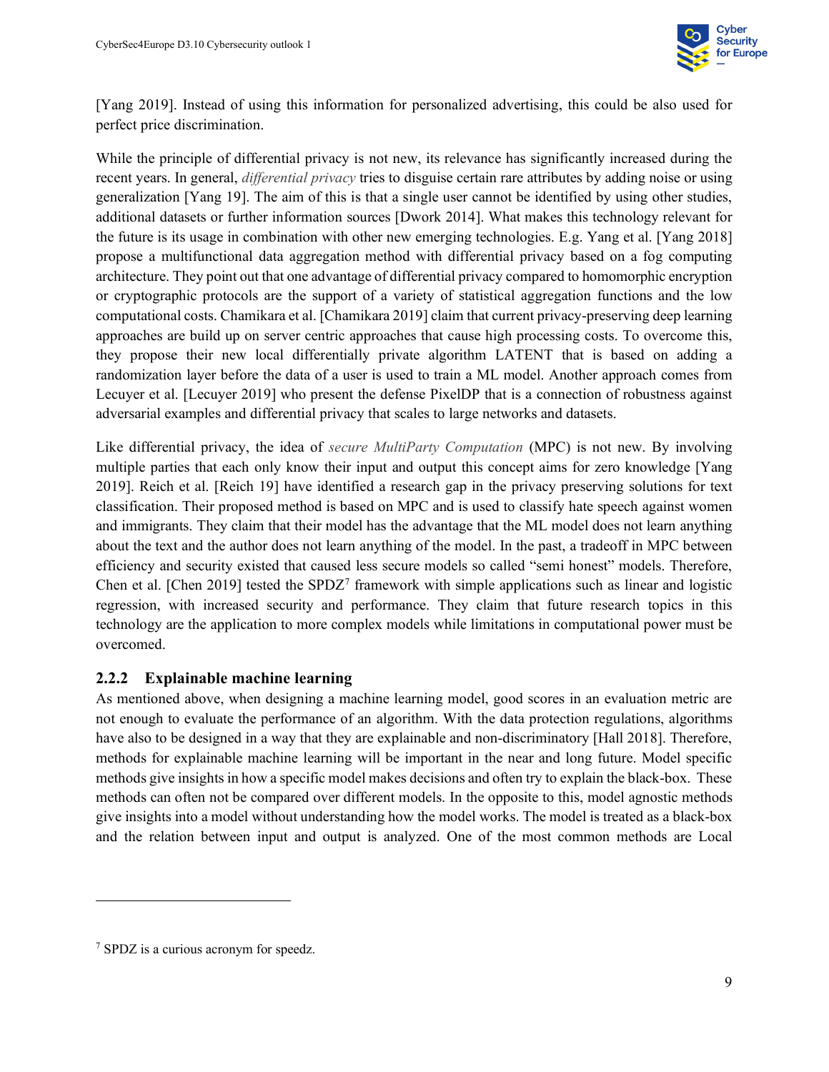[Yang 2019]. Instead of using this information for personalized advertising, this could be also used for perfect price discrimination.

While the principle of differential privacy is not new, its relevance has significantly increased during the recent years. In general, *differential privacy* tries to disguise certain rare attributes by adding noise or using generalization [Yang 19]. The aim of this is that a single user cannot be identified by using other studies, additional datasets or further information sources [Dwork 2014]. What makes this technology relevant for the future is its usage in combination with other new emerging technologies. E.g. Yang et al. [Yang 2018] propose a multifunctional data aggregation method with differential privacy based on a fog computing architecture. They point out that one advantage of differential privacy compared to homomorphic encryption or cryptographic protocols are the support of a variety of statistical aggregation functions and the low computational costs. Chamikara et al. [Chamikara 2019] claim that current privacy-preserving deep learning approaches are build up on server centric approaches that cause high processing costs. To overcome this, they propose their new local differentially private algorithm LATENT that is based on adding a randomization layer before the data of a user is used to train a ML model. Another approach comes from Lecuyer et al. [Lecuyer 2019] who present the defense PixelDP that is a connection of robustness against adversarial examples and differential privacy that scales to large networks and datasets.

Like differential privacy, the idea of *secure MultiParty Computation* (MPC) is not new. By involving multiple parties that each only know their input and output this concept aims for zero knowledge [Yang 2019]. Reich et al. [Reich 19] have identified a research gap in the privacy preserving solutions for text classification. Their proposed method is based on MPC and is used to classify hate speech against women and immigrants. They claim that their model has the advantage that the ML model does not learn anything about the text and the author does not learn anything of the model. In the past, a tradeoff in MPC between efficiency and security existed that caused less secure models so called "semi honest" models. Therefore, Chen et al. [Chen 2019] tested the SPDZ[7] framework with simple applications such as linear and logistic regression, with increased security and performance. They claim that future research topics in this technology are the application to more complex models while limitations in computational power must be overcomed.

### 2.2.2 Explainable machine learning

As mentioned above, when designing a machine learning model, good scores in an evaluation metric are not enough to evaluate the performance of an algorithm. With the data protection regulations, algorithms have also to be designed in a way that they are explainable and non-discriminatory [Hall 2018]. Therefore, methods for explainable machine learning will be important in the near and long future. Model specific methods give insights in how a specific model makes decisions and often try to explain the black-box. These methods can often not be compared over different models. In the opposite to this, model agnostic methods give insights into a model without understanding how the model works. The model is treated as a black-box and the relation between input and output is analyzed. One of the most common methods are Local

[7] SPDZ is a curious acronym for speedz.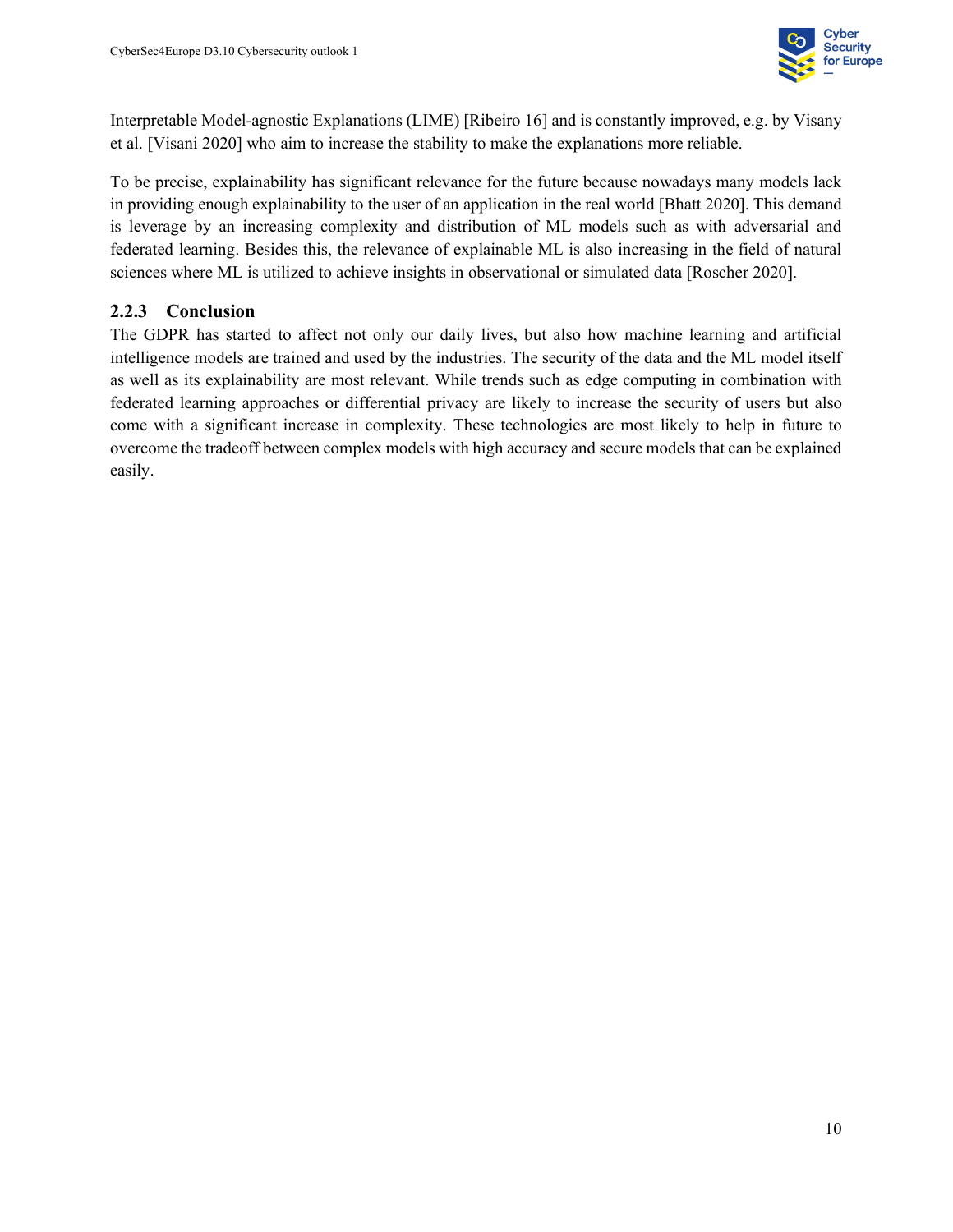Interpretable Model-agnostic Explanations (LIME) [Ribeiro 16] and is constantly improved, e.g. by Visany et al. [Visani 2020] who aim to increase the stability to make the explanations more reliable.

To be precise, explainability has significant relevance for the future because nowadays many models lack in providing enough explainability to the user of an application in the real world [Bhatt 2020]. This demand is leverage by an increasing complexity and distribution of ML models such as with adversarial and federated learning. Besides this, the relevance of explainable ML is also increasing in the field of natural sciences where ML is utilized to achieve insights in observational or simulated data [Roscher 2020].

### 2.2.3 Conclusion

The GDPR has started to affect not only our daily lives, but also how machine learning and artificial intelligence models are trained and used by the industries. The security of the data and the ML model itself as well as its explainability are most relevant. While trends such as edge computing in combination with federated learning approaches or differential privacy are likely to increase the security of users but also come with a significant increase in complexity. These technologies are most likely to help in future to overcome the tradeoff between complex models with high accuracy and secure models that can be explained easily.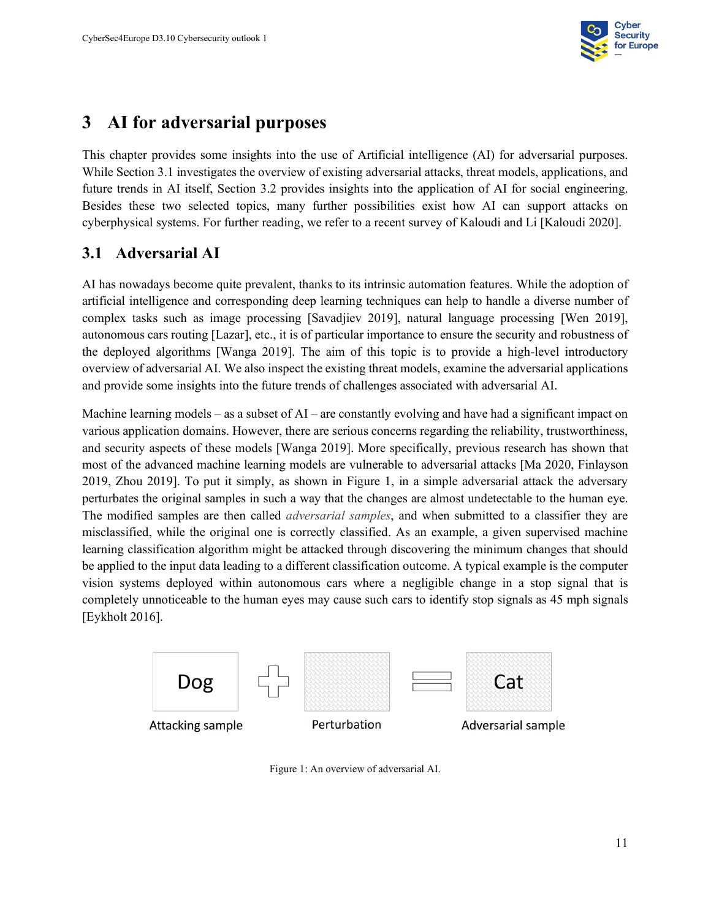# 3 AI for adversarial purposes

This chapter provides some insights into the use of Artificial intelligence (AI) for adversarial purposes. While Section 3.1 investigates the overview of existing adversarial attacks, threat models, applications, and future trends in AI itself, Section 3.2 provides insights into the application of AI for social engineering. Besides these two selected topics, many further possibilities exist how AI can support attacks on cyberphysical systems. For further reading, we refer to a recent survey of Kaloudi and Li [Kaloudi 2020].

## 3.1 Adversarial AI

AI has nowadays become quite prevalent, thanks to its intrinsic automation features. While the adoption of artificial intelligence and corresponding deep learning techniques can help to handle a diverse number of complex tasks such as image processing [Savadjiev 2019], natural language processing [Wen 2019], autonomous cars routing [Lazar], etc., it is of particular importance to ensure the security and robustness of the deployed algorithms [Wanga 2019]. The aim of this topic is to provide a high-level introductory overview of adversarial AI. We also inspect the existing threat models, examine the adversarial applications and provide some insights into the future trends of challenges associated with adversarial AI.

Machine learning models – as a subset of AI – are constantly evolving and have had a significant impact on various application domains. However, there are serious concerns regarding the reliability, trustworthiness, and security aspects of these models [Wanga 2019]. More specifically, previous research has shown that most of the advanced machine learning models are vulnerable to adversarial attacks [Ma 2020, Finlayson 2019, Zhou 2019]. To put it simply, as shown in Figure 1, in a simple adversarial attack the adversary perturbates the original samples in such a way that the changes are almost undetectable to the human eye. The modified samples are then called *adversarial samples*, and when submitted to a classifier they are misclassified, while the original one is correctly classified. As an example, a given supervised machine learning classification algorithm might be attacked through discovering the minimum changes that should be applied to the input data leading to a different classification outcome. A typical example is the computer vision systems deployed within autonomous cars where a negligible change in a stop signal that is completely unnoticeable to the human eyes may cause such cars to identify stop signals as 45 mph signals [Eykholt 2016].

Dog + [Perturbation] = Cat

Attacking sample — Perturbation — Adversarial sample

Figure 1: An overview of adversarial AI.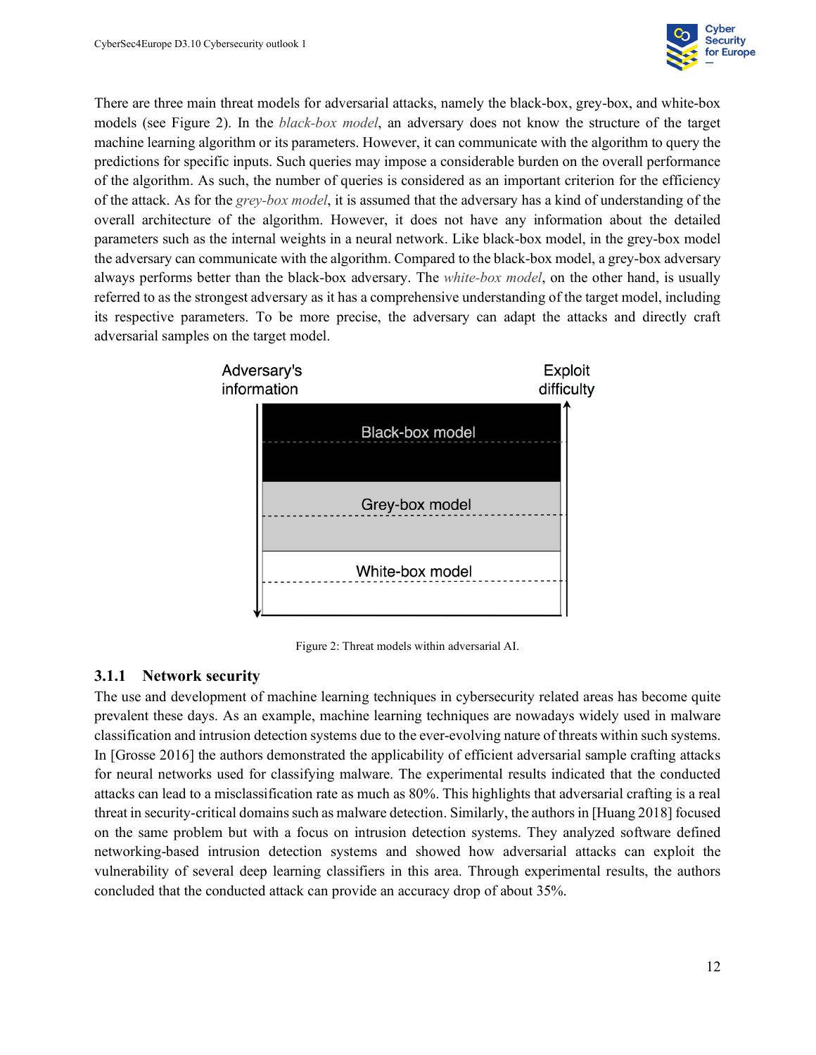There are three main threat models for adversarial attacks, namely the black-box, grey-box, and white-box models (see Figure 2). In the *black-box model*, an adversary does not know the structure of the target machine learning algorithm or its parameters. However, it can communicate with the algorithm to query the predictions for specific inputs. Such queries may impose a considerable burden on the overall performance of the algorithm. As such, the number of queries is considered as an important criterion for the efficiency of the attack. As for the *grey-box model*, it is assumed that the adversary has a kind of understanding of the overall architecture of the algorithm. However, it does not have any information about the detailed parameters such as the internal weights in a neural network. Like black-box model, in the grey-box model the adversary can communicate with the algorithm. Compared to the black-box model, a grey-box adversary always performs better than the black-box adversary. The *white-box model*, on the other hand, is usually referred to as the strongest adversary as it has a comprehensive understanding of the target model, including its respective parameters. To be more precise, the adversary can adapt the attacks and directly craft adversarial samples on the target model.

Figure 2: Threat models within adversarial AI.

### 3.1.1 Network security

The use and development of machine learning techniques in cybersecurity related areas has become quite prevalent these days. As an example, machine learning techniques are nowadays widely used in malware classification and intrusion detection systems due to the ever-evolving nature of threats within such systems. In [Grosse 2016] the authors demonstrated the applicability of efficient adversarial sample crafting attacks for neural networks used for classifying malware. The experimental results indicated that the conducted attacks can lead to a misclassification rate as much as 80%. This highlights that adversarial crafting is a real threat in security-critical domains such as malware detection. Similarly, the authors in [Huang 2018] focused on the same problem but with a focus on intrusion detection systems. They analyzed software defined networking-based intrusion detection systems and showed how adversarial attacks can exploit the vulnerability of several deep learning classifiers in this area. Through experimental results, the authors concluded that the conducted attack can provide an accuracy drop of about 35%.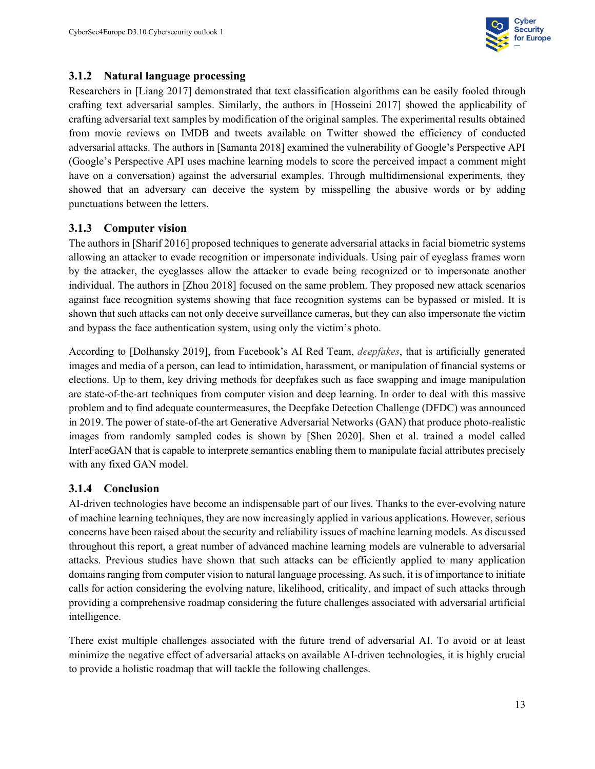### 3.1.2 Natural language processing

Researchers in [Liang 2017] demonstrated that text classification algorithms can be easily fooled through crafting text adversarial samples. Similarly, the authors in [Hosseini 2017] showed the applicability of crafting adversarial text samples by modification of the original samples. The experimental results obtained from movie reviews on IMDB and tweets available on Twitter showed the efficiency of conducted adversarial attacks. The authors in [Samanta 2018] examined the vulnerability of Google's Perspective API (Google's Perspective API uses machine learning models to score the perceived impact a comment might have on a conversation) against the adversarial examples. Through multidimensional experiments, they showed that an adversary can deceive the system by misspelling the abusive words or by adding punctuations between the letters.

### 3.1.3 Computer vision

The authors in [Sharif 2016] proposed techniques to generate adversarial attacks in facial biometric systems allowing an attacker to evade recognition or impersonate individuals. Using pair of eyeglass frames worn by the attacker, the eyeglasses allow the attacker to evade being recognized or to impersonate another individual. The authors in [Zhou 2018] focused on the same problem. They proposed new attack scenarios against face recognition systems showing that face recognition systems can be bypassed or misled. It is shown that such attacks can not only deceive surveillance cameras, but they can also impersonate the victim and bypass the face authentication system, using only the victim's photo.

According to [Dolhansky 2019], from Facebook's AI Red Team, *deepfakes*, that is artificially generated images and media of a person, can lead to intimidation, harassment, or manipulation of financial systems or elections. Up to them, key driving methods for deepfakes such as face swapping and image manipulation are state-of-the-art techniques from computer vision and deep learning. In order to deal with this massive problem and to find adequate countermeasures, the Deepfake Detection Challenge (DFDC) was announced in 2019. The power of state-of-the art Generative Adversarial Networks (GAN) that produce photo-realistic images from randomly sampled codes is shown by [Shen 2020]. Shen et al. trained a model called InterFaceGAN that is capable to interprete semantics enabling them to manipulate facial attributes precisely with any fixed GAN model.

### 3.1.4 Conclusion

AI-driven technologies have become an indispensable part of our lives. Thanks to the ever-evolving nature of machine learning techniques, they are now increasingly applied in various applications. However, serious concerns have been raised about the security and reliability issues of machine learning models. As discussed throughout this report, a great number of advanced machine learning models are vulnerable to adversarial attacks. Previous studies have shown that such attacks can be efficiently applied to many application domains ranging from computer vision to natural language processing. As such, it is of importance to initiate calls for action considering the evolving nature, likelihood, criticality, and impact of such attacks through providing a comprehensive roadmap considering the future challenges associated with adversarial artificial intelligence.

There exist multiple challenges associated with the future trend of adversarial AI. To avoid or at least minimize the negative effect of adversarial attacks on available AI-driven technologies, it is highly crucial to provide a holistic roadmap that will tackle the following challenges.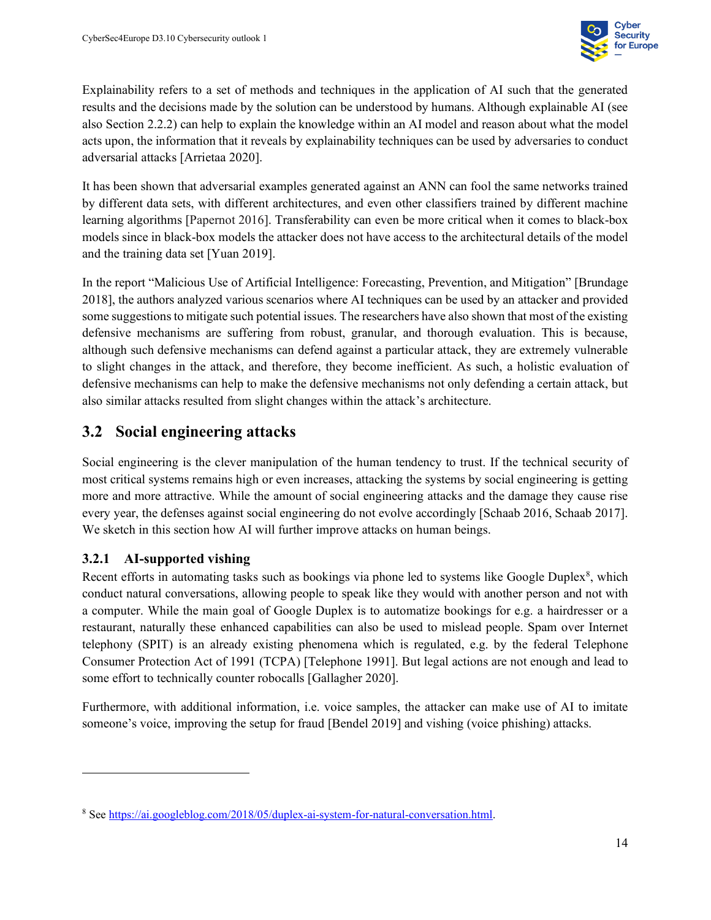Explainability refers to a set of methods and techniques in the application of AI such that the generated results and the decisions made by the solution can be understood by humans. Although explainable AI (see also Section 2.2.2) can help to explain the knowledge within an AI model and reason about what the model acts upon, the information that it reveals by explainability techniques can be used by adversaries to conduct adversarial attacks [Arrietaa 2020].

It has been shown that adversarial examples generated against an ANN can fool the same networks trained by different data sets, with different architectures, and even other classifiers trained by different machine learning algorithms [Papernot 2016]. Transferability can even be more critical when it comes to black-box models since in black-box models the attacker does not have access to the architectural details of the model and the training data set [Yuan 2019].

In the report "Malicious Use of Artificial Intelligence: Forecasting, Prevention, and Mitigation" [Brundage 2018], the authors analyzed various scenarios where AI techniques can be used by an attacker and provided some suggestions to mitigate such potential issues. The researchers have also shown that most of the existing defensive mechanisms are suffering from robust, granular, and thorough evaluation. This is because, although such defensive mechanisms can defend against a particular attack, they are extremely vulnerable to slight changes in the attack, and therefore, they become inefficient. As such, a holistic evaluation of defensive mechanisms can help to make the defensive mechanisms not only defending a certain attack, but also similar attacks resulted from slight changes within the attack's architecture.

## 3.2 Social engineering attacks

Social engineering is the clever manipulation of the human tendency to trust. If the technical security of most critical systems remains high or even increases, attacking the systems by social engineering is getting more and more attractive. While the amount of social engineering attacks and the damage they cause rise every year, the defenses against social engineering do not evolve accordingly [Schaab 2016, Schaab 2017]. We sketch in this section how AI will further improve attacks on human beings.

### 3.2.1 AI-supported vishing

Recent efforts in automating tasks such as bookings via phone led to systems like Google Duplex[8], which conduct natural conversations, allowing people to speak like they would with another person and not with a computer. While the main goal of Google Duplex is to automatize bookings for e.g. a hairdresser or a restaurant, naturally these enhanced capabilities can also be used to mislead people. Spam over Internet telephony (SPIT) is an already existing phenomena which is regulated, e.g. by the federal Telephone Consumer Protection Act of 1991 (TCPA) [Telephone 1991]. But legal actions are not enough and lead to some effort to technically counter robocalls [Gallagher 2020].

Furthermore, with additional information, i.e. voice samples, the attacker can make use of AI to imitate someone's voice, improving the setup for fraud [Bendel 2019] and vishing (voice phishing) attacks.

---

[8] See https://ai.googleblog.com/2018/05/duplex-ai-system-for-natural-conversation.html.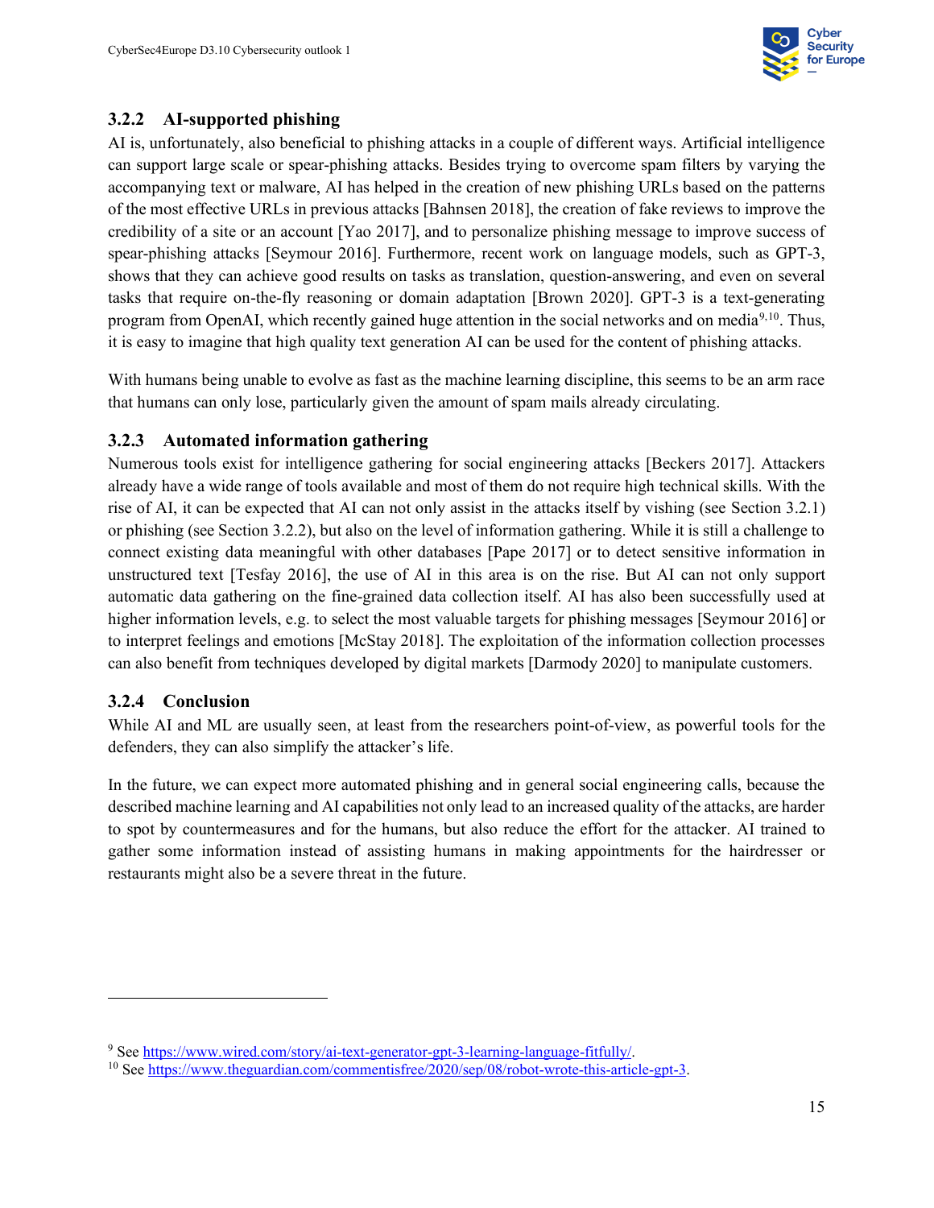### 3.2.2 AI-supported phishing

AI is, unfortunately, also beneficial to phishing attacks in a couple of different ways. Artificial intelligence can support large scale or spear-phishing attacks. Besides trying to overcome spam filters by varying the accompanying text or malware, AI has helped in the creation of new phishing URLs based on the patterns of the most effective URLs in previous attacks [Bahnsen 2018], the creation of fake reviews to improve the credibility of a site or an account [Yao 2017], and to personalize phishing message to improve success of spear-phishing attacks [Seymour 2016]. Furthermore, recent work on language models, such as GPT-3, shows that they can achieve good results on tasks as translation, question-answering, and even on several tasks that require on-the-fly reasoning or domain adaptation [Brown 2020]. GPT-3 is a text-generating program from OpenAI, which recently gained huge attention in the social networks and on media[9,10]. Thus, it is easy to imagine that high quality text generation AI can be used for the content of phishing attacks.

With humans being unable to evolve as fast as the machine learning discipline, this seems to be an arm race that humans can only lose, particularly given the amount of spam mails already circulating.

### 3.2.3 Automated information gathering

Numerous tools exist for intelligence gathering for social engineering attacks [Beckers 2017]. Attackers already have a wide range of tools available and most of them do not require high technical skills. With the rise of AI, it can be expected that AI can not only assist in the attacks itself by vishing (see Section 3.2.1) or phishing (see Section 3.2.2), but also on the level of information gathering. While it is still a challenge to connect existing data meaningful with other databases [Pape 2017] or to detect sensitive information in unstructured text [Tesfay 2016], the use of AI in this area is on the rise. But AI can not only support automatic data gathering on the fine-grained data collection itself. AI has also been successfully used at higher information levels, e.g. to select the most valuable targets for phishing messages [Seymour 2016] or to interpret feelings and emotions [McStay 2018]. The exploitation of the information collection processes can also benefit from techniques developed by digital markets [Darmody 2020] to manipulate customers.

### 3.2.4 Conclusion

While AI and ML are usually seen, at least from the researchers point-of-view, as powerful tools for the defenders, they can also simplify the attacker's life.

In the future, we can expect more automated phishing and in general social engineering calls, because the described machine learning and AI capabilities not only lead to an increased quality of the attacks, are harder to spot by countermeasures and for the humans, but also reduce the effort for the attacker. AI trained to gather some information instead of assisting humans in making appointments for the hairdresser or restaurants might also be a severe threat in the future.

---

[9] See https://www.wired.com/story/ai-text-generator-gpt-3-learning-language-fitfully/.

[10] See https://www.theguardian.com/commentisfree/2020/sep/08/robot-wrote-this-article-gpt-3.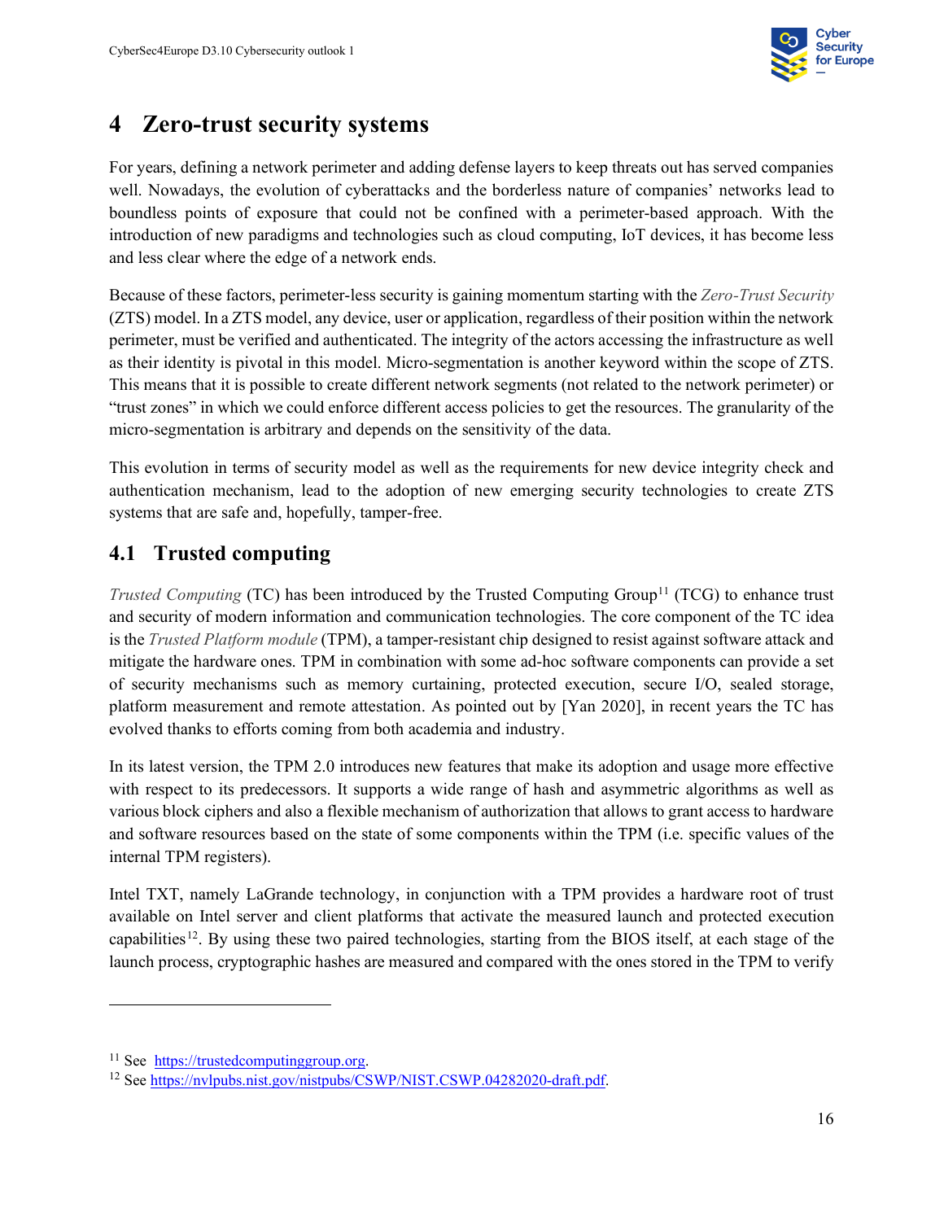# 4 Zero-trust security systems

For years, defining a network perimeter and adding defense layers to keep threats out has served companies well. Nowadays, the evolution of cyberattacks and the borderless nature of companies' networks lead to boundless points of exposure that could not be confined with a perimeter-based approach. With the introduction of new paradigms and technologies such as cloud computing, IoT devices, it has become less and less clear where the edge of a network ends.

Because of these factors, perimeter-less security is gaining momentum starting with the *Zero-Trust Security* (ZTS) model. In a ZTS model, any device, user or application, regardless of their position within the network perimeter, must be verified and authenticated. The integrity of the actors accessing the infrastructure as well as their identity is pivotal in this model. Micro-segmentation is another keyword within the scope of ZTS. This means that it is possible to create different network segments (not related to the network perimeter) or "trust zones" in which we could enforce different access policies to get the resources. The granularity of the micro-segmentation is arbitrary and depends on the sensitivity of the data.

This evolution in terms of security model as well as the requirements for new device integrity check and authentication mechanism, lead to the adoption of new emerging security technologies to create ZTS systems that are safe and, hopefully, tamper-free.

## 4.1 Trusted computing

*Trusted Computing* (TC) has been introduced by the Trusted Computing Group[11] (TCG) to enhance trust and security of modern information and communication technologies. The core component of the TC idea is the *Trusted Platform module* (TPM), a tamper-resistant chip designed to resist against software attack and mitigate the hardware ones. TPM in combination with some ad-hoc software components can provide a set of security mechanisms such as memory curtaining, protected execution, secure I/O, sealed storage, platform measurement and remote attestation. As pointed out by [Yan 2020], in recent years the TC has evolved thanks to efforts coming from both academia and industry.

In its latest version, the TPM 2.0 introduces new features that make its adoption and usage more effective with respect to its predecessors. It supports a wide range of hash and asymmetric algorithms as well as various block ciphers and also a flexible mechanism of authorization that allows to grant access to hardware and software resources based on the state of some components within the TPM (i.e. specific values of the internal TPM registers).

Intel TXT, namely LaGrande technology, in conjunction with a TPM provides a hardware root of trust available on Intel server and client platforms that activate the measured launch and protected execution capabilities[12]. By using these two paired technologies, starting from the BIOS itself, at each stage of the launch process, cryptographic hashes are measured and compared with the ones stored in the TPM to verify

[11] See https://trustedcomputinggroup.org.

[12] See https://nvlpubs.nist.gov/nistpubs/CSWP/NIST.CSWP.04282020-draft.pdf.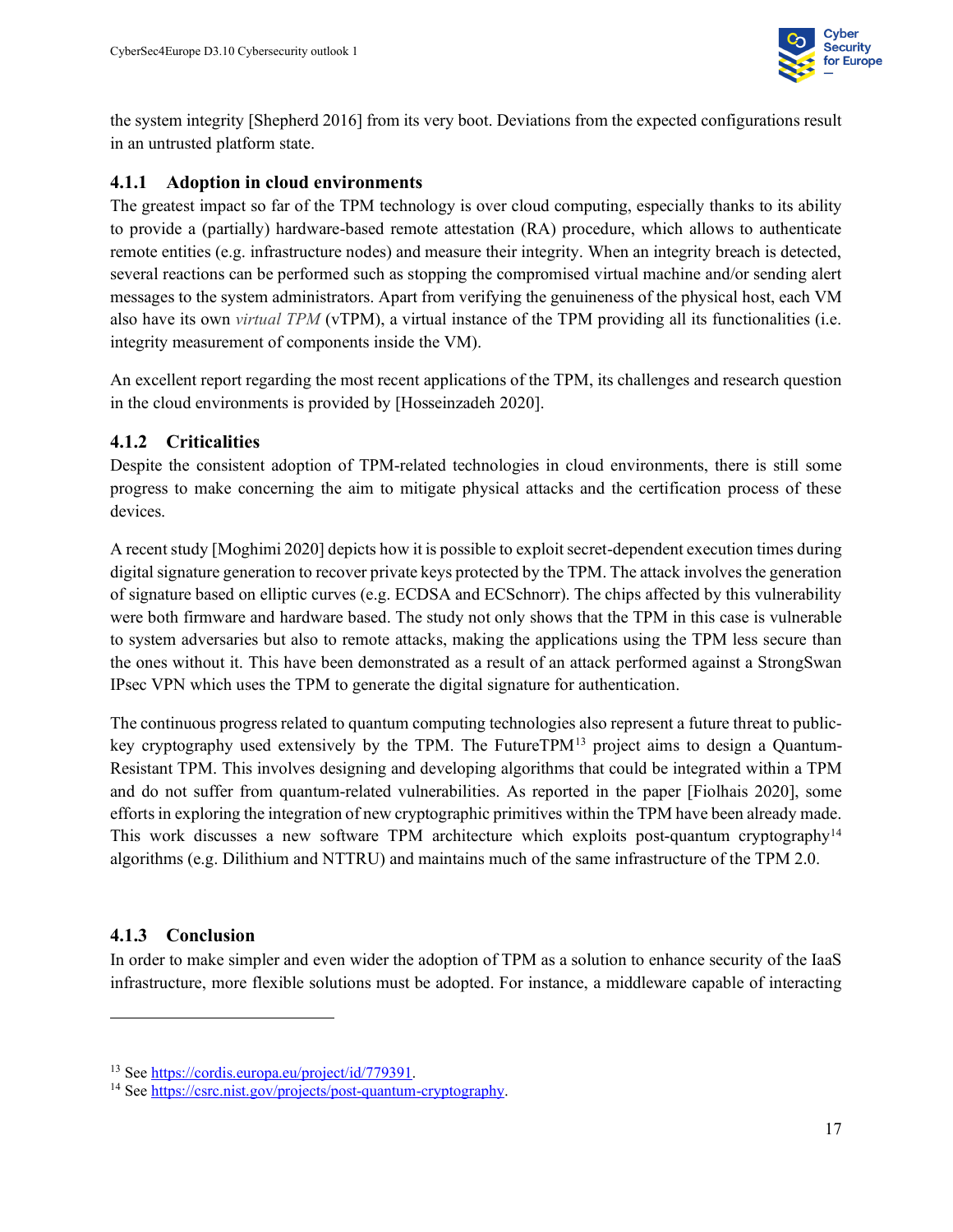the system integrity [Shepherd 2016] from its very boot. Deviations from the expected configurations result in an untrusted platform state.

### 4.1.1 Adoption in cloud environments

The greatest impact so far of the TPM technology is over cloud computing, especially thanks to its ability to provide a (partially) hardware-based remote attestation (RA) procedure, which allows to authenticate remote entities (e.g. infrastructure nodes) and measure their integrity. When an integrity breach is detected, several reactions can be performed such as stopping the compromised virtual machine and/or sending alert messages to the system administrators. Apart from verifying the genuineness of the physical host, each VM also have its own *virtual TPM* (vTPM), a virtual instance of the TPM providing all its functionalities (i.e. integrity measurement of components inside the VM).

An excellent report regarding the most recent applications of the TPM, its challenges and research question in the cloud environments is provided by [Hosseinzadeh 2020].

### 4.1.2 Criticalities

Despite the consistent adoption of TPM-related technologies in cloud environments, there is still some progress to make concerning the aim to mitigate physical attacks and the certification process of these devices.

A recent study [Moghimi 2020] depicts how it is possible to exploit secret-dependent execution times during digital signature generation to recover private keys protected by the TPM. The attack involves the generation of signature based on elliptic curves (e.g. ECDSA and ECSchnorr). The chips affected by this vulnerability were both firmware and hardware based. The study not only shows that the TPM in this case is vulnerable to system adversaries but also to remote attacks, making the applications using the TPM less secure than the ones without it. This have been demonstrated as a result of an attack performed against a StrongSwan IPsec VPN which uses the TPM to generate the digital signature for authentication.

The continuous progress related to quantum computing technologies also represent a future threat to public-key cryptography used extensively by the TPM. The FutureTPM[13] project aims to design a Quantum-Resistant TPM. This involves designing and developing algorithms that could be integrated within a TPM and do not suffer from quantum-related vulnerabilities. As reported in the paper [Fiolhais 2020], some efforts in exploring the integration of new cryptographic primitives within the TPM have been already made. This work discusses a new software TPM architecture which exploits post-quantum cryptography[14] algorithms (e.g. Dilithium and NTTRU) and maintains much of the same infrastructure of the TPM 2.0.

### 4.1.3 Conclusion

In order to make simpler and even wider the adoption of TPM as a solution to enhance security of the IaaS infrastructure, more flexible solutions must be adopted. For instance, a middleware capable of interacting

---

[13] See https://cordis.europa.eu/project/id/779391.

[14] See https://csrc.nist.gov/projects/post-quantum-cryptography.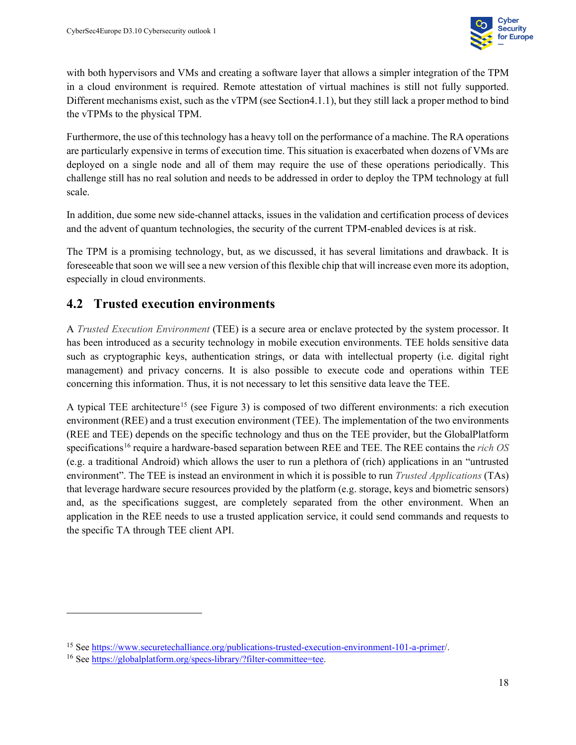with both hypervisors and VMs and creating a software layer that allows a simpler integration of the TPM in a cloud environment is required. Remote attestation of virtual machines is still not fully supported. Different mechanisms exist, such as the vTPM (see Section4.1.1), but they still lack a proper method to bind the vTPMs to the physical TPM.

Furthermore, the use of this technology has a heavy toll on the performance of a machine. The RA operations are particularly expensive in terms of execution time. This situation is exacerbated when dozens of VMs are deployed on a single node and all of them may require the use of these operations periodically. This challenge still has no real solution and needs to be addressed in order to deploy the TPM technology at full scale.

In addition, due some new side-channel attacks, issues in the validation and certification process of devices and the advent of quantum technologies, the security of the current TPM-enabled devices is at risk.

The TPM is a promising technology, but, as we discussed, it has several limitations and drawback. It is foreseeable that soon we will see a new version of this flexible chip that will increase even more its adoption, especially in cloud environments.

## 4.2 Trusted execution environments

A *Trusted Execution Environment* (TEE) is a secure area or enclave protected by the system processor. It has been introduced as a security technology in mobile execution environments. TEE holds sensitive data such as cryptographic keys, authentication strings, or data with intellectual property (i.e. digital right management) and privacy concerns. It is also possible to execute code and operations within TEE concerning this information. Thus, it is not necessary to let this sensitive data leave the TEE.

A typical TEE architecture[15] (see Figure 3) is composed of two different environments: a rich execution environment (REE) and a trust execution environment (TEE). The implementation of the two environments (REE and TEE) depends on the specific technology and thus on the TEE provider, but the GlobalPlatform specifications[16] require a hardware-based separation between REE and TEE. The REE contains the *rich OS* (e.g. a traditional Android) which allows the user to run a plethora of (rich) applications in an "untrusted environment". The TEE is instead an environment in which it is possible to run *Trusted Applications* (TAs) that leverage hardware secure resources provided by the platform (e.g. storage, keys and biometric sensors) and, as the specifications suggest, are completely separated from the other environment. When an application in the REE needs to use a trusted application service, it could send commands and requests to the specific TA through TEE client API.

---

[15] See https://www.securetechalliance.org/publications-trusted-execution-environment-101-a-primer/.

[16] See https://globalplatform.org/specs-library/?filter-committee=tee.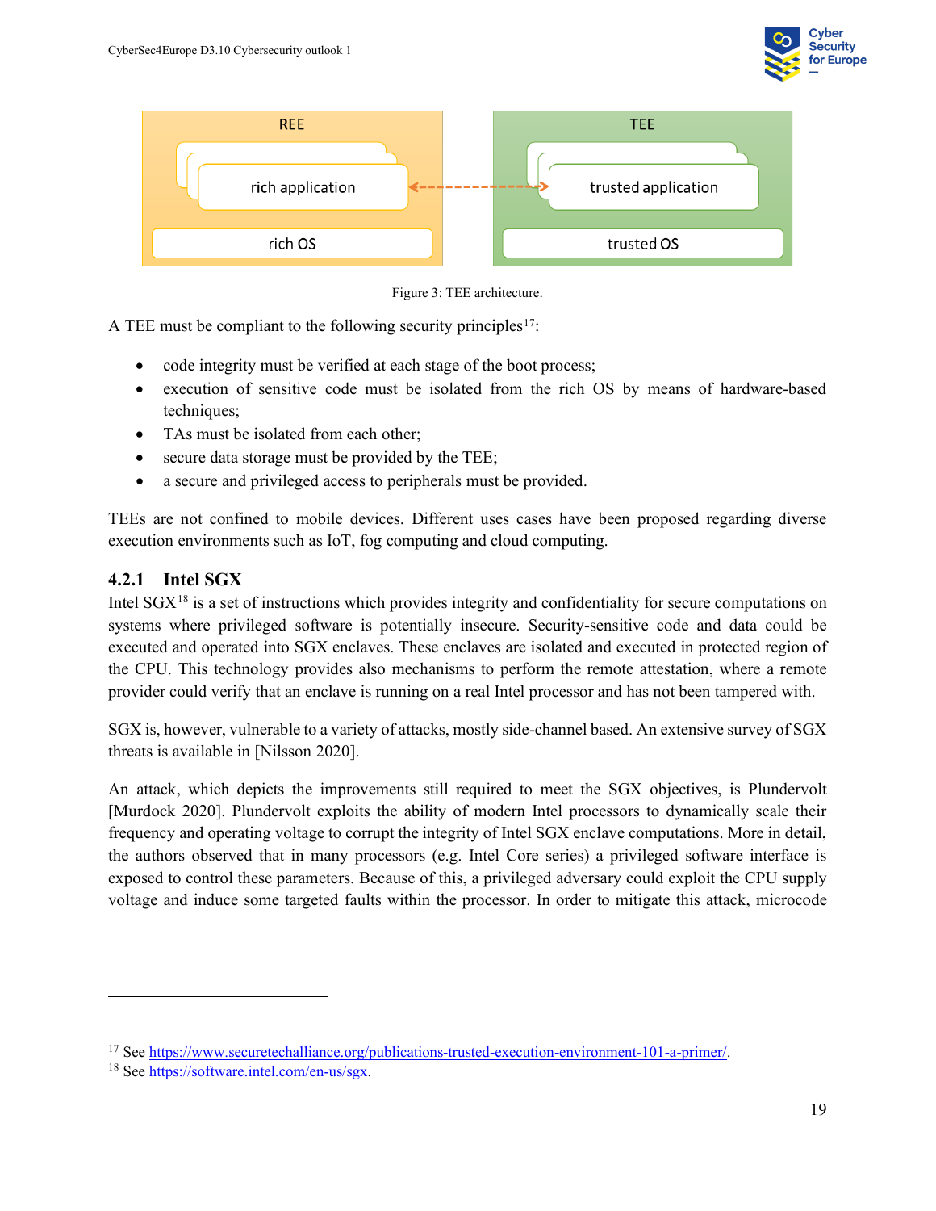Figure 3: TEE architecture.

A TEE must be compliant to the following security principles[17]:

- code integrity must be verified at each stage of the boot process;
- execution of sensitive code must be isolated from the rich OS by means of hardware-based techniques;
- TAs must be isolated from each other;
- secure data storage must be provided by the TEE;
- a secure and privileged access to peripherals must be provided.

TEEs are not confined to mobile devices. Different uses cases have been proposed regarding diverse execution environments such as IoT, fog computing and cloud computing.

### 4.2.1 Intel SGX

Intel SGX[18] is a set of instructions which provides integrity and confidentiality for secure computations on systems where privileged software is potentially insecure. Security-sensitive code and data could be executed and operated into SGX enclaves. These enclaves are isolated and executed in protected region of the CPU. This technology provides also mechanisms to perform the remote attestation, where a remote provider could verify that an enclave is running on a real Intel processor and has not been tampered with.

SGX is, however, vulnerable to a variety of attacks, mostly side-channel based. An extensive survey of SGX threats is available in [Nilsson 2020].

An attack, which depicts the improvements still required to meet the SGX objectives, is Plundervolt [Murdock 2020]. Plundervolt exploits the ability of modern Intel processors to dynamically scale their frequency and operating voltage to corrupt the integrity of Intel SGX enclave computations. More in detail, the authors observed that in many processors (e.g. Intel Core series) a privileged software interface is exposed to control these parameters. Because of this, a privileged adversary could exploit the CPU supply voltage and induce some targeted faults within the processor. In order to mitigate this attack, microcode

[17] See https://www.securetechalliance.org/publications-trusted-execution-environment-101-a-primer/.

[18] See https://software.intel.com/en-us/sgx.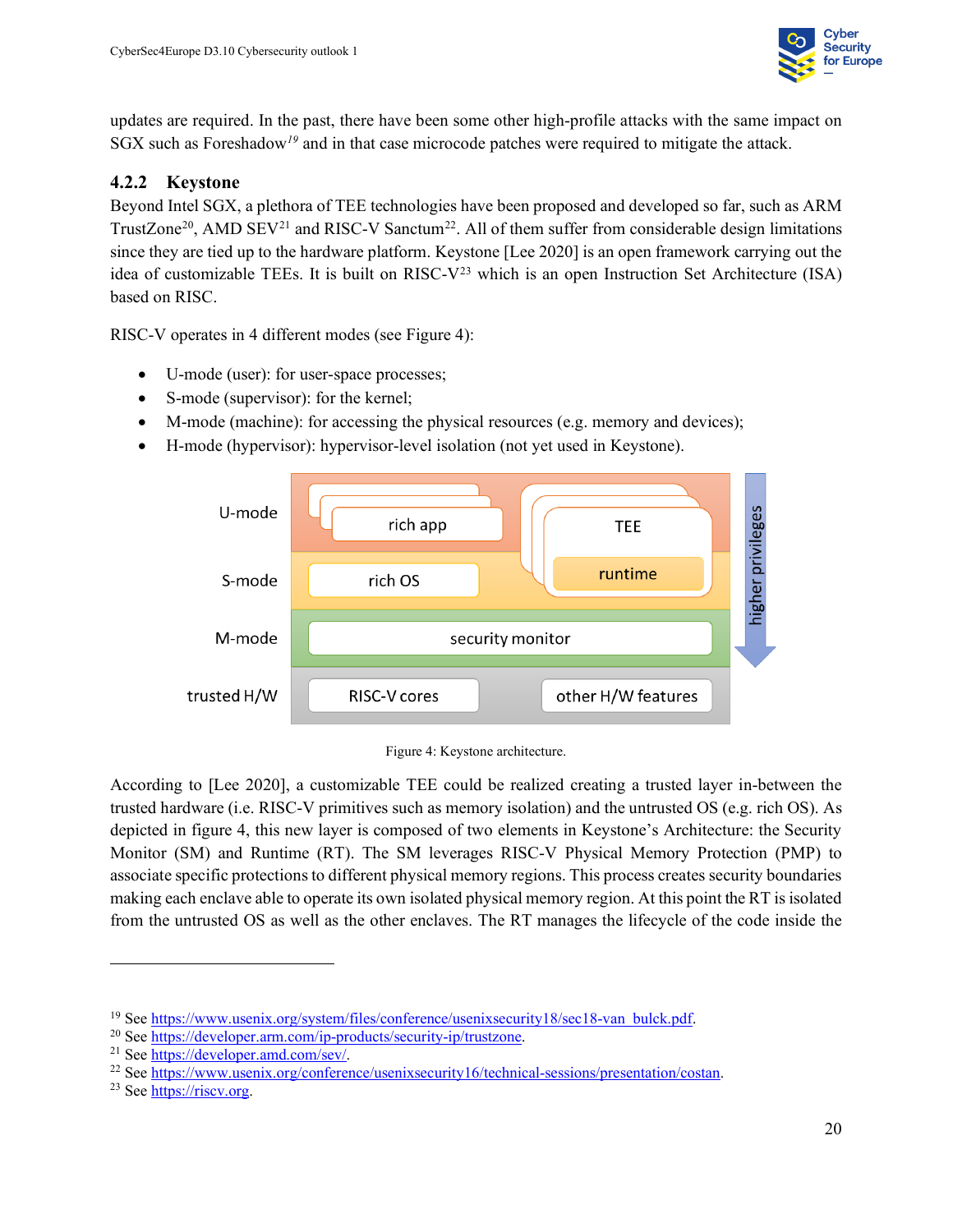updates are required. In the past, there have been some other high-profile attacks with the same impact on SGX such as Foreshadow[19] and in that case microcode patches were required to mitigate the attack.

### 4.2.2 Keystone

Beyond Intel SGX, a plethora of TEE technologies have been proposed and developed so far, such as ARM TrustZone[20], AMD SEV[21] and RISC-V Sanctum[22]. All of them suffer from considerable design limitations since they are tied up to the hardware platform. Keystone [Lee 2020] is an open framework carrying out the idea of customizable TEEs. It is built on RISC-V[23] which is an open Instruction Set Architecture (ISA) based on RISC.

RISC-V operates in 4 different modes (see Figure 4):

- U-mode (user): for user-space processes;
- S-mode (supervisor): for the kernel;
- M-mode (machine): for accessing the physical resources (e.g. memory and devices);
- H-mode (hypervisor): hypervisor-level isolation (not yet used in Keystone).

Figure 4: Keystone architecture.

According to [Lee 2020], a customizable TEE could be realized creating a trusted layer in-between the trusted hardware (i.e. RISC-V primitives such as memory isolation) and the untrusted OS (e.g. rich OS). As depicted in figure 4, this new layer is composed of two elements in Keystone's Architecture: the Security Monitor (SM) and Runtime (RT). The SM leverages RISC-V Physical Memory Protection (PMP) to associate specific protections to different physical memory regions. This process creates security boundaries making each enclave able to operate its own isolated physical memory region. At this point the RT is isolated from the untrusted OS as well as the other enclaves. The RT manages the lifecycle of the code inside the

---

[19] See https://www.usenix.org/system/files/conference/usenixsecurity18/sec18-van_bulck.pdf.
[20] See https://developer.arm.com/ip-products/security-ip/trustzone.
[21] See https://developer.amd.com/sev/.
[22] See https://www.usenix.org/conference/usenixsecurity16/technical-sessions/presentation/costan.
[23] See https://riscv.org.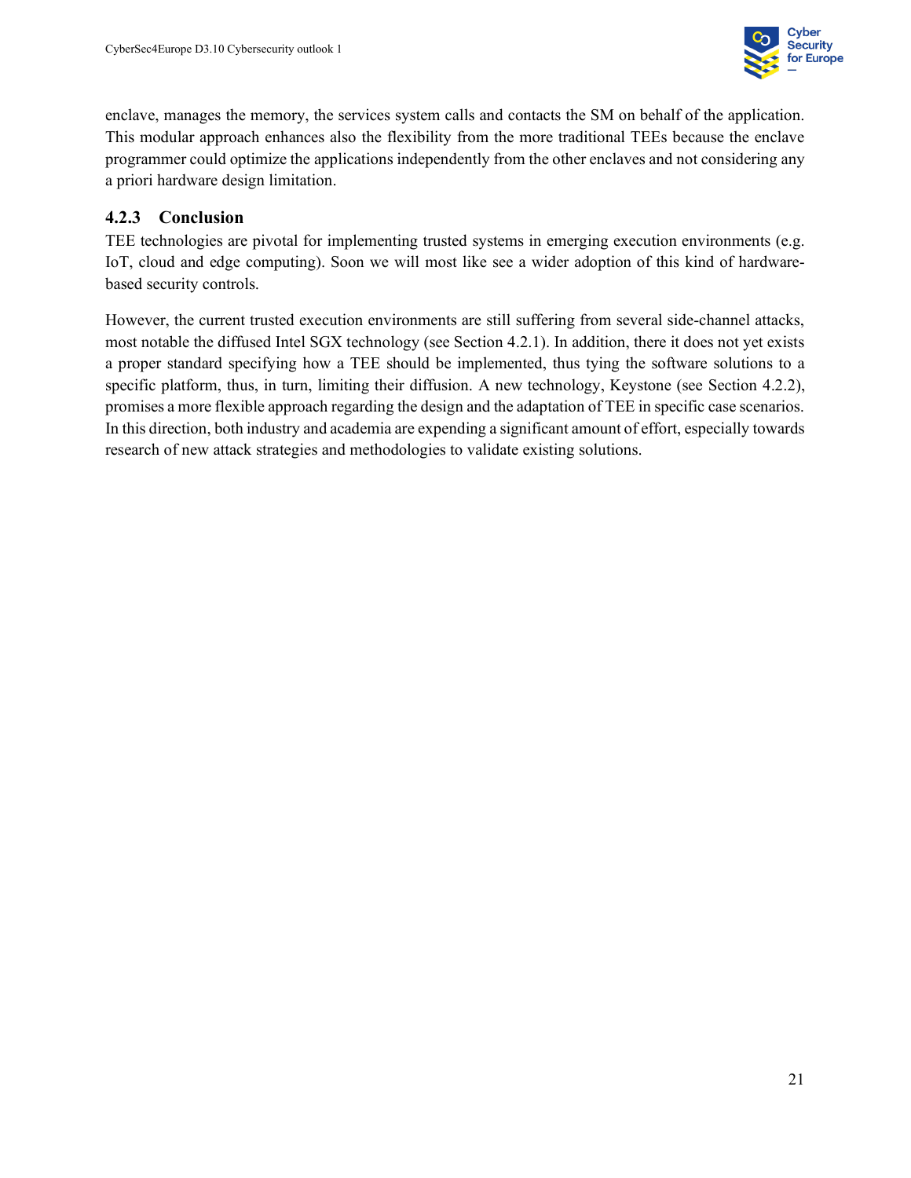enclave, manages the memory, the services system calls and contacts the SM on behalf of the application. This modular approach enhances also the flexibility from the more traditional TEEs because the enclave programmer could optimize the applications independently from the other enclaves and not considering any a priori hardware design limitation.

### 4.2.3 Conclusion

TEE technologies are pivotal for implementing trusted systems in emerging execution environments (e.g. IoT, cloud and edge computing). Soon we will most like see a wider adoption of this kind of hardware-based security controls.

However, the current trusted execution environments are still suffering from several side-channel attacks, most notable the diffused Intel SGX technology (see Section 4.2.1). In addition, there it does not yet exists a proper standard specifying how a TEE should be implemented, thus tying the software solutions to a specific platform, thus, in turn, limiting their diffusion. A new technology, Keystone (see Section 4.2.2), promises a more flexible approach regarding the design and the adaptation of TEE in specific case scenarios. In this direction, both industry and academia are expending a significant amount of effort, especially towards research of new attack strategies and methodologies to validate existing solutions.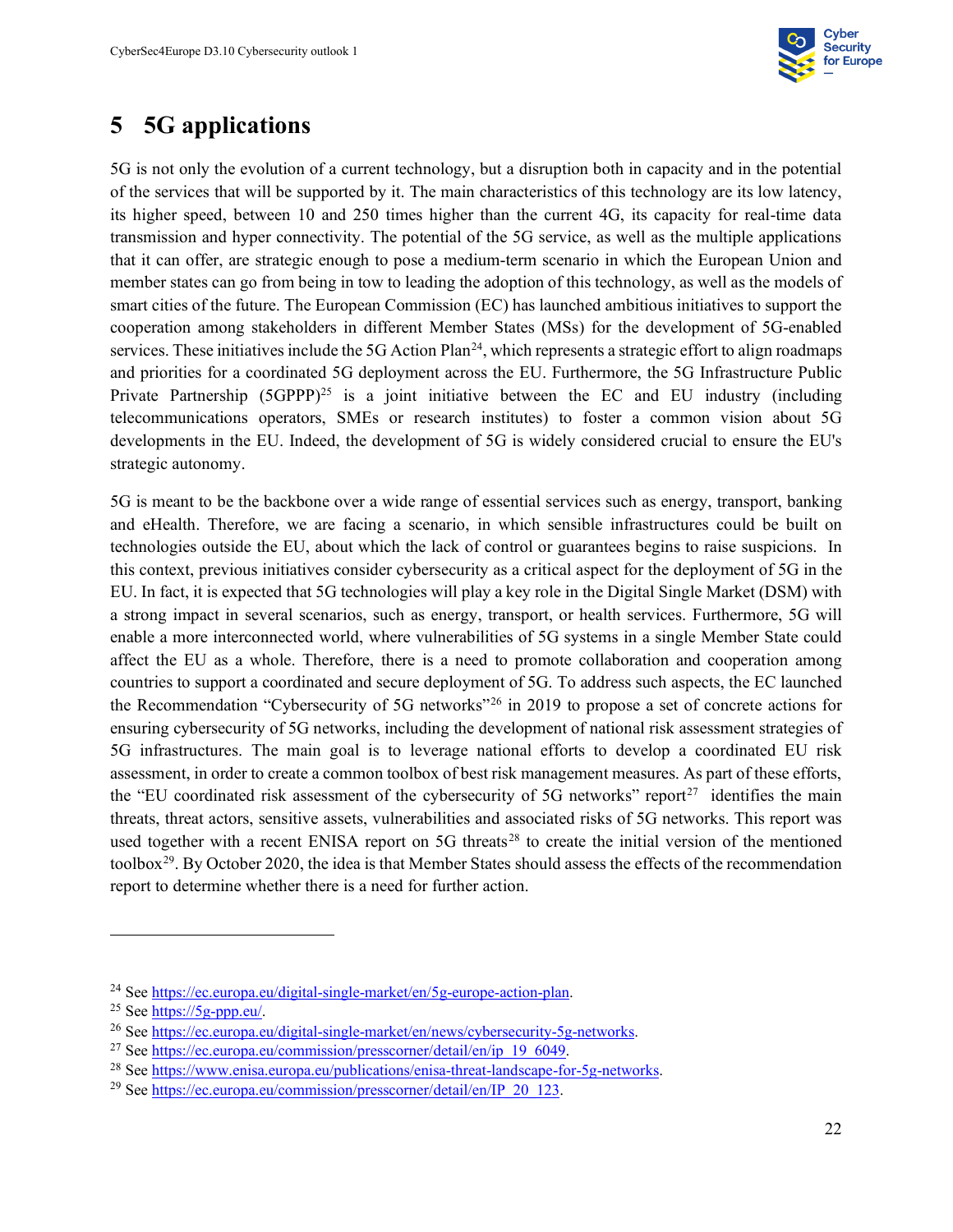# 5 5G applications

5G is not only the evolution of a current technology, but a disruption both in capacity and in the potential of the services that will be supported by it. The main characteristics of this technology are its low latency, its higher speed, between 10 and 250 times higher than the current 4G, its capacity for real-time data transmission and hyper connectivity. The potential of the 5G service, as well as the multiple applications that it can offer, are strategic enough to pose a medium-term scenario in which the European Union and member states can go from being in tow to leading the adoption of this technology, as well as the models of smart cities of the future. The European Commission (EC) has launched ambitious initiatives to support the cooperation among stakeholders in different Member States (MSs) for the development of 5G-enabled services. These initiatives include the 5G Action Plan[24], which represents a strategic effort to align roadmaps and priorities for a coordinated 5G deployment across the EU. Furthermore, the 5G Infrastructure Public Private Partnership (5GPPP)[25] is a joint initiative between the EC and EU industry (including telecommunications operators, SMEs or research institutes) to foster a common vision about 5G developments in the EU. Indeed, the development of 5G is widely considered crucial to ensure the EU's strategic autonomy.

5G is meant to be the backbone over a wide range of essential services such as energy, transport, banking and eHealth. Therefore, we are facing a scenario, in which sensible infrastructures could be built on technologies outside the EU, about which the lack of control or guarantees begins to raise suspicions. In this context, previous initiatives consider cybersecurity as a critical aspect for the deployment of 5G in the EU. In fact, it is expected that 5G technologies will play a key role in the Digital Single Market (DSM) with a strong impact in several scenarios, such as energy, transport, or health services. Furthermore, 5G will enable a more interconnected world, where vulnerabilities of 5G systems in a single Member State could affect the EU as a whole. Therefore, there is a need to promote collaboration and cooperation among countries to support a coordinated and secure deployment of 5G. To address such aspects, the EC launched the Recommendation "Cybersecurity of 5G networks"[26] in 2019 to propose a set of concrete actions for ensuring cybersecurity of 5G networks, including the development of national risk assessment strategies of 5G infrastructures. The main goal is to leverage national efforts to develop a coordinated EU risk assessment, in order to create a common toolbox of best risk management measures. As part of these efforts, the "EU coordinated risk assessment of the cybersecurity of 5G networks" report[27] identifies the main threats, threat actors, sensitive assets, vulnerabilities and associated risks of 5G networks. This report was used together with a recent ENISA report on 5G threats[28] to create the initial version of the mentioned toolbox[29]. By October 2020, the idea is that Member States should assess the effects of the recommendation report to determine whether there is a need for further action.

---

[24] See https://ec.europa.eu/digital-single-market/en/5g-europe-action-plan.

[25] See https://5g-ppp.eu/.

[26] See https://ec.europa.eu/digital-single-market/en/news/cybersecurity-5g-networks.

[27] See https://ec.europa.eu/commission/presscorner/detail/en/ip_19_6049.

[28] See https://www.enisa.europa.eu/publications/enisa-threat-landscape-for-5g-networks.

[29] See https://ec.europa.eu/commission/presscorner/detail/en/IP_20_123.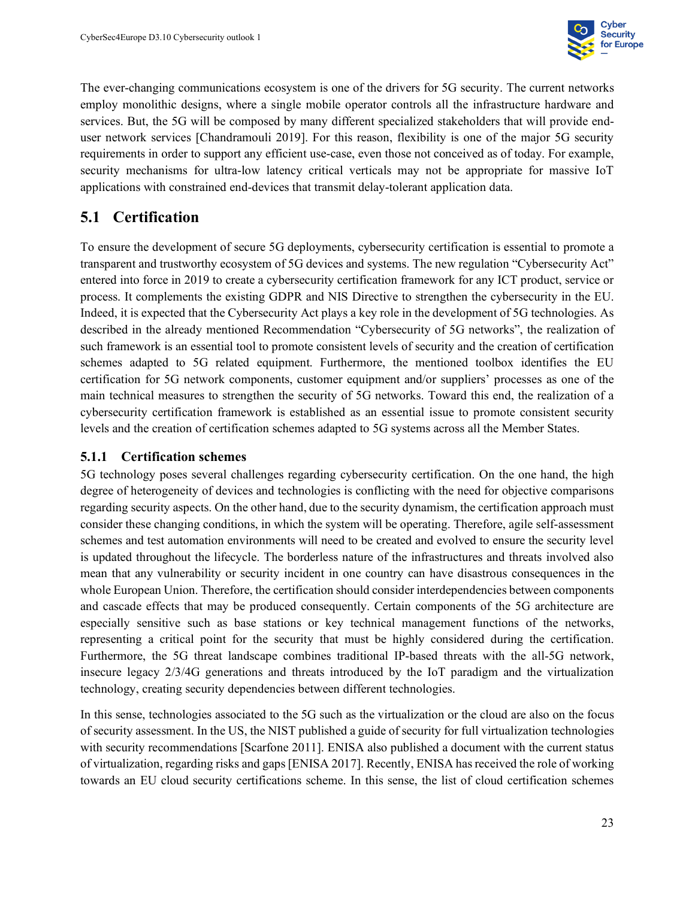The ever-changing communications ecosystem is one of the drivers for 5G security. The current networks employ monolithic designs, where a single mobile operator controls all the infrastructure hardware and services. But, the 5G will be composed by many different specialized stakeholders that will provide end-user network services [Chandramouli 2019]. For this reason, flexibility is one of the major 5G security requirements in order to support any efficient use-case, even those not conceived as of today. For example, security mechanisms for ultra-low latency critical verticals may not be appropriate for massive IoT applications with constrained end-devices that transmit delay-tolerant application data.

## 5.1 Certification

To ensure the development of secure 5G deployments, cybersecurity certification is essential to promote a transparent and trustworthy ecosystem of 5G devices and systems. The new regulation "Cybersecurity Act" entered into force in 2019 to create a cybersecurity certification framework for any ICT product, service or process. It complements the existing GDPR and NIS Directive to strengthen the cybersecurity in the EU. Indeed, it is expected that the Cybersecurity Act plays a key role in the development of 5G technologies. As described in the already mentioned Recommendation "Cybersecurity of 5G networks", the realization of such framework is an essential tool to promote consistent levels of security and the creation of certification schemes adapted to 5G related equipment. Furthermore, the mentioned toolbox identifies the EU certification for 5G network components, customer equipment and/or suppliers' processes as one of the main technical measures to strengthen the security of 5G networks. Toward this end, the realization of a cybersecurity certification framework is established as an essential issue to promote consistent security levels and the creation of certification schemes adapted to 5G systems across all the Member States.

### 5.1.1 Certification schemes

5G technology poses several challenges regarding cybersecurity certification. On the one hand, the high degree of heterogeneity of devices and technologies is conflicting with the need for objective comparisons regarding security aspects. On the other hand, due to the security dynamism, the certification approach must consider these changing conditions, in which the system will be operating. Therefore, agile self-assessment schemes and test automation environments will need to be created and evolved to ensure the security level is updated throughout the lifecycle. The borderless nature of the infrastructures and threats involved also mean that any vulnerability or security incident in one country can have disastrous consequences in the whole European Union. Therefore, the certification should consider interdependencies between components and cascade effects that may be produced consequently. Certain components of the 5G architecture are especially sensitive such as base stations or key technical management functions of the networks, representing a critical point for the security that must be highly considered during the certification. Furthermore, the 5G threat landscape combines traditional IP-based threats with the all-5G network, insecure legacy 2/3/4G generations and threats introduced by the IoT paradigm and the virtualization technology, creating security dependencies between different technologies.

In this sense, technologies associated to the 5G such as the virtualization or the cloud are also on the focus of security assessment. In the US, the NIST published a guide of security for full virtualization technologies with security recommendations [Scarfone 2011]. ENISA also published a document with the current status of virtualization, regarding risks and gaps [ENISA 2017]. Recently, ENISA has received the role of working towards an EU cloud security certifications scheme. In this sense, the list of cloud certification schemes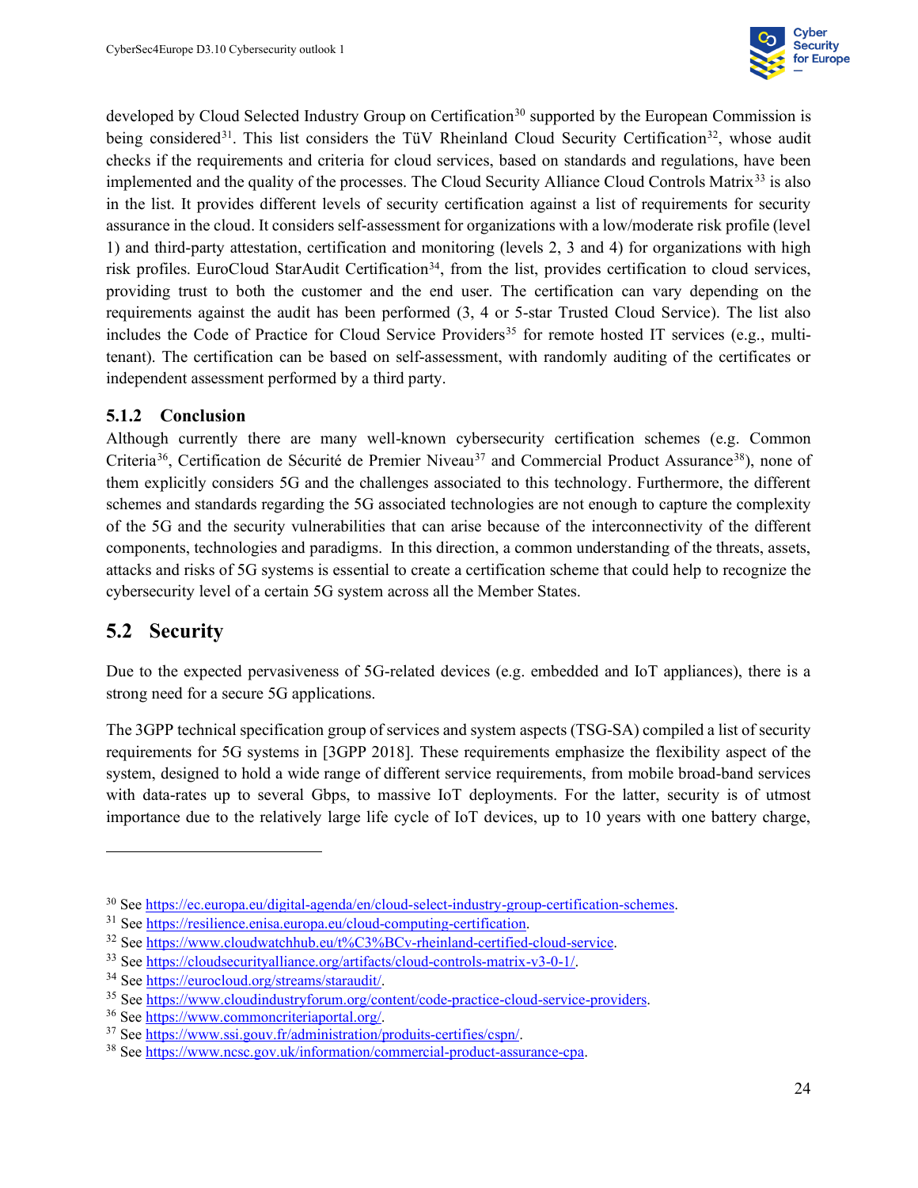developed by Cloud Selected Industry Group on Certification[30] supported by the European Commission is being considered[31]. This list considers the TüV Rheinland Cloud Security Certification[32], whose audit checks if the requirements and criteria for cloud services, based on standards and regulations, have been implemented and the quality of the processes. The Cloud Security Alliance Cloud Controls Matrix[33] is also in the list. It provides different levels of security certification against a list of requirements for security assurance in the cloud. It considers self-assessment for organizations with a low/moderate risk profile (level 1) and third-party attestation, certification and monitoring (levels 2, 3 and 4) for organizations with high risk profiles. EuroCloud StarAudit Certification[34], from the list, provides certification to cloud services, providing trust to both the customer and the end user. The certification can vary depending on the requirements against the audit has been performed (3, 4 or 5-star Trusted Cloud Service). The list also includes the Code of Practice for Cloud Service Providers[35] for remote hosted IT services (e.g., multi-tenant). The certification can be based on self-assessment, with randomly auditing of the certificates or independent assessment performed by a third party.

### 5.1.2 Conclusion

Although currently there are many well-known cybersecurity certification schemes (e.g. Common Criteria[36], Certification de Sécurité de Premier Niveau[37] and Commercial Product Assurance[38]), none of them explicitly considers 5G and the challenges associated to this technology. Furthermore, the different schemes and standards regarding the 5G associated technologies are not enough to capture the complexity of the 5G and the security vulnerabilities that can arise because of the interconnectivity of the different components, technologies and paradigms. In this direction, a common understanding of the threats, assets, attacks and risks of 5G systems is essential to create a certification scheme that could help to recognize the cybersecurity level of a certain 5G system across all the Member States.

## 5.2 Security

Due to the expected pervasiveness of 5G-related devices (e.g. embedded and IoT appliances), there is a strong need for a secure 5G applications.

The 3GPP technical specification group of services and system aspects (TSG-SA) compiled a list of security requirements for 5G systems in [3GPP 2018]. These requirements emphasize the flexibility aspect of the system, designed to hold a wide range of different service requirements, from mobile broad-band services with data-rates up to several Gbps, to massive IoT deployments. For the latter, security is of utmost importance due to the relatively large life cycle of IoT devices, up to 10 years with one battery charge,

---

[30] See https://ec.europa.eu/digital-agenda/en/cloud-select-industry-group-certification-schemes.

[31] See https://resilience.enisa.europa.eu/cloud-computing-certification.

[32] See https://www.cloudwatchhub.eu/t%C3%BCv-rheinland-certified-cloud-service.

[33] See https://cloudsecurityalliance.org/artifacts/cloud-controls-matrix-v3-0-1/.

[34] See https://eurocloud.org/streams/staraudit/.

[35] See https://www.cloudindustryforum.org/content/code-practice-cloud-service-providers.

[36] See https://www.commoncriteriaportal.org/.

[37] See https://www.ssi.gouv.fr/administration/produits-certifies/cspn/.

[38] See https://www.ncsc.gov.uk/information/commercial-product-assurance-cpa.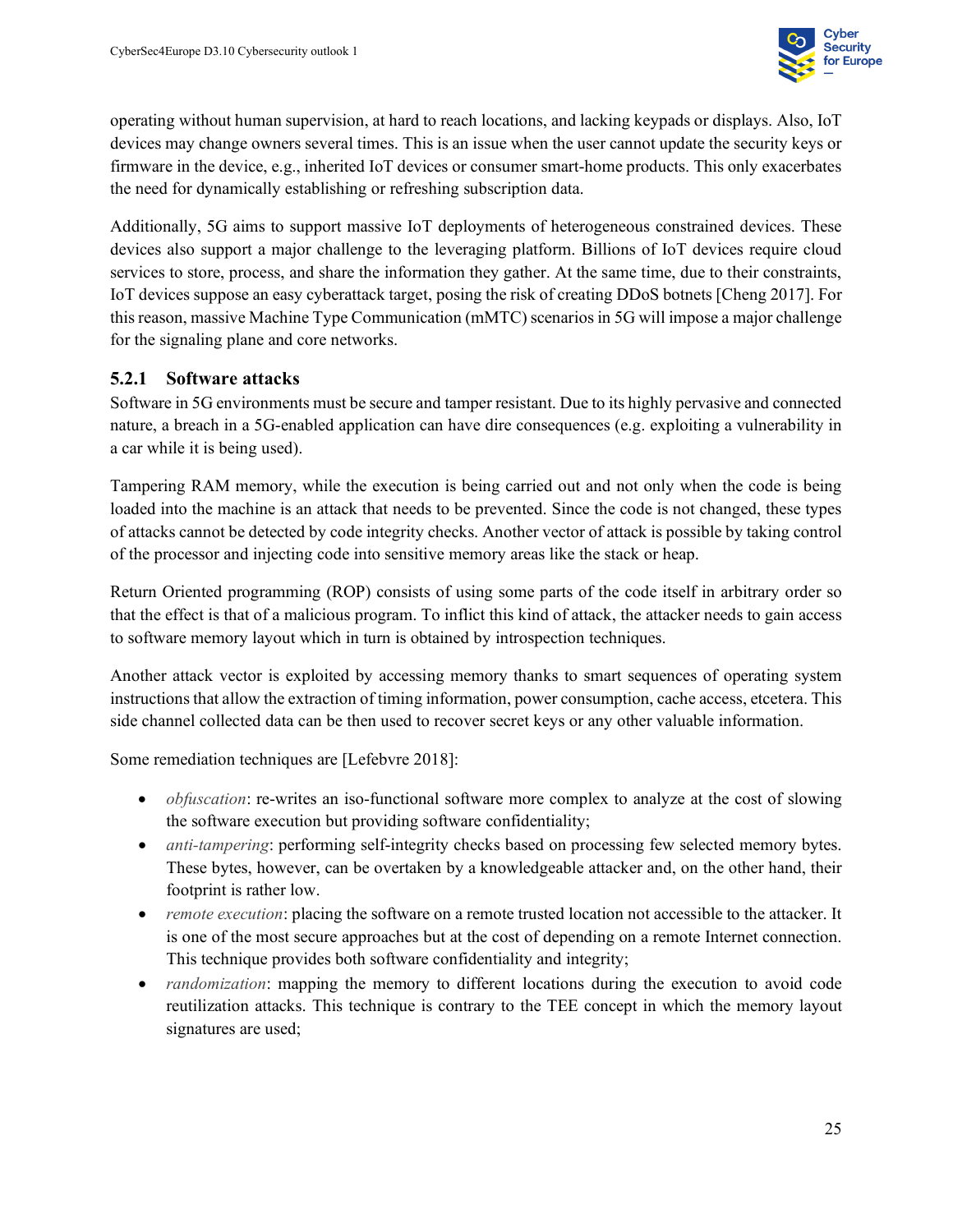operating without human supervision, at hard to reach locations, and lacking keypads or displays. Also, IoT devices may change owners several times. This is an issue when the user cannot update the security keys or firmware in the device, e.g., inherited IoT devices or consumer smart-home products. This only exacerbates the need for dynamically establishing or refreshing subscription data.

Additionally, 5G aims to support massive IoT deployments of heterogeneous constrained devices. These devices also support a major challenge to the leveraging platform. Billions of IoT devices require cloud services to store, process, and share the information they gather. At the same time, due to their constraints, IoT devices suppose an easy cyberattack target, posing the risk of creating DDoS botnets [Cheng 2017]. For this reason, massive Machine Type Communication (mMTC) scenarios in 5G will impose a major challenge for the signaling plane and core networks.

### 5.2.1 Software attacks

Software in 5G environments must be secure and tamper resistant. Due to its highly pervasive and connected nature, a breach in a 5G-enabled application can have dire consequences (e.g. exploiting a vulnerability in a car while it is being used).

Tampering RAM memory, while the execution is being carried out and not only when the code is being loaded into the machine is an attack that needs to be prevented. Since the code is not changed, these types of attacks cannot be detected by code integrity checks. Another vector of attack is possible by taking control of the processor and injecting code into sensitive memory areas like the stack or heap.

Return Oriented programming (ROP) consists of using some parts of the code itself in arbitrary order so that the effect is that of a malicious program. To inflict this kind of attack, the attacker needs to gain access to software memory layout which in turn is obtained by introspection techniques.

Another attack vector is exploited by accessing memory thanks to smart sequences of operating system instructions that allow the extraction of timing information, power consumption, cache access, etcetera. This side channel collected data can be then used to recover secret keys or any other valuable information.

Some remediation techniques are [Lefebvre 2018]:

- *obfuscation*: re-writes an iso-functional software more complex to analyze at the cost of slowing the software execution but providing software confidentiality;
- *anti-tampering*: performing self-integrity checks based on processing few selected memory bytes. These bytes, however, can be overtaken by a knowledgeable attacker and, on the other hand, their footprint is rather low.
- *remote execution*: placing the software on a remote trusted location not accessible to the attacker. It is one of the most secure approaches but at the cost of depending on a remote Internet connection. This technique provides both software confidentiality and integrity;
- *randomization*: mapping the memory to different locations during the execution to avoid code reutilization attacks. This technique is contrary to the TEE concept in which the memory layout signatures are used;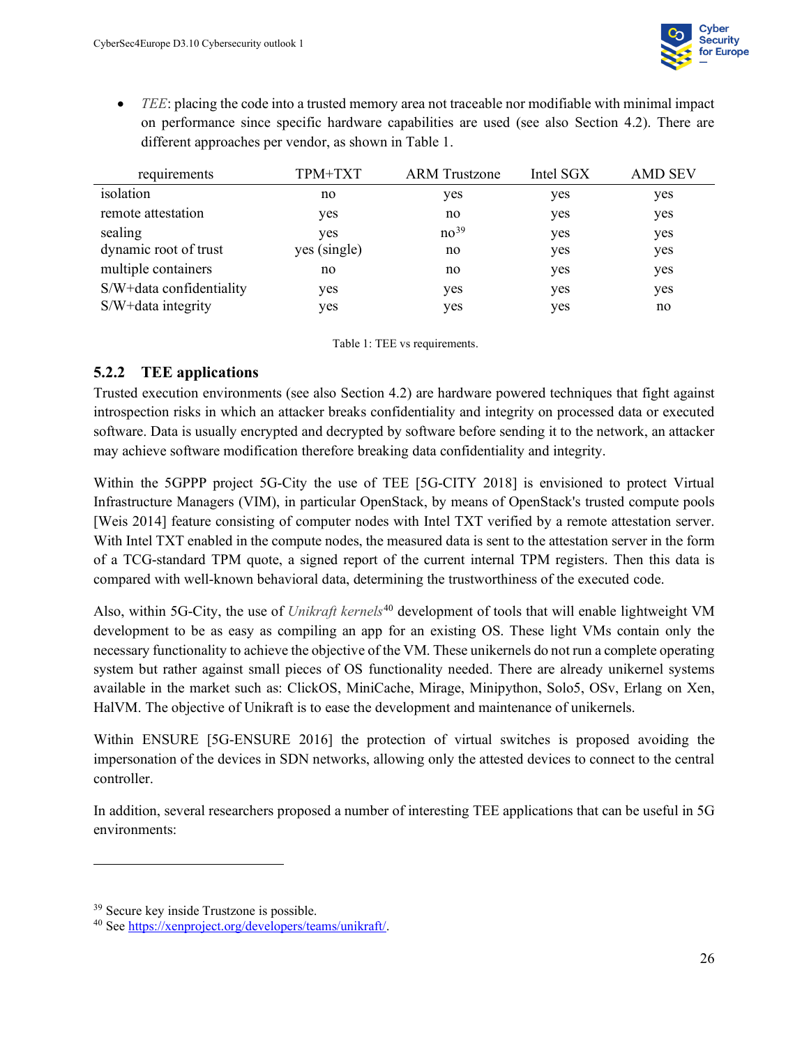- *TEE*: placing the code into a trusted memory area not traceable nor modifiable with minimal impact on performance since specific hardware capabilities are used (see also Section 4.2). There are different approaches per vendor, as shown in Table 1.

| requirements | TPM+TXT | ARM Trustzone | Intel SGX | AMD SEV |
|---|---|---|---|---|
| isolation | no | yes | yes | yes |
| remote attestation | yes | no | yes | yes |
| sealing | yes | no[39] | yes | yes |
| dynamic root of trust | yes (single) | no | yes | yes |
| multiple containers | no | no | yes | yes |
| S/W+data confidentiality | yes | yes | yes | yes |
| S/W+data integrity | yes | yes | yes | no |

Table 1: TEE vs requirements.

### 5.2.2 TEE applications

Trusted execution environments (see also Section 4.2) are hardware powered techniques that fight against introspection risks in which an attacker breaks confidentiality and integrity on processed data or executed software. Data is usually encrypted and decrypted by software before sending it to the network, an attacker may achieve software modification therefore breaking data confidentiality and integrity.

Within the 5GPPP project 5G-City the use of TEE [5G-CITY 2018] is envisioned to protect Virtual Infrastructure Managers (VIM), in particular OpenStack, by means of OpenStack's trusted compute pools [Weis 2014] feature consisting of computer nodes with Intel TXT verified by a remote attestation server. With Intel TXT enabled in the compute nodes, the measured data is sent to the attestation server in the form of a TCG-standard TPM quote, a signed report of the current internal TPM registers. Then this data is compared with well-known behavioral data, determining the trustworthiness of the executed code.

Also, within 5G-City, the use of *Unikraft kernels*[40] development of tools that will enable lightweight VM development to be as easy as compiling an app for an existing OS. These light VMs contain only the necessary functionality to achieve the objective of the VM. These unikernels do not run a complete operating system but rather against small pieces of OS functionality needed. There are already unikernel systems available in the market such as: ClickOS, MiniCache, Mirage, Minipython, Solo5, OSv, Erlang on Xen, HalVM. The objective of Unikraft is to ease the development and maintenance of unikernels.

Within ENSURE [5G-ENSURE 2016] the protection of virtual switches is proposed avoiding the impersonation of the devices in SDN networks, allowing only the attested devices to connect to the central controller.

In addition, several researchers proposed a number of interesting TEE applications that can be useful in 5G environments:

---

[39] Secure key inside Trustzone is possible.

[40] See https://xenproject.org/developers/teams/unikraft/.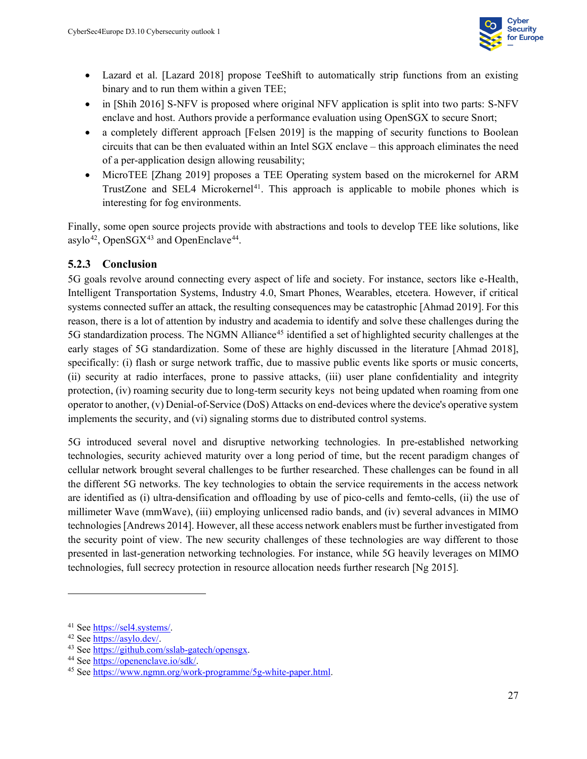- Lazard et al. [Lazard 2018] propose TeeShift to automatically strip functions from an existing binary and to run them within a given TEE;
- in [Shih 2016] S-NFV is proposed where original NFV application is split into two parts: S-NFV enclave and host. Authors provide a performance evaluation using OpenSGX to secure Snort;
- a completely different approach [Felsen 2019] is the mapping of security functions to Boolean circuits that can be then evaluated within an Intel SGX enclave – this approach eliminates the need of a per-application design allowing reusability;
- MicroTEE [Zhang 2019] proposes a TEE Operating system based on the microkernel for ARM TrustZone and SEL4 Microkernel[41]. This approach is applicable to mobile phones which is interesting for fog environments.

Finally, some open source projects provide with abstractions and tools to develop TEE like solutions, like asylo[42], OpenSGX[43] and OpenEnclave[44].

### 5.2.3 Conclusion

5G goals revolve around connecting every aspect of life and society. For instance, sectors like e-Health, Intelligent Transportation Systems, Industry 4.0, Smart Phones, Wearables, etcetera. However, if critical systems connected suffer an attack, the resulting consequences may be catastrophic [Ahmad 2019]. For this reason, there is a lot of attention by industry and academia to identify and solve these challenges during the 5G standardization process. The NGMN Alliance[45] identified a set of highlighted security challenges at the early stages of 5G standardization. Some of these are highly discussed in the literature [Ahmad 2018], specifically: (i) flash or surge network traffic, due to massive public events like sports or music concerts, (ii) security at radio interfaces, prone to passive attacks, (iii) user plane confidentiality and integrity protection, (iv) roaming security due to long-term security keys not being updated when roaming from one operator to another, (v) Denial-of-Service (DoS) Attacks on end-devices where the device's operative system implements the security, and (vi) signaling storms due to distributed control systems.

5G introduced several novel and disruptive networking technologies. In pre-established networking technologies, security achieved maturity over a long period of time, but the recent paradigm changes of cellular network brought several challenges to be further researched. These challenges can be found in all the different 5G networks. The key technologies to obtain the service requirements in the access network are identified as (i) ultra-densification and offloading by use of pico-cells and femto-cells, (ii) the use of millimeter Wave (mmWave), (iii) employing unlicensed radio bands, and (iv) several advances in MIMO technologies [Andrews 2014]. However, all these access network enablers must be further investigated from the security point of view. The new security challenges of these technologies are way different to those presented in last-generation networking technologies. For instance, while 5G heavily leverages on MIMO technologies, full secrecy protection in resource allocation needs further research [Ng 2015].

---

[41] See https://sel4.systems/.

[42] See https://asylo.dev/.

[43] See https://github.com/sslab-gatech/opensgx.

[44] See https://openenclave.io/sdk/.

[45] See https://www.ngmn.org/work-programme/5g-white-paper.html.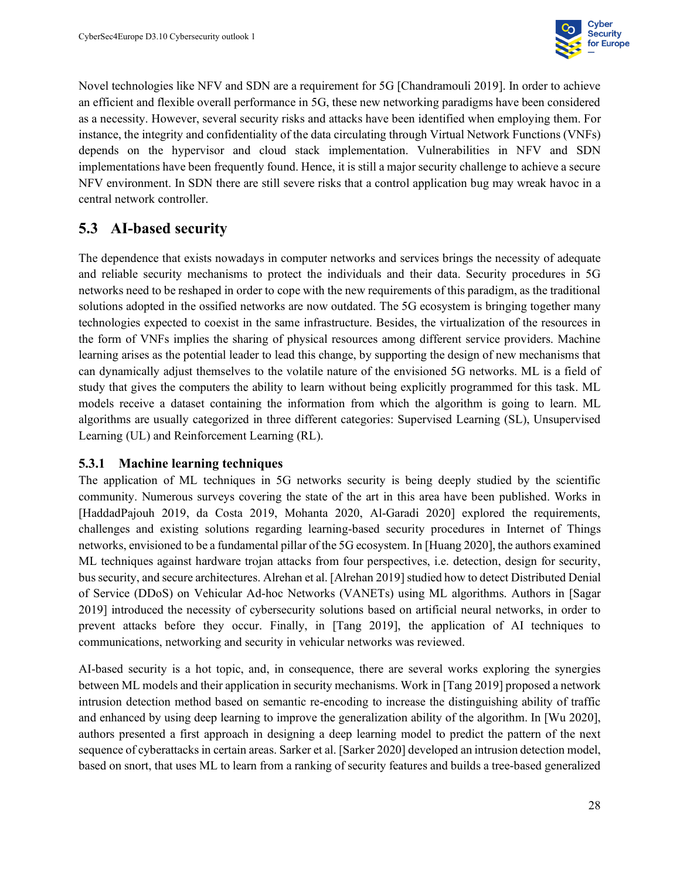Novel technologies like NFV and SDN are a requirement for 5G [Chandramouli 2019]. In order to achieve an efficient and flexible overall performance in 5G, these new networking paradigms have been considered as a necessity. However, several security risks and attacks have been identified when employing them. For instance, the integrity and confidentiality of the data circulating through Virtual Network Functions (VNFs) depends on the hypervisor and cloud stack implementation. Vulnerabilities in NFV and SDN implementations have been frequently found. Hence, it is still a major security challenge to achieve a secure NFV environment. In SDN there are still severe risks that a control application bug may wreak havoc in a central network controller.

## 5.3 AI-based security

The dependence that exists nowadays in computer networks and services brings the necessity of adequate and reliable security mechanisms to protect the individuals and their data. Security procedures in 5G networks need to be reshaped in order to cope with the new requirements of this paradigm, as the traditional solutions adopted in the ossified networks are now outdated. The 5G ecosystem is bringing together many technologies expected to coexist in the same infrastructure. Besides, the virtualization of the resources in the form of VNFs implies the sharing of physical resources among different service providers. Machine learning arises as the potential leader to lead this change, by supporting the design of new mechanisms that can dynamically adjust themselves to the volatile nature of the envisioned 5G networks. ML is a field of study that gives the computers the ability to learn without being explicitly programmed for this task. ML models receive a dataset containing the information from which the algorithm is going to learn. ML algorithms are usually categorized in three different categories: Supervised Learning (SL), Unsupervised Learning (UL) and Reinforcement Learning (RL).

### 5.3.1 Machine learning techniques

The application of ML techniques in 5G networks security is being deeply studied by the scientific community. Numerous surveys covering the state of the art in this area have been published. Works in [HaddadPajouh 2019, da Costa 2019, Mohanta 2020, Al-Garadi 2020] explored the requirements, challenges and existing solutions regarding learning-based security procedures in Internet of Things networks, envisioned to be a fundamental pillar of the 5G ecosystem. In [Huang 2020], the authors examined ML techniques against hardware trojan attacks from four perspectives, i.e. detection, design for security, bus security, and secure architectures. Alrehan et al. [Alrehan 2019] studied how to detect Distributed Denial of Service (DDoS) on Vehicular Ad-hoc Networks (VANETs) using ML algorithms. Authors in [Sagar 2019] introduced the necessity of cybersecurity solutions based on artificial neural networks, in order to prevent attacks before they occur. Finally, in [Tang 2019], the application of AI techniques to communications, networking and security in vehicular networks was reviewed.

AI-based security is a hot topic, and, in consequence, there are several works exploring the synergies between ML models and their application in security mechanisms. Work in [Tang 2019] proposed a network intrusion detection method based on semantic re-encoding to increase the distinguishing ability of traffic and enhanced by using deep learning to improve the generalization ability of the algorithm. In [Wu 2020], authors presented a first approach in designing a deep learning model to predict the pattern of the next sequence of cyberattacks in certain areas. Sarker et al. [Sarker 2020] developed an intrusion detection model, based on snort, that uses ML to learn from a ranking of security features and builds a tree-based generalized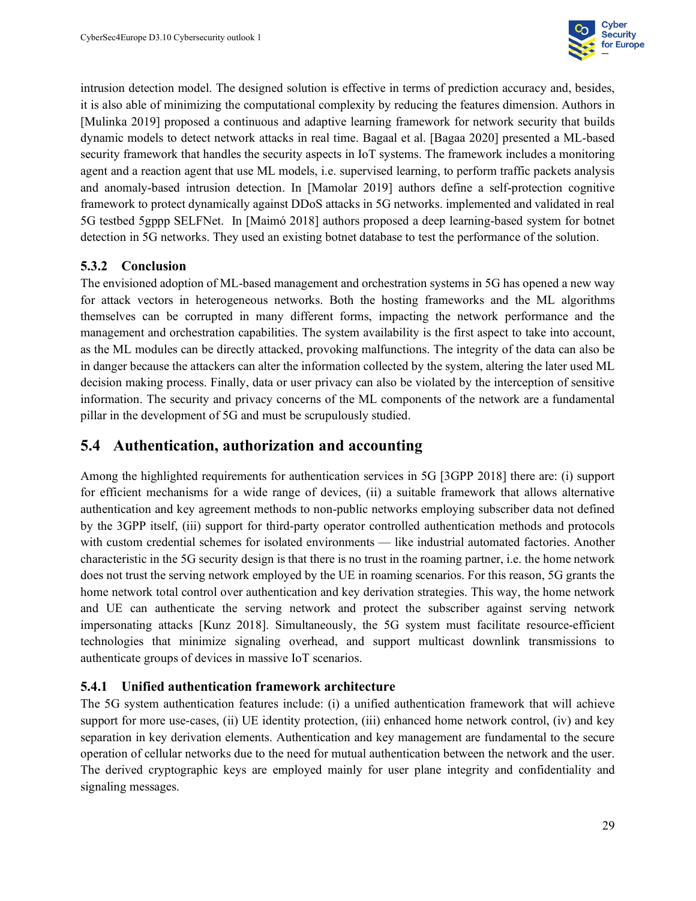intrusion detection model. The designed solution is effective in terms of prediction accuracy and, besides, it is also able of minimizing the computational complexity by reducing the features dimension. Authors in [Mulinka 2019] proposed a continuous and adaptive learning framework for network security that builds dynamic models to detect network attacks in real time. Bagaal et al. [Bagaa 2020] presented a ML-based security framework that handles the security aspects in IoT systems. The framework includes a monitoring agent and a reaction agent that use ML models, i.e. supervised learning, to perform traffic packets analysis and anomaly-based intrusion detection. In [Mamolar 2019] authors define a self-protection cognitive framework to protect dynamically against DDoS attacks in 5G networks. implemented and validated in real 5G testbed 5gppp SELFNet. In [Maimó 2018] authors proposed a deep learning-based system for botnet detection in 5G networks. They used an existing botnet database to test the performance of the solution.

### 5.3.2 Conclusion

The envisioned adoption of ML-based management and orchestration systems in 5G has opened a new way for attack vectors in heterogeneous networks. Both the hosting frameworks and the ML algorithms themselves can be corrupted in many different forms, impacting the network performance and the management and orchestration capabilities. The system availability is the first aspect to take into account, as the ML modules can be directly attacked, provoking malfunctions. The integrity of the data can also be in danger because the attackers can alter the information collected by the system, altering the later used ML decision making process. Finally, data or user privacy can also be violated by the interception of sensitive information. The security and privacy concerns of the ML components of the network are a fundamental pillar in the development of 5G and must be scrupulously studied.

## 5.4 Authentication, authorization and accounting

Among the highlighted requirements for authentication services in 5G [3GPP 2018] there are: (i) support for efficient mechanisms for a wide range of devices, (ii) a suitable framework that allows alternative authentication and key agreement methods to non-public networks employing subscriber data not defined by the 3GPP itself, (iii) support for third-party operator controlled authentication methods and protocols with custom credential schemes for isolated environments — like industrial automated factories. Another characteristic in the 5G security design is that there is no trust in the roaming partner, i.e. the home network does not trust the serving network employed by the UE in roaming scenarios. For this reason, 5G grants the home network total control over authentication and key derivation strategies. This way, the home network and UE can authenticate the serving network and protect the subscriber against serving network impersonating attacks [Kunz 2018]. Simultaneously, the 5G system must facilitate resource-efficient technologies that minimize signaling overhead, and support multicast downlink transmissions to authenticate groups of devices in massive IoT scenarios.

### 5.4.1 Unified authentication framework architecture

The 5G system authentication features include: (i) a unified authentication framework that will achieve support for more use-cases, (ii) UE identity protection, (iii) enhanced home network control, (iv) and key separation in key derivation elements. Authentication and key management are fundamental to the secure operation of cellular networks due to the need for mutual authentication between the network and the user. The derived cryptographic keys are employed mainly for user plane integrity and confidentiality and signaling messages.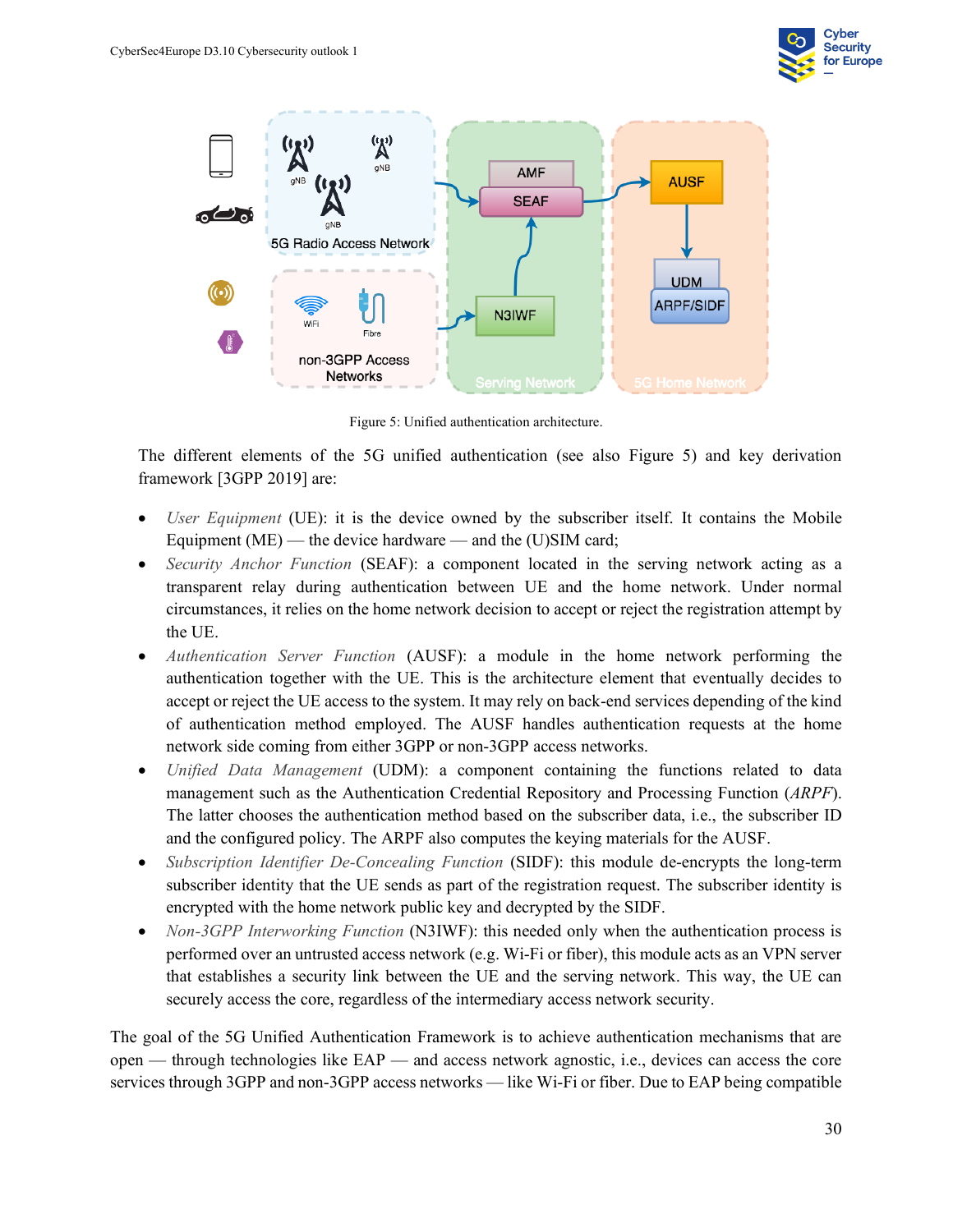Figure 5: Unified authentication architecture.

The different elements of the 5G unified authentication (see also Figure 5) and key derivation framework [3GPP 2019] are:

- *User Equipment* (UE): it is the device owned by the subscriber itself. It contains the Mobile Equipment (ME) — the device hardware — and the (U)SIM card;
- *Security Anchor Function* (SEAF): a component located in the serving network acting as a transparent relay during authentication between UE and the home network. Under normal circumstances, it relies on the home network decision to accept or reject the registration attempt by the UE.
- *Authentication Server Function* (AUSF): a module in the home network performing the authentication together with the UE. This is the architecture element that eventually decides to accept or reject the UE access to the system. It may rely on back-end services depending of the kind of authentication method employed. The AUSF handles authentication requests at the home network side coming from either 3GPP or non-3GPP access networks.
- *Unified Data Management* (UDM): a component containing the functions related to data management such as the Authentication Credential Repository and Processing Function (*ARPF*). The latter chooses the authentication method based on the subscriber data, i.e., the subscriber ID and the configured policy. The ARPF also computes the keying materials for the AUSF.
- *Subscription Identifier De-Concealing Function* (SIDF): this module de-encrypts the long-term subscriber identity that the UE sends as part of the registration request. The subscriber identity is encrypted with the home network public key and decrypted by the SIDF.
- *Non-3GPP Interworking Function* (N3IWF): this needed only when the authentication process is performed over an untrusted access network (e.g. Wi-Fi or fiber), this module acts as an VPN server that establishes a security link between the UE and the serving network. This way, the UE can securely access the core, regardless of the intermediary access network security.

The goal of the 5G Unified Authentication Framework is to achieve authentication mechanisms that are open — through technologies like EAP — and access network agnostic, i.e., devices can access the core services through 3GPP and non-3GPP access networks — like Wi-Fi or fiber. Due to EAP being compatible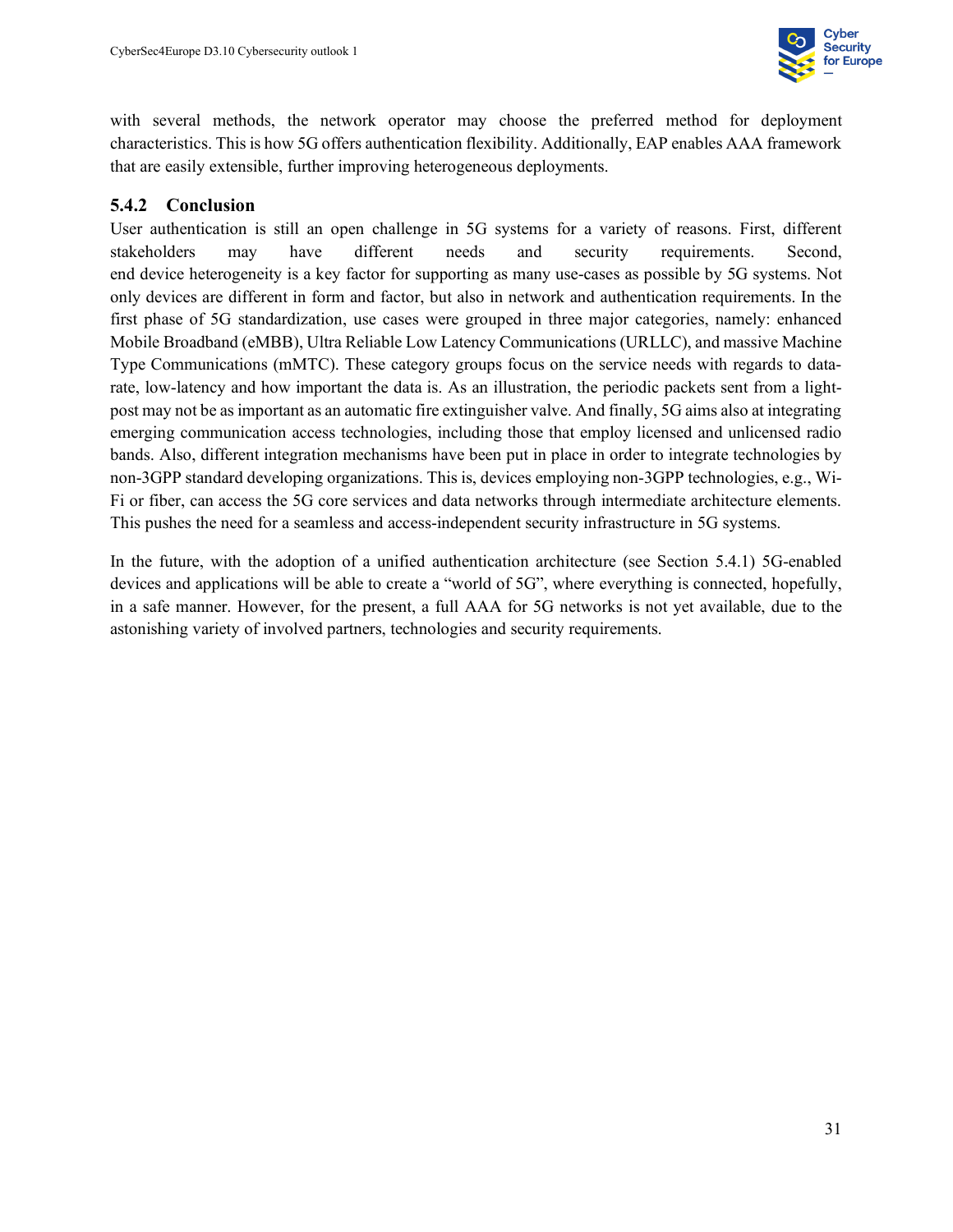with several methods, the network operator may choose the preferred method for deployment characteristics. This is how 5G offers authentication flexibility. Additionally, EAP enables AAA framework that are easily extensible, further improving heterogeneous deployments.

### 5.4.2 Conclusion

User authentication is still an open challenge in 5G systems for a variety of reasons. First, different stakeholders may have different needs and security requirements. Second, end device heterogeneity is a key factor for supporting as many use-cases as possible by 5G systems. Not only devices are different in form and factor, but also in network and authentication requirements. In the first phase of 5G standardization, use cases were grouped in three major categories, namely: enhanced Mobile Broadband (eMBB), Ultra Reliable Low Latency Communications (URLLC), and massive Machine Type Communications (mMTC). These category groups focus on the service needs with regards to data-rate, low-latency and how important the data is. As an illustration, the periodic packets sent from a light-post may not be as important as an automatic fire extinguisher valve. And finally, 5G aims also at integrating emerging communication access technologies, including those that employ licensed and unlicensed radio bands. Also, different integration mechanisms have been put in place in order to integrate technologies by non-3GPP standard developing organizations. This is, devices employing non-3GPP technologies, e.g., Wi-Fi or fiber, can access the 5G core services and data networks through intermediate architecture elements. This pushes the need for a seamless and access-independent security infrastructure in 5G systems.

In the future, with the adoption of a unified authentication architecture (see Section 5.4.1) 5G-enabled devices and applications will be able to create a "world of 5G", where everything is connected, hopefully, in a safe manner. However, for the present, a full AAA for 5G networks is not yet available, due to the astonishing variety of involved partners, technologies and security requirements.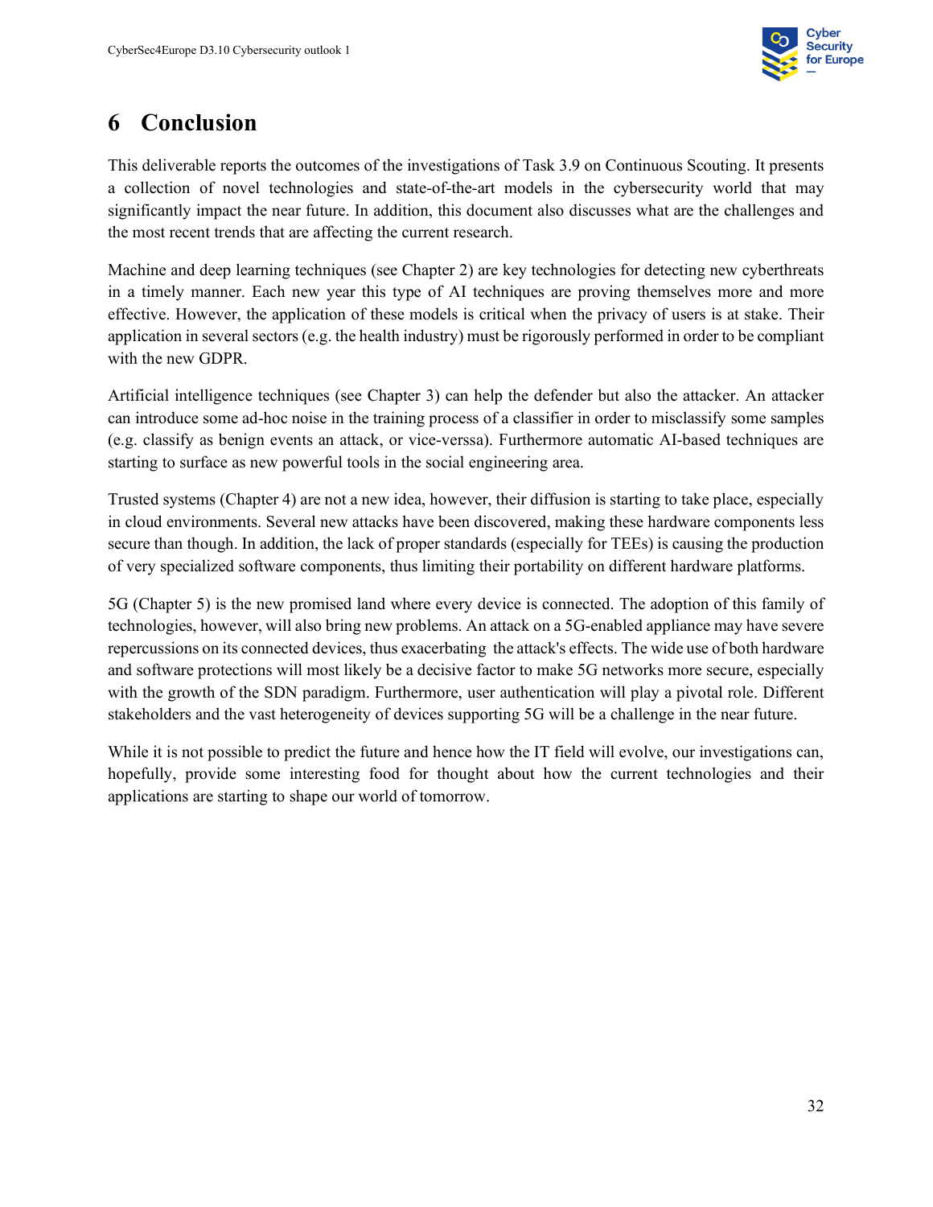# 6 Conclusion

This deliverable reports the outcomes of the investigations of Task 3.9 on Continuous Scouting. It presents a collection of novel technologies and state-of-the-art models in the cybersecurity world that may significantly impact the near future. In addition, this document also discusses what are the challenges and the most recent trends that are affecting the current research.

Machine and deep learning techniques (see Chapter 2) are key technologies for detecting new cyberthreats in a timely manner. Each new year this type of AI techniques are proving themselves more and more effective. However, the application of these models is critical when the privacy of users is at stake. Their application in several sectors (e.g. the health industry) must be rigorously performed in order to be compliant with the new GDPR.

Artificial intelligence techniques (see Chapter 3) can help the defender but also the attacker. An attacker can introduce some ad-hoc noise in the training process of a classifier in order to misclassify some samples (e.g. classify as benign events an attack, or vice-verssa). Furthermore automatic AI-based techniques are starting to surface as new powerful tools in the social engineering area.

Trusted systems (Chapter 4) are not a new idea, however, their diffusion is starting to take place, especially in cloud environments. Several new attacks have been discovered, making these hardware components less secure than though. In addition, the lack of proper standards (especially for TEEs) is causing the production of very specialized software components, thus limiting their portability on different hardware platforms.

5G (Chapter 5) is the new promised land where every device is connected. The adoption of this family of technologies, however, will also bring new problems. An attack on a 5G-enabled appliance may have severe repercussions on its connected devices, thus exacerbating the attack's effects. The wide use of both hardware and software protections will most likely be a decisive factor to make 5G networks more secure, especially with the growth of the SDN paradigm. Furthermore, user authentication will play a pivotal role. Different stakeholders and the vast heterogeneity of devices supporting 5G will be a challenge in the near future.

While it is not possible to predict the future and hence how the IT field will evolve, our investigations can, hopefully, provide some interesting food for thought about how the current technologies and their applications are starting to shape our world of tomorrow.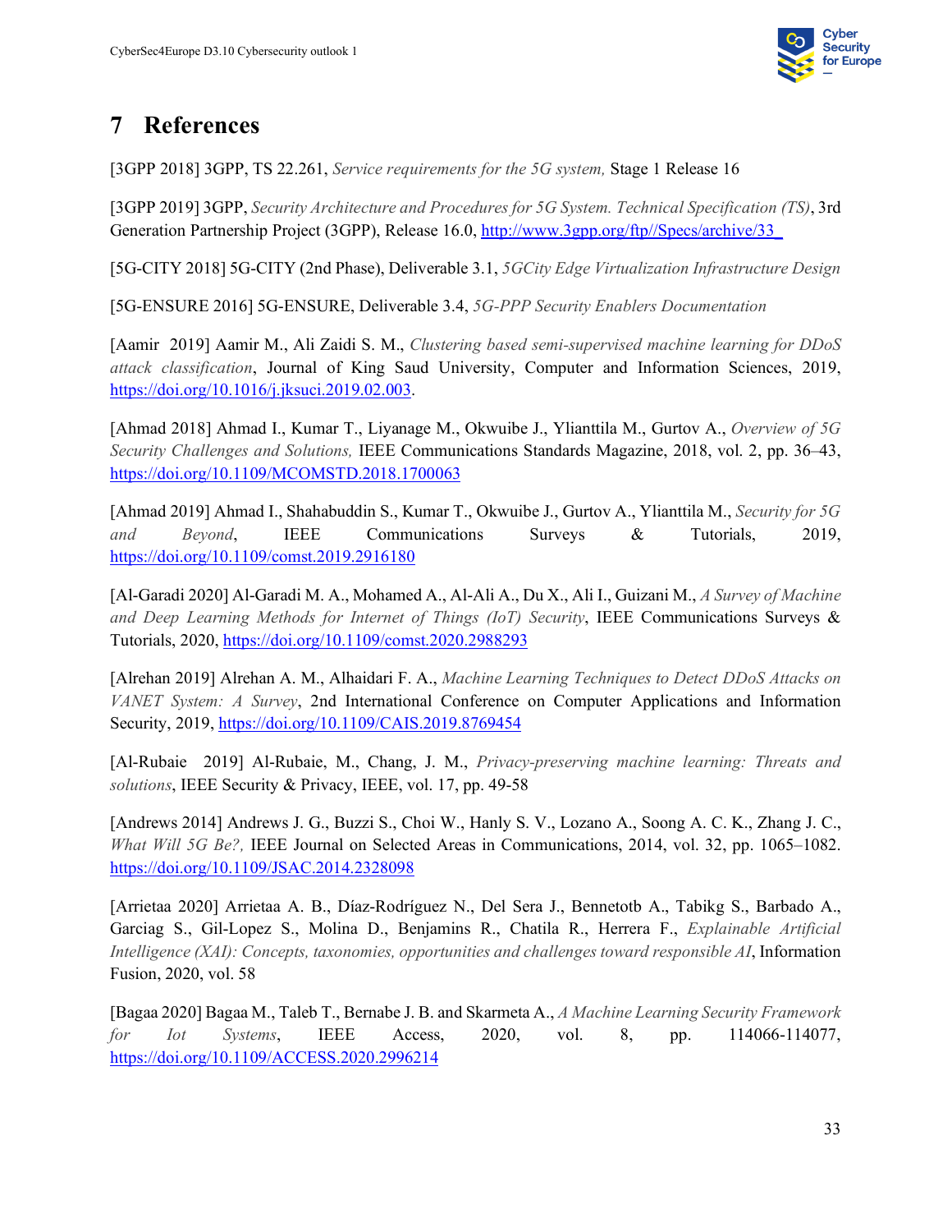# 7 References

[3GPP 2018] 3GPP, TS 22.261, *Service requirements for the 5G system,* Stage 1 Release 16

[3GPP 2019] 3GPP, *Security Architecture and Procedures for 5G System. Technical Specification (TS)*, 3rd Generation Partnership Project (3GPP), Release 16.0, http://www.3gpp.org/ftp//Specs/archive/33_

[5G-CITY 2018] 5G-CITY (2nd Phase), Deliverable 3.1, *5GCity Edge Virtualization Infrastructure Design*

[5G-ENSURE 2016] 5G-ENSURE, Deliverable 3.4, *5G-PPP Security Enablers Documentation*

[Aamir 2019] Aamir M., Ali Zaidi S. M., *Clustering based semi-supervised machine learning for DDoS attack classification*, Journal of King Saud University, Computer and Information Sciences, 2019, https://doi.org/10.1016/j.jksuci.2019.02.003.

[Ahmad 2018] Ahmad I., Kumar T., Liyanage M., Okwuibe J., Ylianttila M., Gurtov A., *Overview of 5G Security Challenges and Solutions,* IEEE Communications Standards Magazine, 2018, vol. 2, pp. 36–43, https://doi.org/10.1109/MCOMSTD.2018.1700063

[Ahmad 2019] Ahmad I., Shahabuddin S., Kumar T., Okwuibe J., Gurtov A., Ylianttila M., *Security for 5G and Beyond*, IEEE Communications Surveys & Tutorials, 2019, https://doi.org/10.1109/comst.2019.2916180

[Al-Garadi 2020] Al-Garadi M. A., Mohamed A., Al-Ali A., Du X., Ali I., Guizani M., *A Survey of Machine and Deep Learning Methods for Internet of Things (IoT) Security*, IEEE Communications Surveys & Tutorials, 2020, https://doi.org/10.1109/comst.2020.2988293

[Alrehan 2019] Alrehan A. M., Alhaidari F. A., *Machine Learning Techniques to Detect DDoS Attacks on VANET System: A Survey*, 2nd International Conference on Computer Applications and Information Security, 2019, https://doi.org/10.1109/CAIS.2019.8769454

[Al-Rubaie 2019] Al-Rubaie, M., Chang, J. M., *Privacy-preserving machine learning: Threats and solutions*, IEEE Security & Privacy, IEEE, vol. 17, pp. 49-58

[Andrews 2014] Andrews J. G., Buzzi S., Choi W., Hanly S. V., Lozano A., Soong A. C. K., Zhang J. C., *What Will 5G Be?,* IEEE Journal on Selected Areas in Communications, 2014, vol. 32, pp. 1065–1082. https://doi.org/10.1109/JSAC.2014.2328098

[Arrietaa 2020] Arrietaa A. B., Díaz-Rodríguez N., Del Sera J., Bennetotb A., Tabikg S., Barbado A., Garciag S., Gil-Lopez S., Molina D., Benjamins R., Chatila R., Herrera F., *Explainable Artificial Intelligence (XAI): Concepts, taxonomies, opportunities and challenges toward responsible AI*, Information Fusion, 2020, vol. 58

[Bagaa 2020] Bagaa M., Taleb T., Bernabe J. B. and Skarmeta A., *A Machine Learning Security Framework for Iot Systems*, IEEE Access, 2020, vol. 8, pp. 114066-114077, https://doi.org/10.1109/ACCESS.2020.2996214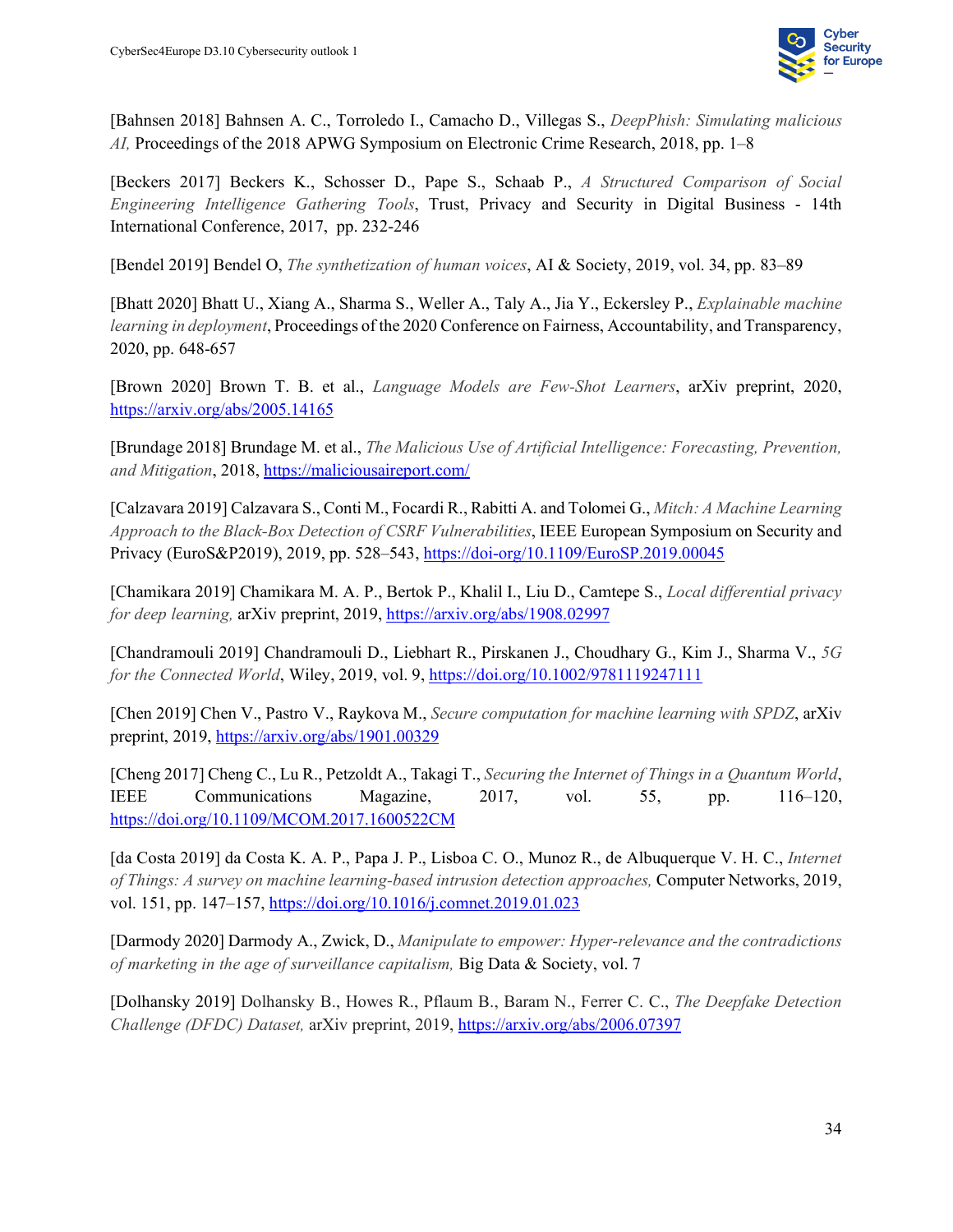[Bahnsen 2018] Bahnsen A. C., Torroledo I., Camacho D., Villegas S., *DeepPhish: Simulating malicious AI,* Proceedings of the 2018 APWG Symposium on Electronic Crime Research, 2018, pp. 1–8

[Beckers 2017] Beckers K., Schosser D., Pape S., Schaab P., *A Structured Comparison of Social Engineering Intelligence Gathering Tools*, Trust, Privacy and Security in Digital Business - 14th International Conference, 2017, pp. 232-246

[Bendel 2019] Bendel O, *The synthetization of human voices*, AI & Society, 2019, vol. 34, pp. 83–89

[Bhatt 2020] Bhatt U., Xiang A., Sharma S., Weller A., Taly A., Jia Y., Eckersley P., *Explainable machine learning in deployment*, Proceedings of the 2020 Conference on Fairness, Accountability, and Transparency, 2020, pp. 648-657

[Brown 2020] Brown T. B. et al., *Language Models are Few-Shot Learners*, arXiv preprint, 2020, https://arxiv.org/abs/2005.14165

[Brundage 2018] Brundage M. et al., *The Malicious Use of Artificial Intelligence: Forecasting, Prevention, and Mitigation*, 2018, https://maliciousaireport.com/

[Calzavara 2019] Calzavara S., Conti M., Focardi R., Rabitti A. and Tolomei G., *Mitch: A Machine Learning Approach to the Black-Box Detection of CSRF Vulnerabilities*, IEEE European Symposium on Security and Privacy (EuroS&P2019), 2019, pp. 528–543, https://doi-org/10.1109/EuroSP.2019.00045

[Chamikara 2019] Chamikara M. A. P., Bertok P., Khalil I., Liu D., Camtepe S., *Local differential privacy for deep learning,* arXiv preprint, 2019, https://arxiv.org/abs/1908.02997

[Chandramouli 2019] Chandramouli D., Liebhart R., Pirskanen J., Choudhary G., Kim J., Sharma V., *5G for the Connected World*, Wiley, 2019, vol. 9, https://doi.org/10.1002/9781119247111

[Chen 2019] Chen V., Pastro V., Raykova M., *Secure computation for machine learning with SPDZ*, arXiv preprint, 2019, https://arxiv.org/abs/1901.00329

[Cheng 2017] Cheng C., Lu R., Petzoldt A., Takagi T., *Securing the Internet of Things in a Quantum World*, IEEE Communications Magazine, 2017, vol. 55, pp. 116–120, https://doi.org/10.1109/MCOM.2017.1600522CM

[da Costa 2019] da Costa K. A. P., Papa J. P., Lisboa C. O., Munoz R., de Albuquerque V. H. C., *Internet of Things: A survey on machine learning-based intrusion detection approaches,* Computer Networks, 2019, vol. 151, pp. 147–157, https://doi.org/10.1016/j.comnet.2019.01.023

[Darmody 2020] Darmody A., Zwick, D., *Manipulate to empower: Hyper-relevance and the contradictions of marketing in the age of surveillance capitalism,* Big Data & Society, vol. 7

[Dolhansky 2019] Dolhansky B., Howes R., Pflaum B., Baram N., Ferrer C. C., *The Deepfake Detection Challenge (DFDC) Dataset,* arXiv preprint, 2019, https://arxiv.org/abs/2006.07397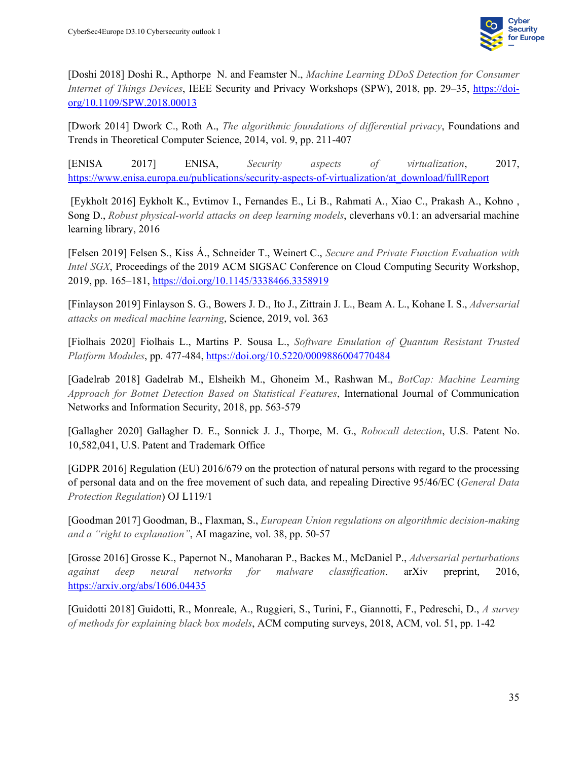[Doshi 2018] Doshi R., Apthorpe N. and Feamster N., *Machine Learning DDoS Detection for Consumer Internet of Things Devices*, IEEE Security and Privacy Workshops (SPW), 2018, pp. 29–35, https://doi-org/10.1109/SPW.2018.00013

[Dwork 2014] Dwork C., Roth A., *The algorithmic foundations of differential privacy*, Foundations and Trends in Theoretical Computer Science, 2014, vol. 9, pp. 211-407

[ENISA 2017] ENISA, *Security aspects of virtualization*, 2017, https://www.enisa.europa.eu/publications/security-aspects-of-virtualization/at_download/fullReport

[Eykholt 2016] Eykholt K., Evtimov I., Fernandes E., Li B., Rahmati A., Xiao C., Prakash A., Kohno , Song D., *Robust physical-world attacks on deep learning models*, cleverhans v0.1: an adversarial machine learning library, 2016

[Felsen 2019] Felsen S., Kiss Á., Schneider T., Weinert C., *Secure and Private Function Evaluation with Intel SGX*, Proceedings of the 2019 ACM SIGSAC Conference on Cloud Computing Security Workshop, 2019, pp. 165–181, https://doi.org/10.1145/3338466.3358919

[Finlayson 2019] Finlayson S. G., Bowers J. D., Ito J., Zittrain J. L., Beam A. L., Kohane I. S., *Adversarial attacks on medical machine learning*, Science, 2019, vol. 363

[Fiolhais 2020] Fiolhais L., Martins P. Sousa L., *Software Emulation of Quantum Resistant Trusted Platform Modules*, pp. 477-484, https://doi.org/10.5220/0009886004770484

[Gadelrab 2018] Gadelrab M., Elsheikh M., Ghoneim M., Rashwan M., *BotCap: Machine Learning Approach for Botnet Detection Based on Statistical Features*, International Journal of Communication Networks and Information Security, 2018, pp. 563-579

[Gallagher 2020] Gallagher D. E., Sonnick J. J., Thorpe, M. G., *Robocall detection*, U.S. Patent No. 10,582,041, U.S. Patent and Trademark Office

[GDPR 2016] Regulation (EU) 2016/679 on the protection of natural persons with regard to the processing of personal data and on the free movement of such data, and repealing Directive 95/46/EC (*General Data Protection Regulation*) OJ L119/1

[Goodman 2017] Goodman, B., Flaxman, S., *European Union regulations on algorithmic decision-making and a "right to explanation"*, AI magazine, vol. 38, pp. 50-57

[Grosse 2016] Grosse K., Papernot N., Manoharan P., Backes M., McDaniel P., *Adversarial perturbations against deep neural networks for malware classification*. arXiv preprint, 2016, https://arxiv.org/abs/1606.04435

[Guidotti 2018] Guidotti, R., Monreale, A., Ruggieri, S., Turini, F., Giannotti, F., Pedreschi, D., *A survey of methods for explaining black box models*, ACM computing surveys, 2018, ACM, vol. 51, pp. 1-42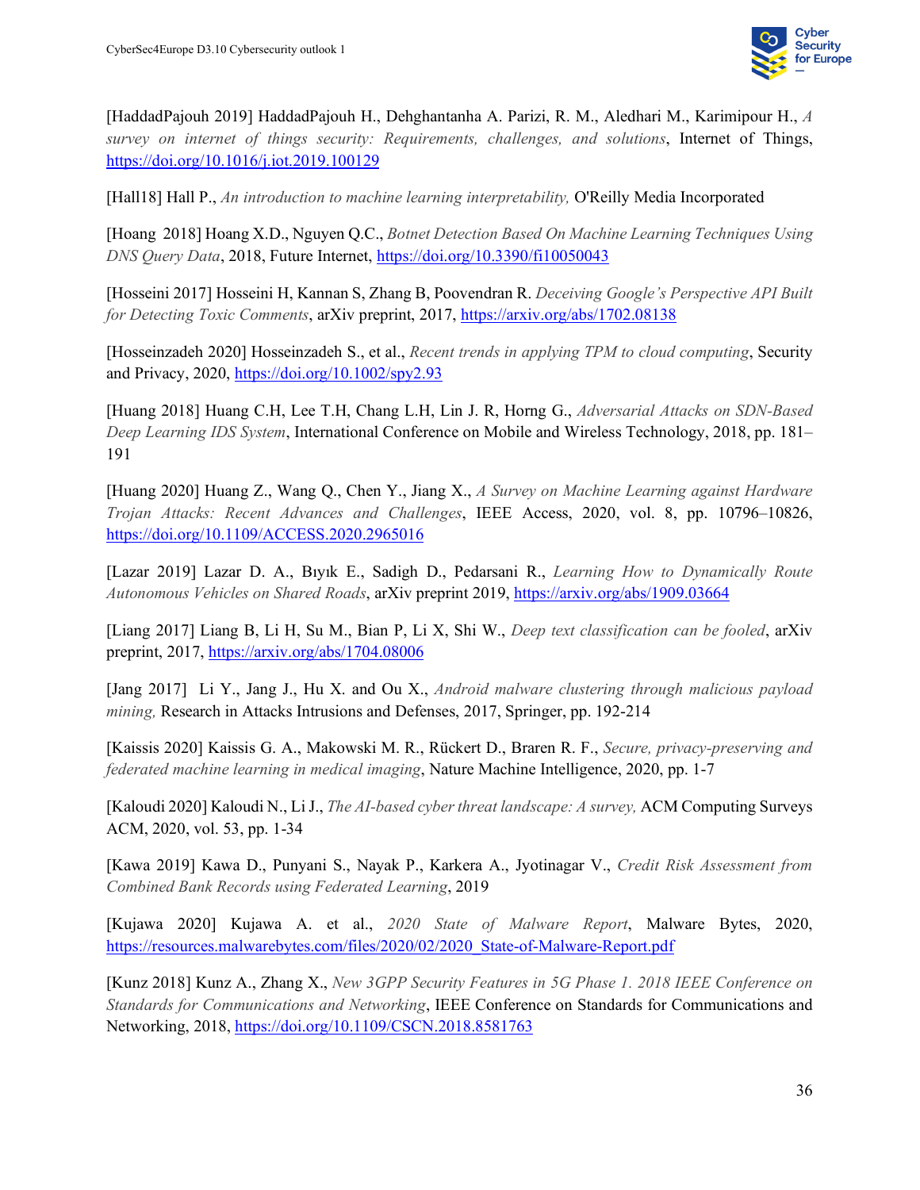[HaddadPajouh 2019] HaddadPajouh H., Dehghantanha A. Parizi, R. M., Aledhari M., Karimipour H., *A survey on internet of things security: Requirements, challenges, and solutions*, Internet of Things, https://doi.org/10.1016/j.iot.2019.100129

[Hall18] Hall P., *An introduction to machine learning interpretability,* O'Reilly Media Incorporated

[Hoang 2018] Hoang X.D., Nguyen Q.C., *Botnet Detection Based On Machine Learning Techniques Using DNS Query Data*, 2018, Future Internet, https://doi.org/10.3390/fi10050043

[Hosseini 2017] Hosseini H, Kannan S, Zhang B, Poovendran R. *Deceiving Google's Perspective API Built for Detecting Toxic Comments*, arXiv preprint, 2017, https://arxiv.org/abs/1702.08138

[Hosseinzadeh 2020] Hosseinzadeh S., et al., *Recent trends in applying TPM to cloud computing*, Security and Privacy, 2020, https://doi.org/10.1002/spy2.93

[Huang 2018] Huang C.H, Lee T.H, Chang L.H, Lin J. R, Horng G., *Adversarial Attacks on SDN-Based Deep Learning IDS System*, International Conference on Mobile and Wireless Technology, 2018, pp. 181–191

[Huang 2020] Huang Z., Wang Q., Chen Y., Jiang X., *A Survey on Machine Learning against Hardware Trojan Attacks: Recent Advances and Challenges*, IEEE Access, 2020, vol. 8, pp. 10796–10826, https://doi.org/10.1109/ACCESS.2020.2965016

[Lazar 2019] Lazar D. A., Bıyık E., Sadigh D., Pedarsani R., *Learning How to Dynamically Route Autonomous Vehicles on Shared Roads*, arXiv preprint 2019, https://arxiv.org/abs/1909.03664

[Liang 2017] Liang B, Li H, Su M., Bian P, Li X, Shi W., *Deep text classification can be fooled*, arXiv preprint, 2017, https://arxiv.org/abs/1704.08006

[Jang 2017] Li Y., Jang J., Hu X. and Ou X., *Android malware clustering through malicious payload mining,* Research in Attacks Intrusions and Defenses, 2017, Springer, pp. 192-214

[Kaissis 2020] Kaissis G. A., Makowski M. R., Rückert D., Braren R. F., *Secure, privacy-preserving and federated machine learning in medical imaging*, Nature Machine Intelligence, 2020, pp. 1-7

[Kaloudi 2020] Kaloudi N., Li J., *The AI-based cyber threat landscape: A survey,* ACM Computing Surveys ACM, 2020, vol. 53, pp. 1-34

[Kawa 2019] Kawa D., Punyani S., Nayak P., Karkera A., Jyotinagar V., *Credit Risk Assessment from Combined Bank Records using Federated Learning*, 2019

[Kujawa 2020] Kujawa A. et al., *2020 State of Malware Report*, Malware Bytes, 2020, https://resources.malwarebytes.com/files/2020/02/2020_State-of-Malware-Report.pdf

[Kunz 2018] Kunz A., Zhang X., *New 3GPP Security Features in 5G Phase 1. 2018 IEEE Conference on Standards for Communications and Networking*, IEEE Conference on Standards for Communications and Networking, 2018, https://doi.org/10.1109/CSCN.2018.8581763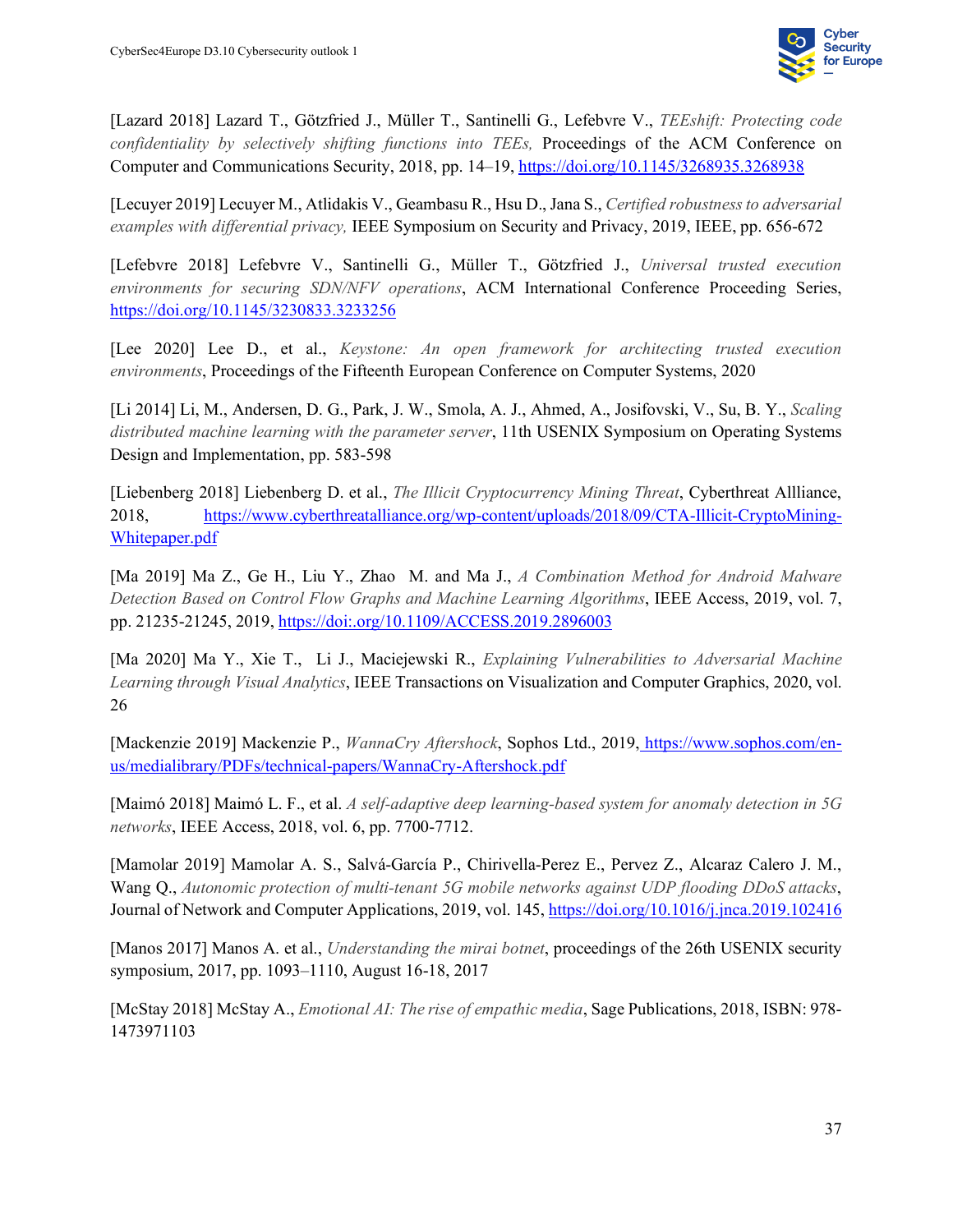[Lazard 2018] Lazard T., Götzfried J., Müller T., Santinelli G., Lefebvre V., *TEEshift: Protecting code confidentiality by selectively shifting functions into TEEs,* Proceedings of the ACM Conference on Computer and Communications Security, 2018, pp. 14–19, https://doi.org/10.1145/3268935.3268938

[Lecuyer 2019] Lecuyer M., Atlidakis V., Geambasu R., Hsu D., Jana S., *Certified robustness to adversarial examples with differential privacy,* IEEE Symposium on Security and Privacy, 2019, IEEE, pp. 656-672

[Lefebvre 2018] Lefebvre V., Santinelli G., Müller T., Götzfried J., *Universal trusted execution environments for securing SDN/NFV operations*, ACM International Conference Proceeding Series, https://doi.org/10.1145/3230833.3233256

[Lee 2020] Lee D., et al., *Keystone: An open framework for architecting trusted execution environments*, Proceedings of the Fifteenth European Conference on Computer Systems, 2020

[Li 2014] Li, M., Andersen, D. G., Park, J. W., Smola, A. J., Ahmed, A., Josifovski, V., Su, B. Y., *Scaling distributed machine learning with the parameter server*, 11th USENIX Symposium on Operating Systems Design and Implementation, pp. 583-598

[Liebenberg 2018] Liebenberg D. et al., *The Illicit Cryptocurrency Mining Threat*, Cyberthreat Allliance, 2018, https://www.cyberthreatalliance.org/wp-content/uploads/2018/09/CTA-Illicit-CryptoMining-Whitepaper.pdf

[Ma 2019] Ma Z., Ge H., Liu Y., Zhao M. and Ma J., *A Combination Method for Android Malware Detection Based on Control Flow Graphs and Machine Learning Algorithms*, IEEE Access, 2019, vol. 7, pp. 21235-21245, 2019, https://doi:.org/10.1109/ACCESS.2019.2896003

[Ma 2020] Ma Y., Xie T., Li J., Maciejewski R., *Explaining Vulnerabilities to Adversarial Machine Learning through Visual Analytics*, IEEE Transactions on Visualization and Computer Graphics, 2020, vol. 26

[Mackenzie 2019] Mackenzie P., *WannaCry Aftershock*, Sophos Ltd., 2019, https://www.sophos.com/en-us/medialibrary/PDFs/technical-papers/WannaCry-Aftershock.pdf

[Maimó 2018] Maimó L. F., et al. *A self-adaptive deep learning-based system for anomaly detection in 5G networks*, IEEE Access, 2018, vol. 6, pp. 7700-7712.

[Mamolar 2019] Mamolar A. S., Salvá-García P., Chirivella-Perez E., Pervez Z., Alcaraz Calero J. M., Wang Q., *Autonomic protection of multi-tenant 5G mobile networks against UDP flooding DDoS attacks*, Journal of Network and Computer Applications, 2019, vol. 145, https://doi.org/10.1016/j.jnca.2019.102416

[Manos 2017] Manos A. et al., *Understanding the mirai botnet*, proceedings of the 26th USENIX security symposium, 2017, pp. 1093–1110, August 16-18, 2017

[McStay 2018] McStay A., *Emotional AI: The rise of empathic media*, Sage Publications, 2018, ISBN: 978-1473971103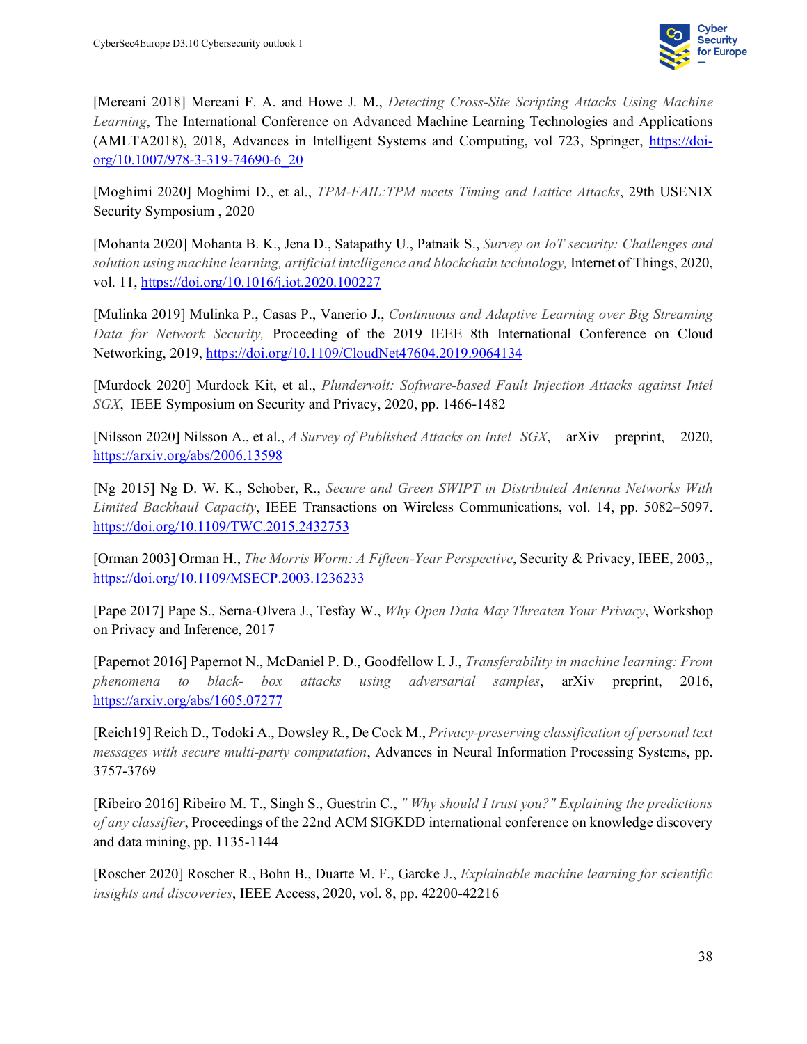[Mereani 2018] Mereani F. A. and Howe J. M., *Detecting Cross-Site Scripting Attacks Using Machine Learning*, The International Conference on Advanced Machine Learning Technologies and Applications (AMLTA2018), 2018, Advances in Intelligent Systems and Computing, vol 723, Springer, https://doi-org/10.1007/978-3-319-74690-6_20

[Moghimi 2020] Moghimi D., et al., *TPM-FAIL:TPM meets Timing and Lattice Attacks*, 29th USENIX Security Symposium , 2020

[Mohanta 2020] Mohanta B. K., Jena D., Satapathy U., Patnaik S., *Survey on IoT security: Challenges and solution using machine learning, artificial intelligence and blockchain technology,* Internet of Things, 2020, vol. 11, https://doi.org/10.1016/j.iot.2020.100227

[Mulinka 2019] Mulinka P., Casas P., Vanerio J., *Continuous and Adaptive Learning over Big Streaming Data for Network Security,* Proceeding of the 2019 IEEE 8th International Conference on Cloud Networking, 2019, https://doi.org/10.1109/CloudNet47604.2019.9064134

[Murdock 2020] Murdock Kit, et al., *Plundervolt: Software-based Fault Injection Attacks against Intel SGX*, IEEE Symposium on Security and Privacy, 2020, pp. 1466-1482

[Nilsson 2020] Nilsson A., et al., *A Survey of Published Attacks on Intel SGX*, arXiv preprint, 2020, https://arxiv.org/abs/2006.13598

[Ng 2015] Ng D. W. K., Schober, R., *Secure and Green SWIPT in Distributed Antenna Networks With Limited Backhaul Capacity*, IEEE Transactions on Wireless Communications, vol. 14, pp. 5082–5097. https://doi.org/10.1109/TWC.2015.2432753

[Orman 2003] Orman H., *The Morris Worm: A Fifteen-Year Perspective*, Security & Privacy, IEEE, 2003,, https://doi.org/10.1109/MSECP.2003.1236233

[Pape 2017] Pape S., Serna-Olvera J., Tesfay W., *Why Open Data May Threaten Your Privacy*, Workshop on Privacy and Inference, 2017

[Papernot 2016] Papernot N., McDaniel P. D., Goodfellow I. J., *Transferability in machine learning: From phenomena to black- box attacks using adversarial samples*, arXiv preprint, 2016, https://arxiv.org/abs/1605.07277

[Reich19] Reich D., Todoki A., Dowsley R., De Cock M., *Privacy-preserving classification of personal text messages with secure multi-party computation*, Advances in Neural Information Processing Systems, pp. 3757-3769

[Ribeiro 2016] Ribeiro M. T., Singh S., Guestrin C., *" Why should I trust you?" Explaining the predictions of any classifier*, Proceedings of the 22nd ACM SIGKDD international conference on knowledge discovery and data mining, pp. 1135-1144

[Roscher 2020] Roscher R., Bohn B., Duarte M. F., Garcke J., *Explainable machine learning for scientific insights and discoveries*, IEEE Access, 2020, vol. 8, pp. 42200-42216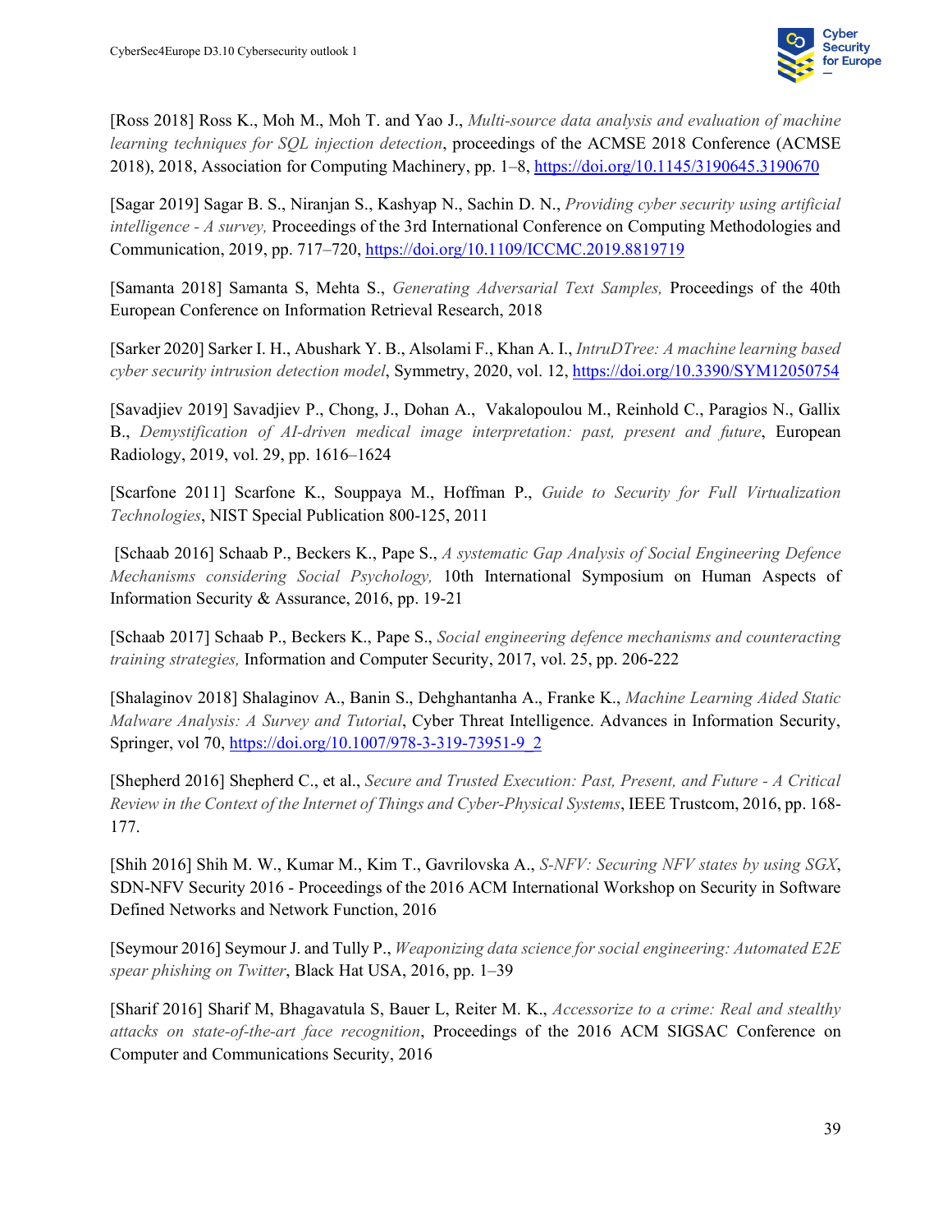[Ross 2018] Ross K., Moh M., Moh T. and Yao J., *Multi-source data analysis and evaluation of machine learning techniques for SQL injection detection*, proceedings of the ACMSE 2018 Conference (ACMSE 2018), 2018, Association for Computing Machinery, pp. 1–8, https://doi.org/10.1145/3190645.3190670

[Sagar 2019] Sagar B. S., Niranjan S., Kashyap N., Sachin D. N., *Providing cyber security using artificial intelligence - A survey,* Proceedings of the 3rd International Conference on Computing Methodologies and Communication, 2019, pp. 717–720, https://doi.org/10.1109/ICCMC.2019.8819719

[Samanta 2018] Samanta S, Mehta S., *Generating Adversarial Text Samples,* Proceedings of the 40th European Conference on Information Retrieval Research, 2018

[Sarker 2020] Sarker I. H., Abushark Y. B., Alsolami F., Khan A. I., *IntruDTree: A machine learning based cyber security intrusion detection model*, Symmetry, 2020, vol. 12, https://doi.org/10.3390/SYM12050754

[Savadjiev 2019] Savadjiev P., Chong, J., Dohan A., Vakalopoulou M., Reinhold C., Paragios N., Gallix B., *Demystification of AI-driven medical image interpretation: past, present and future*, European Radiology, 2019, vol. 29, pp. 1616–1624

[Scarfone 2011] Scarfone K., Souppaya M., Hoffman P., *Guide to Security for Full Virtualization Technologies*, NIST Special Publication 800-125, 2011

[Schaab 2016] Schaab P., Beckers K., Pape S., *A systematic Gap Analysis of Social Engineering Defence Mechanisms considering Social Psychology,* 10th International Symposium on Human Aspects of Information Security & Assurance, 2016, pp. 19-21

[Schaab 2017] Schaab P., Beckers K., Pape S., *Social engineering defence mechanisms and counteracting training strategies,* Information and Computer Security, 2017, vol. 25, pp. 206-222

[Shalaginov 2018] Shalaginov A., Banin S., Dehghantanha A., Franke K., *Machine Learning Aided Static Malware Analysis: A Survey and Tutorial*, Cyber Threat Intelligence. Advances in Information Security, Springer, vol 70, https://doi.org/10.1007/978-3-319-73951-9_2

[Shepherd 2016] Shepherd C., et al., *Secure and Trusted Execution: Past, Present, and Future - A Critical Review in the Context of the Internet of Things and Cyber-Physical Systems*, IEEE Trustcom, 2016, pp. 168-177.

[Shih 2016] Shih M. W., Kumar M., Kim T., Gavrilovska A., *S-NFV: Securing NFV states by using SGX*, SDN-NFV Security 2016 - Proceedings of the 2016 ACM International Workshop on Security in Software Defined Networks and Network Function, 2016

[Seymour 2016] Seymour J. and Tully P., *Weaponizing data science for social engineering: Automated E2E spear phishing on Twitter*, Black Hat USA, 2016, pp. 1–39

[Sharif 2016] Sharif M, Bhagavatula S, Bauer L, Reiter M. K., *Accessorize to a crime: Real and stealthy attacks on state-of-the-art face recognition*, Proceedings of the 2016 ACM SIGSAC Conference on Computer and Communications Security, 2016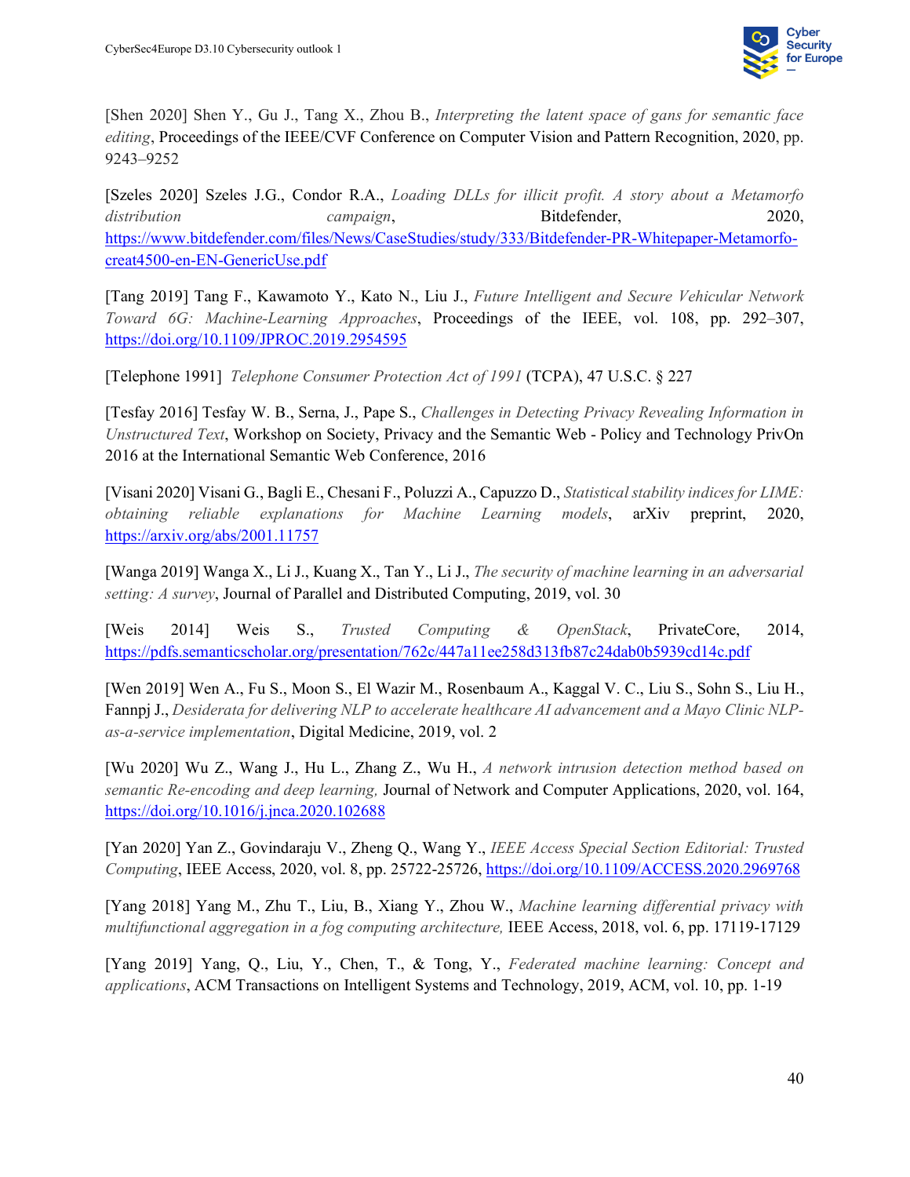[Shen 2020] Shen Y., Gu J., Tang X., Zhou B., *Interpreting the latent space of gans for semantic face editing*, Proceedings of the IEEE/CVF Conference on Computer Vision and Pattern Recognition, 2020, pp. 9243–9252

[Szeles 2020] Szeles J.G., Condor R.A., *Loading DLLs for illicit profit. A story about a Metamorfo distribution campaign*, Bitdefender, 2020, https://www.bitdefender.com/files/News/CaseStudies/study/333/Bitdefender-PR-Whitepaper-Metamorfo-creat4500-en-EN-GenericUse.pdf

[Tang 2019] Tang F., Kawamoto Y., Kato N., Liu J., *Future Intelligent and Secure Vehicular Network Toward 6G: Machine-Learning Approaches*, Proceedings of the IEEE, vol. 108, pp. 292–307, https://doi.org/10.1109/JPROC.2019.2954595

[Telephone 1991] *Telephone Consumer Protection Act of 1991* (TCPA), 47 U.S.C. § 227

[Tesfay 2016] Tesfay W. B., Serna, J., Pape S., *Challenges in Detecting Privacy Revealing Information in Unstructured Text*, Workshop on Society, Privacy and the Semantic Web - Policy and Technology PrivOn 2016 at the International Semantic Web Conference, 2016

[Visani 2020] Visani G., Bagli E., Chesani F., Poluzzi A., Capuzzo D., *Statistical stability indices for LIME: obtaining reliable explanations for Machine Learning models*, arXiv preprint, 2020, https://arxiv.org/abs/2001.11757

[Wanga 2019] Wanga X., Li J., Kuang X., Tan Y., Li J., *The security of machine learning in an adversarial setting: A survey*, Journal of Parallel and Distributed Computing, 2019, vol. 30

[Weis 2014] Weis S., *Trusted Computing & OpenStack*, PrivateCore, 2014, https://pdfs.semanticscholar.org/presentation/762c/447a11ee258d313fb87c24dab0b5939cd14c.pdf

[Wen 2019] Wen A., Fu S., Moon S., El Wazir M., Rosenbaum A., Kaggal V. C., Liu S., Sohn S., Liu H., Fannpj J., *Desiderata for delivering NLP to accelerate healthcare AI advancement and a Mayo Clinic NLP-as-a-service implementation*, Digital Medicine, 2019, vol. 2

[Wu 2020] Wu Z., Wang J., Hu L., Zhang Z., Wu H., *A network intrusion detection method based on semantic Re-encoding and deep learning,* Journal of Network and Computer Applications, 2020, vol. 164, https://doi.org/10.1016/j.jnca.2020.102688

[Yan 2020] Yan Z., Govindaraju V., Zheng Q., Wang Y., *IEEE Access Special Section Editorial: Trusted Computing*, IEEE Access, 2020, vol. 8, pp. 25722-25726, https://doi.org/10.1109/ACCESS.2020.2969768

[Yang 2018] Yang M., Zhu T., Liu, B., Xiang Y., Zhou W., *Machine learning differential privacy with multifunctional aggregation in a fog computing architecture,* IEEE Access, 2018, vol. 6, pp. 17119-17129

[Yang 2019] Yang, Q., Liu, Y., Chen, T., & Tong, Y., *Federated machine learning: Concept and applications*, ACM Transactions on Intelligent Systems and Technology, 2019, ACM, vol. 10, pp. 1-19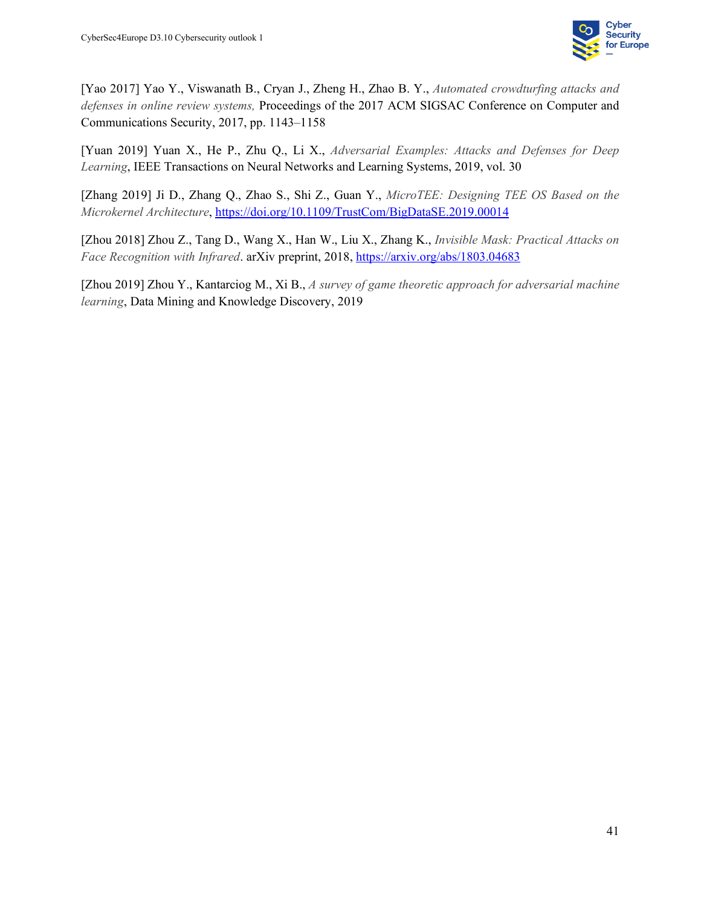[Yao 2017] Yao Y., Viswanath B., Cryan J., Zheng H., Zhao B. Y., *Automated crowdturfing attacks and defenses in online review systems,* Proceedings of the 2017 ACM SIGSAC Conference on Computer and Communications Security, 2017, pp. 1143–1158

[Yuan 2019] Yuan X., He P., Zhu Q., Li X., *Adversarial Examples: Attacks and Defenses for Deep Learning*, IEEE Transactions on Neural Networks and Learning Systems, 2019, vol. 30

[Zhang 2019] Ji D., Zhang Q., Zhao S., Shi Z., Guan Y., *MicroTEE: Designing TEE OS Based on the Microkernel Architecture*, https://doi.org/10.1109/TrustCom/BigDataSE.2019.00014

[Zhou 2018] Zhou Z., Tang D., Wang X., Han W., Liu X., Zhang K., *Invisible Mask: Practical Attacks on Face Recognition with Infrared*. arXiv preprint, 2018, https://arxiv.org/abs/1803.04683

[Zhou 2019] Zhou Y., Kantarciog M., Xi B., *A survey of game theoretic approach for adversarial machine learning*, Data Mining and Knowledge Discovery, 2019